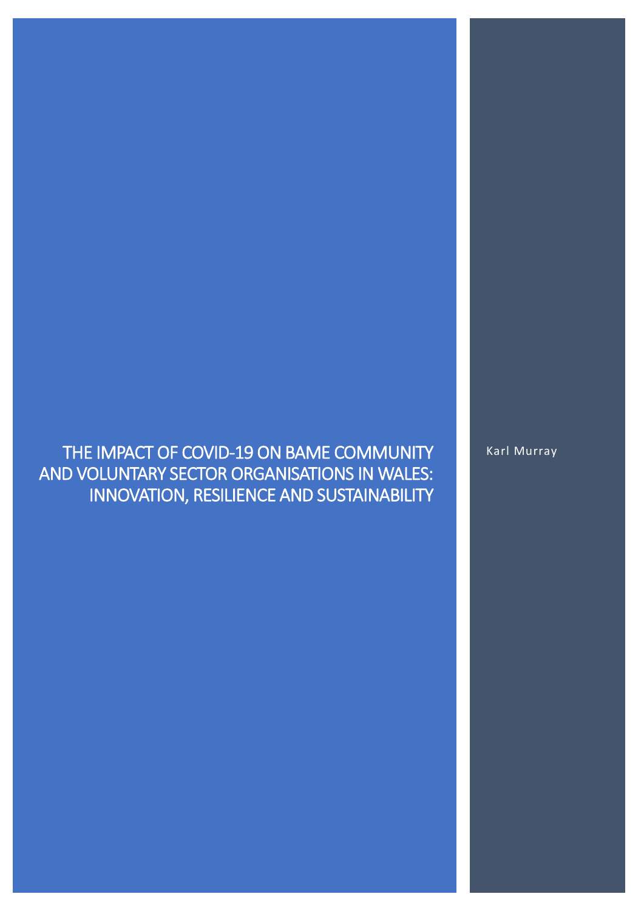# THE IMPACT OF COVID-19 ON BAME COMMUNITY AND VOLUNTARY SECTOR ORGANISATIONS IN WALES: INNOVATION, RESILIENCE AND SUSTAINABILITY

Karl Murray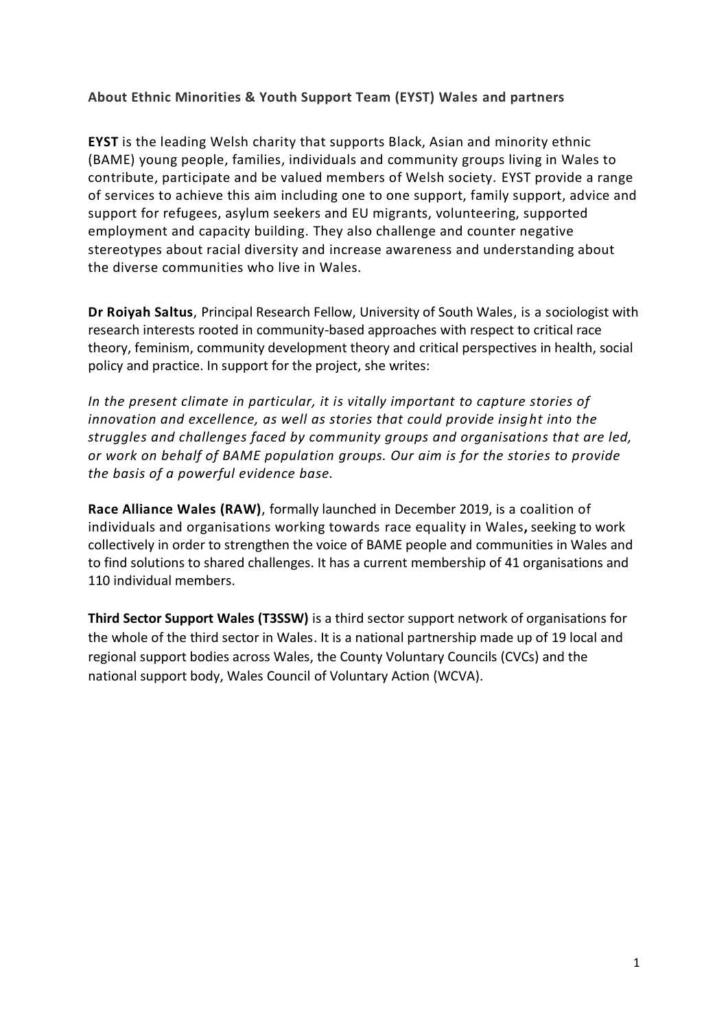**About Ethnic Minorities & Youth Support Team (EYST) Wales and partners**

**EYST** is the leading Welsh charity that supports Black, Asian and minority ethnic (BAME) young people, families, individuals and community groups living in Wales to contribute, participate and be valued members of Welsh society. EYST provide a range of services to achieve this aim including one to one support, family support, advice and support for refugees, asylum seekers and EU migrants, volunteering, supported employment and capacity building. They also challenge and counter negative stereotypes about racial diversity and increase awareness and understanding about the diverse communities who live in Wales.

**Dr Roiyah Saltus**, Principal Research Fellow, University of South Wales, is a sociologist with research interests rooted in community-based approaches with respect to critical race theory, feminism, community development theory and critical perspectives in health, social policy and practice. In support for the project, she writes:

*In the present climate in particular, it is vitally important to capture stories of innovation and excellence, as well as stories that could provide insight into the struggles and challenges faced by community groups and organisations that are led, or work on behalf of BAME population groups. Our aim is for the stories to provide the basis of a powerful evidence base.*

**Race Alliance Wales (RAW)**, formally launched in December 2019, is a coalition of individuals and organisations working towards race equality in Wales**,** seeking to work collectively in order to strengthen the voice of BAME people and communities in Wales and to find solutions to shared challenges. It has a current membership of 41 organisations and 110 individual members.

**Third Sector Support Wales (T3SSW)** is a third sector support network of organisations for the whole of the third sector in Wales. It is a national partnership made up of 19 local and regional support bodies across Wales, the County Voluntary Councils (CVCs) and the national support body, Wales Council of Voluntary Action (WCVA).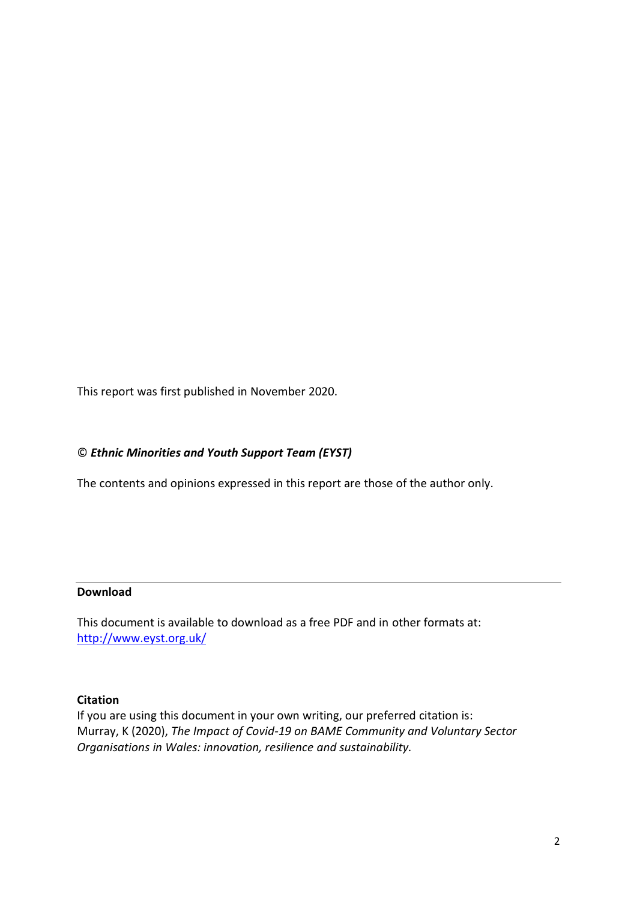This report was first published in November 2020.

© ***Ethnic Minorities and Youth Support Team (EYST)***

The contents and opinions expressed in this report are those of the author only.

---

**Download**

This document is available to download as a free PDF and in other formats at:
[http://www.eyst.org.uk/](http://www.eyst.org.uk/)

**Citation**

If you are using this document in your own writing, our preferred citation is:
Murray, K (2020), *The Impact of Covid-19 on BAME Community and Voluntary Sector Organisations in Wales: innovation, resilience and sustainability.*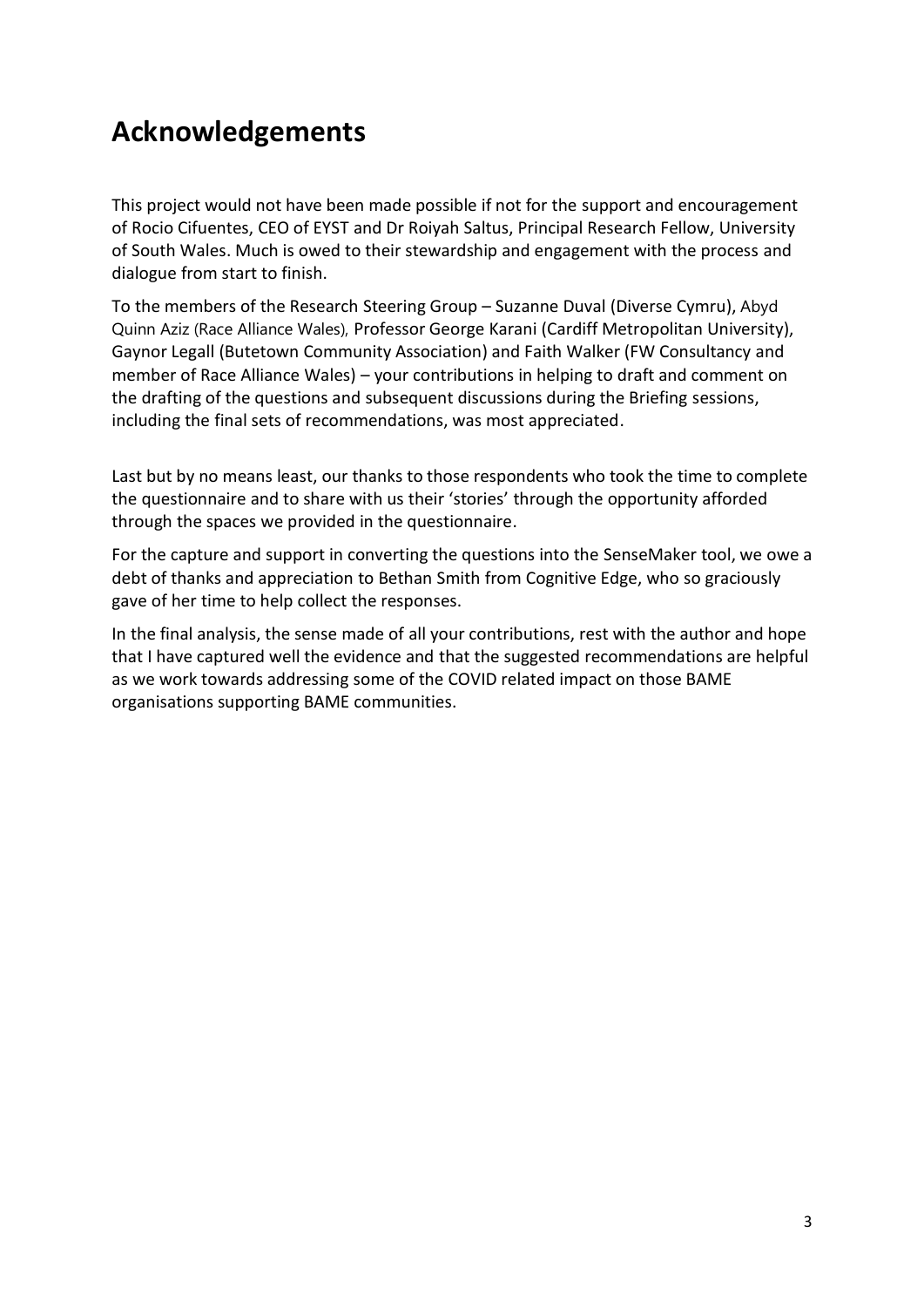# Acknowledgements

This project would not have been made possible if not for the support and encouragement of Rocio Cifuentes, CEO of EYST and Dr Roiyah Saltus, Principal Research Fellow, University of South Wales. Much is owed to their stewardship and engagement with the process and dialogue from start to finish.

To the members of the Research Steering Group – Suzanne Duval (Diverse Cymru), Abyd Quinn Aziz (Race Alliance Wales), Professor George Karani (Cardiff Metropolitan University), Gaynor Legall (Butetown Community Association) and Faith Walker (FW Consultancy and member of Race Alliance Wales) – your contributions in helping to draft and comment on the drafting of the questions and subsequent discussions during the Briefing sessions, including the final sets of recommendations, was most appreciated.

Last but by no means least, our thanks to those respondents who took the time to complete the questionnaire and to share with us their 'stories' through the opportunity afforded through the spaces we provided in the questionnaire.

For the capture and support in converting the questions into the SenseMaker tool, we owe a debt of thanks and appreciation to Bethan Smith from Cognitive Edge, who so graciously gave of her time to help collect the responses.

In the final analysis, the sense made of all your contributions, rest with the author and hope that I have captured well the evidence and that the suggested recommendations are helpful as we work towards addressing some of the COVID related impact on those BAME organisations supporting BAME communities.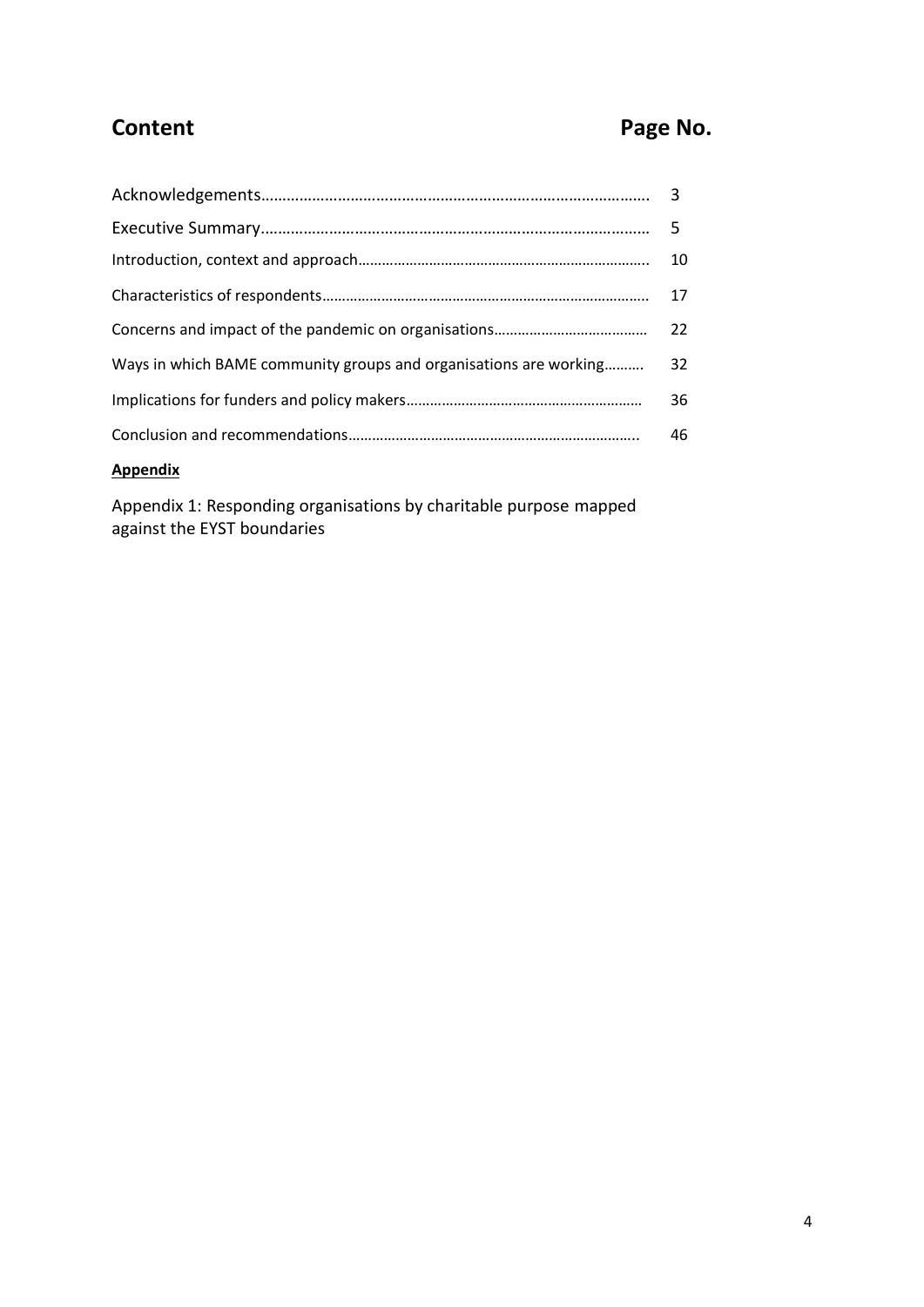## Content

**Page No.**

| Content | Page No. |
|---|---|
| Acknowledgements | 3 |
| Executive Summary | 5 |
| Introduction, context and approach | 10 |
| Characteristics of respondents | 17 |
| Concerns and impact of the pandemic on organisations | 22 |
| Ways in which BAME community groups and organisations are working | 32 |
| Implications for funders and policy makers | 36 |
| Conclusion and recommendations | 46 |

**Appendix**

Appendix 1: Responding organisations by charitable purpose mapped against the EYST boundaries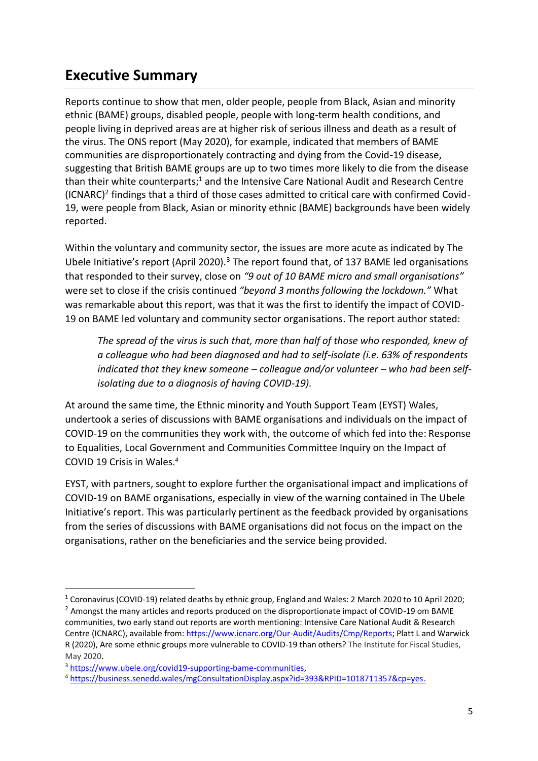## Executive Summary

Reports continue to show that men, older people, people from Black, Asian and minority ethnic (BAME) groups, disabled people, people with long-term health conditions, and people living in deprived areas are at higher risk of serious illness and death as a result of the virus. The ONS report (May 2020), for example, indicated that members of BAME communities are disproportionately contracting and dying from the Covid-19 disease, suggesting that British BAME groups are up to two times more likely to die from the disease than their white counterparts;[1] and the Intensive Care National Audit and Research Centre (ICNARC)[2] findings that a third of those cases admitted to critical care with confirmed Covid-19, were people from Black, Asian or minority ethnic (BAME) backgrounds have been widely reported.

Within the voluntary and community sector, the issues are more acute as indicated by The Ubele Initiative's report (April 2020).[3] The report found that, of 137 BAME led organisations that responded to their survey, close on *"9 out of 10 BAME micro and small organisations"* were set to close if the crisis continued *"beyond 3 months following the lockdown."* What was remarkable about this report, was that it was the first to identify the impact of COVID-19 on BAME led voluntary and community sector organisations. The report author stated:

> *The spread of the virus is such that, more than half of those who responded, knew of a colleague who had been diagnosed and had to self-isolate (i.e. 63% of respondents indicated that they knew someone – colleague and/or volunteer – who had been self-isolating due to a diagnosis of having COVID-19).*

At around the same time, the Ethnic minority and Youth Support Team (EYST) Wales, undertook a series of discussions with BAME organisations and individuals on the impact of COVID-19 on the communities they work with, the outcome of which fed into the: Response to Equalities, Local Government and Communities Committee Inquiry on the Impact of COVID 19 Crisis in Wales.[4]

EYST, with partners, sought to explore further the organisational impact and implications of COVID-19 on BAME organisations, especially in view of the warning contained in The Ubele Initiative's report. This was particularly pertinent as the feedback provided by organisations from the series of discussions with BAME organisations did not focus on the impact on the organisations, rather on the beneficiaries and the service being provided.

---

[1] Coronavirus (COVID-19) related deaths by ethnic group, England and Wales: 2 March 2020 to 10 April 2020;

[2] Amongst the many articles and reports produced on the disproportionate impact of COVID-19 om BAME communities, two early stand out reports are worth mentioning: Intensive Care National Audit & Research Centre (ICNARC), available from: https://www.icnarc.org/Our-Audit/Audits/Cmp/Reports; Platt L and Warwick R (2020), Are some ethnic groups more vulnerable to COVID-19 than others? The Institute for Fiscal Studies, May 2020.

[3] https://www.ubele.org/covid19-supporting-bame-communities,

[4] https://business.senedd.wales/mgConsultationDisplay.aspx?id=393&RPID=1018711357&cp=yes.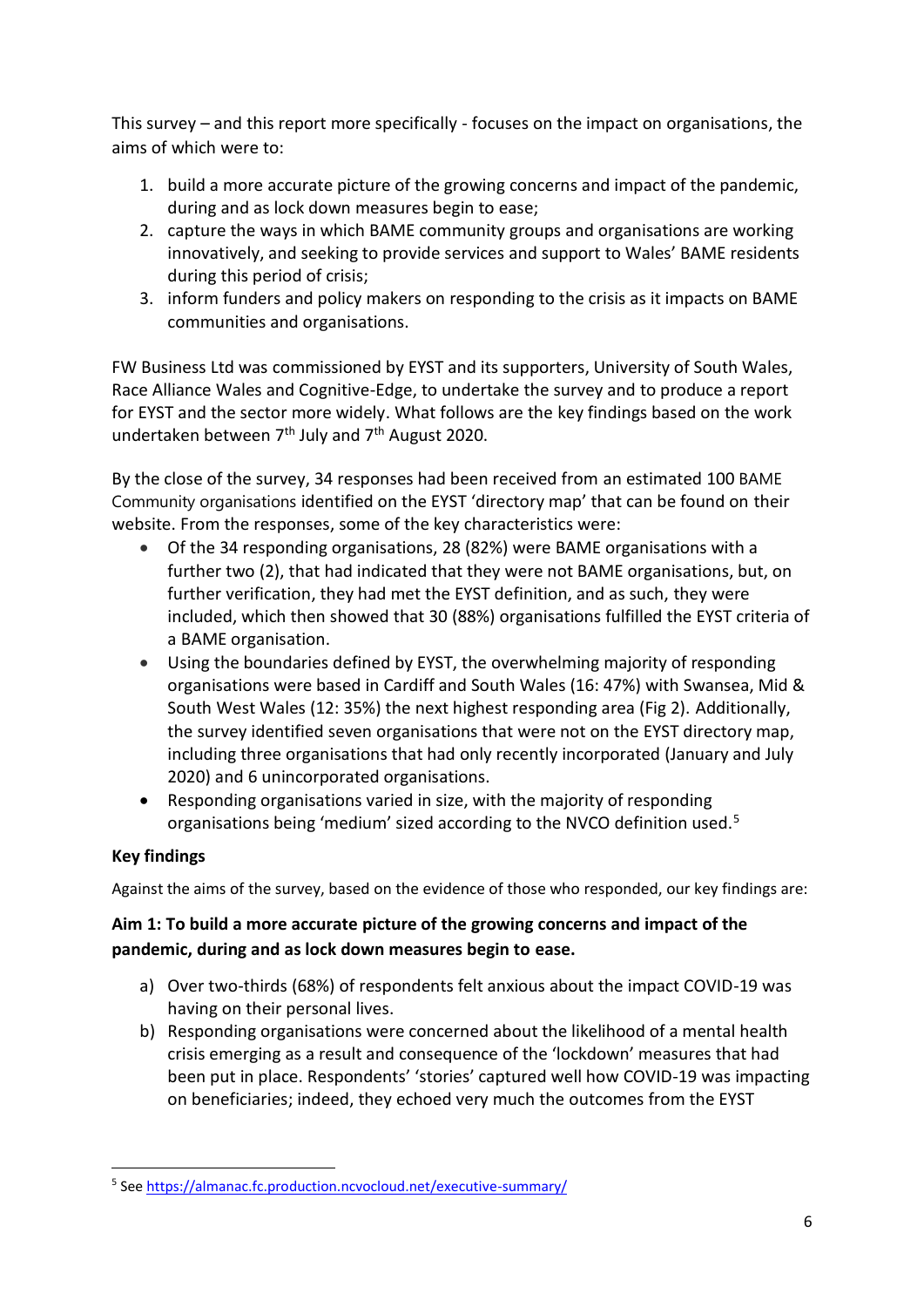This survey – and this report more specifically - focuses on the impact on organisations, the aims of which were to:

1. build a more accurate picture of the growing concerns and impact of the pandemic, during and as lock down measures begin to ease;
2. capture the ways in which BAME community groups and organisations are working innovatively, and seeking to provide services and support to Wales' BAME residents during this period of crisis;
3. inform funders and policy makers on responding to the crisis as it impacts on BAME communities and organisations.

FW Business Ltd was commissioned by EYST and its supporters, University of South Wales, Race Alliance Wales and Cognitive-Edge, to undertake the survey and to produce a report for EYST and the sector more widely. What follows are the key findings based on the work undertaken between 7th July and 7th August 2020.

By the close of the survey, 34 responses had been received from an estimated 100 BAME Community organisations identified on the EYST 'directory map' that can be found on their website. From the responses, some of the key characteristics were:

- Of the 34 responding organisations, 28 (82%) were BAME organisations with a further two (2), that had indicated that they were not BAME organisations, but, on further verification, they had met the EYST definition, and as such, they were included, which then showed that 30 (88%) organisations fulfilled the EYST criteria of a BAME organisation.
- Using the boundaries defined by EYST, the overwhelming majority of responding organisations were based in Cardiff and South Wales (16: 47%) with Swansea, Mid & South West Wales (12: 35%) the next highest responding area (Fig 2). Additionally, the survey identified seven organisations that were not on the EYST directory map, including three organisations that had only recently incorporated (January and July 2020) and 6 unincorporated organisations.
- Responding organisations varied in size, with the majority of responding organisations being 'medium' sized according to the NVCO definition used.[5]

**Key findings**

Against the aims of the survey, based on the evidence of those who responded, our key findings are:

**Aim 1: To build a more accurate picture of the growing concerns and impact of the pandemic, during and as lock down measures begin to ease.**

a) Over two-thirds (68%) of respondents felt anxious about the impact COVID-19 was having on their personal lives.
b) Responding organisations were concerned about the likelihood of a mental health crisis emerging as a result and consequence of the 'lockdown' measures that had been put in place. Respondents' 'stories' captured well how COVID-19 was impacting on beneficiaries; indeed, they echoed very much the outcomes from the EYST

[5] See https://almanac.fc.production.ncvocloud.net/executive-summary/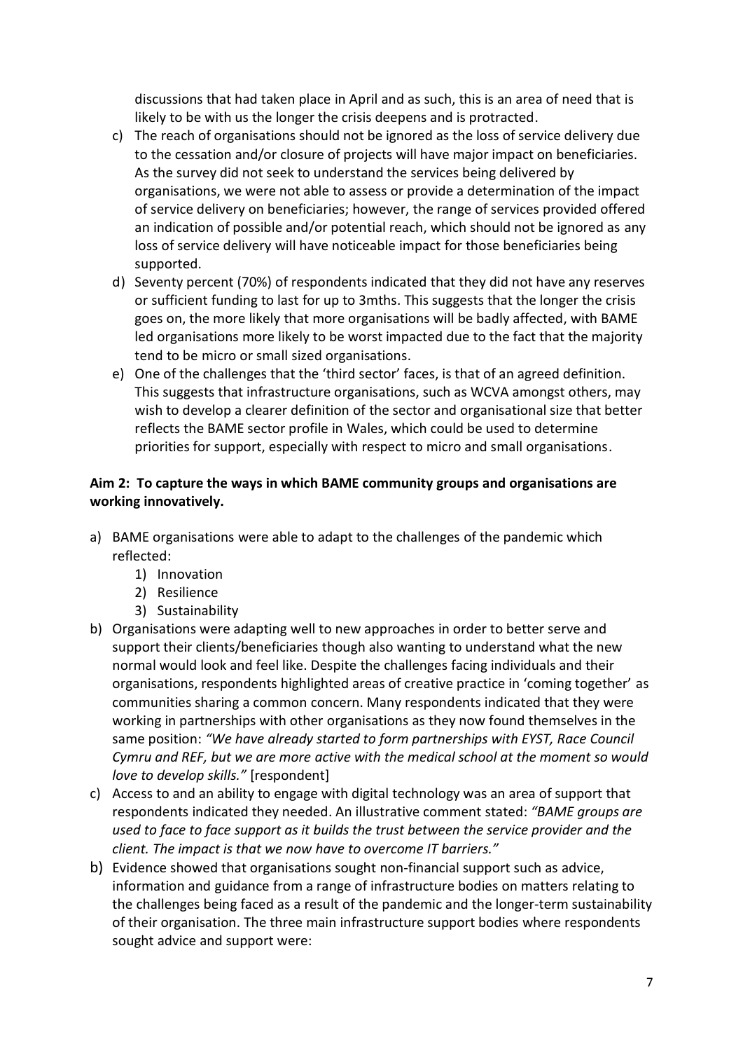discussions that had taken place in April and as such, this is an area of need that is likely to be with us the longer the crisis deepens and is protracted.

c) The reach of organisations should not be ignored as the loss of service delivery due to the cessation and/or closure of projects will have major impact on beneficiaries. As the survey did not seek to understand the services being delivered by organisations, we were not able to assess or provide a determination of the impact of service delivery on beneficiaries; however, the range of services provided offered an indication of possible and/or potential reach, which should not be ignored as any loss of service delivery will have noticeable impact for those beneficiaries being supported.
d) Seventy percent (70%) of respondents indicated that they did not have any reserves or sufficient funding to last for up to 3mths. This suggests that the longer the crisis goes on, the more likely that more organisations will be badly affected, with BAME led organisations more likely to be worst impacted due to the fact that the majority tend to be micro or small sized organisations.
e) One of the challenges that the 'third sector' faces, is that of an agreed definition. This suggests that infrastructure organisations, such as WCVA amongst others, may wish to develop a clearer definition of the sector and organisational size that better reflects the BAME sector profile in Wales, which could be used to determine priorities for support, especially with respect to micro and small organisations.

**Aim 2: To capture the ways in which BAME community groups and organisations are working innovatively.**

a) BAME organisations were able to adapt to the challenges of the pandemic which reflected:
   1) Innovation
   2) Resilience
   3) Sustainability
b) Organisations were adapting well to new approaches in order to better serve and support their clients/beneficiaries though also wanting to understand what the new normal would look and feel like. Despite the challenges facing individuals and their organisations, respondents highlighted areas of creative practice in 'coming together' as communities sharing a common concern. Many respondents indicated that they were working in partnerships with other organisations as they now found themselves in the same position: *"We have already started to form partnerships with EYST, Race Council Cymru and REF, but we are more active with the medical school at the moment so would love to develop skills."* [respondent]
c) Access to and an ability to engage with digital technology was an area of support that respondents indicated they needed. An illustrative comment stated: *"BAME groups are used to face to face support as it builds the trust between the service provider and the client. The impact is that we now have to overcome IT barriers."*
b) Evidence showed that organisations sought non-financial support such as advice, information and guidance from a range of infrastructure bodies on matters relating to the challenges being faced as a result of the pandemic and the longer-term sustainability of their organisation. The three main infrastructure support bodies where respondents sought advice and support were: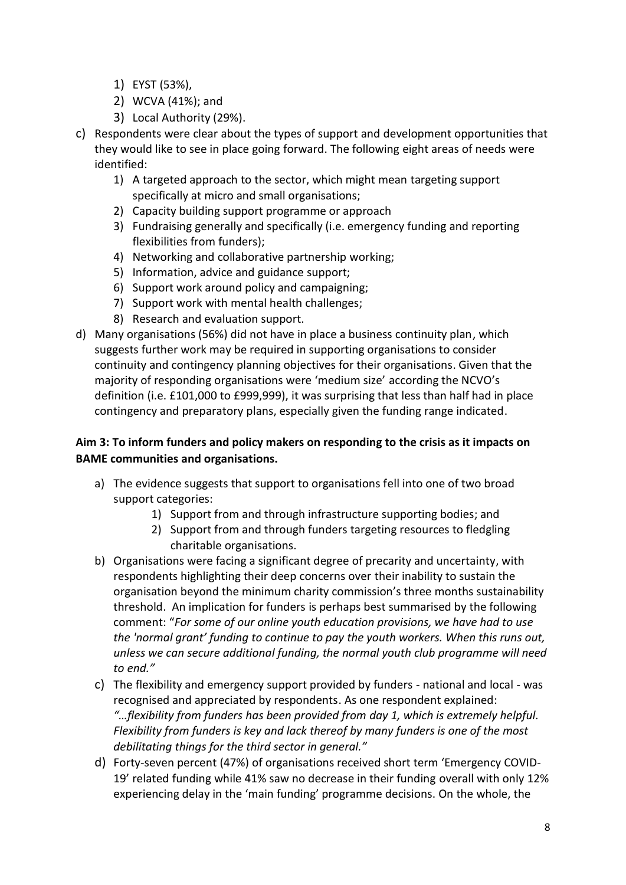1) EYST (53%),
2) WCVA (41%); and
3) Local Authority (29%).

c) Respondents were clear about the types of support and development opportunities that they would like to see in place going forward. The following eight areas of needs were identified:
   1) A targeted approach to the sector, which might mean targeting support specifically at micro and small organisations;
   2) Capacity building support programme or approach
   3) Fundraising generally and specifically (i.e. emergency funding and reporting flexibilities from funders);
   4) Networking and collaborative partnership working;
   5) Information, advice and guidance support;
   6) Support work around policy and campaigning;
   7) Support work with mental health challenges;
   8) Research and evaluation support.

d) Many organisations (56%) did not have in place a business continuity plan, which suggests further work may be required in supporting organisations to consider continuity and contingency planning objectives for their organisations. Given that the majority of responding organisations were 'medium size' according the NCVO's definition (i.e. £101,000 to £999,999), it was surprising that less than half had in place contingency and preparatory plans, especially given the funding range indicated.

**Aim 3: To inform funders and policy makers on responding to the crisis as it impacts on BAME communities and organisations.**

a) The evidence suggests that support to organisations fell into one of two broad support categories:
   1) Support from and through infrastructure supporting bodies; and
   2) Support from and through funders targeting resources to fledgling charitable organisations.

b) Organisations were facing a significant degree of precarity and uncertainty, with respondents highlighting their deep concerns over their inability to sustain the organisation beyond the minimum charity commission's three months sustainability threshold. An implication for funders is perhaps best summarised by the following comment: "*For some of our online youth education provisions, we have had to use the 'normal grant' funding to continue to pay the youth workers. When this runs out, unless we can secure additional funding, the normal youth club programme will need to end.*"

c) The flexibility and emergency support provided by funders - national and local - was recognised and appreciated by respondents. As one respondent explained: *"…flexibility from funders has been provided from day 1, which is extremely helpful. Flexibility from funders is key and lack thereof by many funders is one of the most debilitating things for the third sector in general."*

d) Forty-seven percent (47%) of organisations received short term 'Emergency COVID-19' related funding while 41% saw no decrease in their funding overall with only 12% experiencing delay in the 'main funding' programme decisions. On the whole, the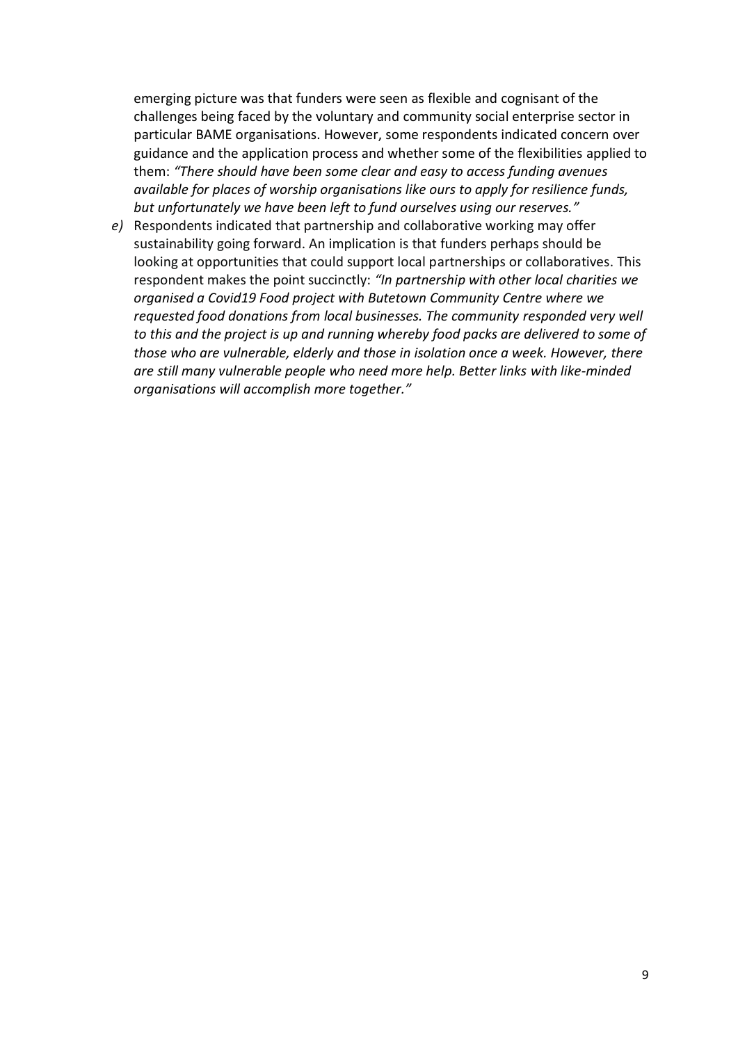emerging picture was that funders were seen as flexible and cognisant of the challenges being faced by the voluntary and community social enterprise sector in particular BAME organisations. However, some respondents indicated concern over guidance and the application process and whether some of the flexibilities applied to them: *"There should have been some clear and easy to access funding avenues available for places of worship organisations like ours to apply for resilience funds, but unfortunately we have been left to fund ourselves using our reserves."*

*e)* Respondents indicated that partnership and collaborative working may offer sustainability going forward. An implication is that funders perhaps should be looking at opportunities that could support local partnerships or collaboratives. This respondent makes the point succinctly: *"In partnership with other local charities we organised a Covid19 Food project with Butetown Community Centre where we requested food donations from local businesses. The community responded very well to this and the project is up and running whereby food packs are delivered to some of those who are vulnerable, elderly and those in isolation once a week. However, there are still many vulnerable people who need more help. Better links with like-minded organisations will accomplish more together."*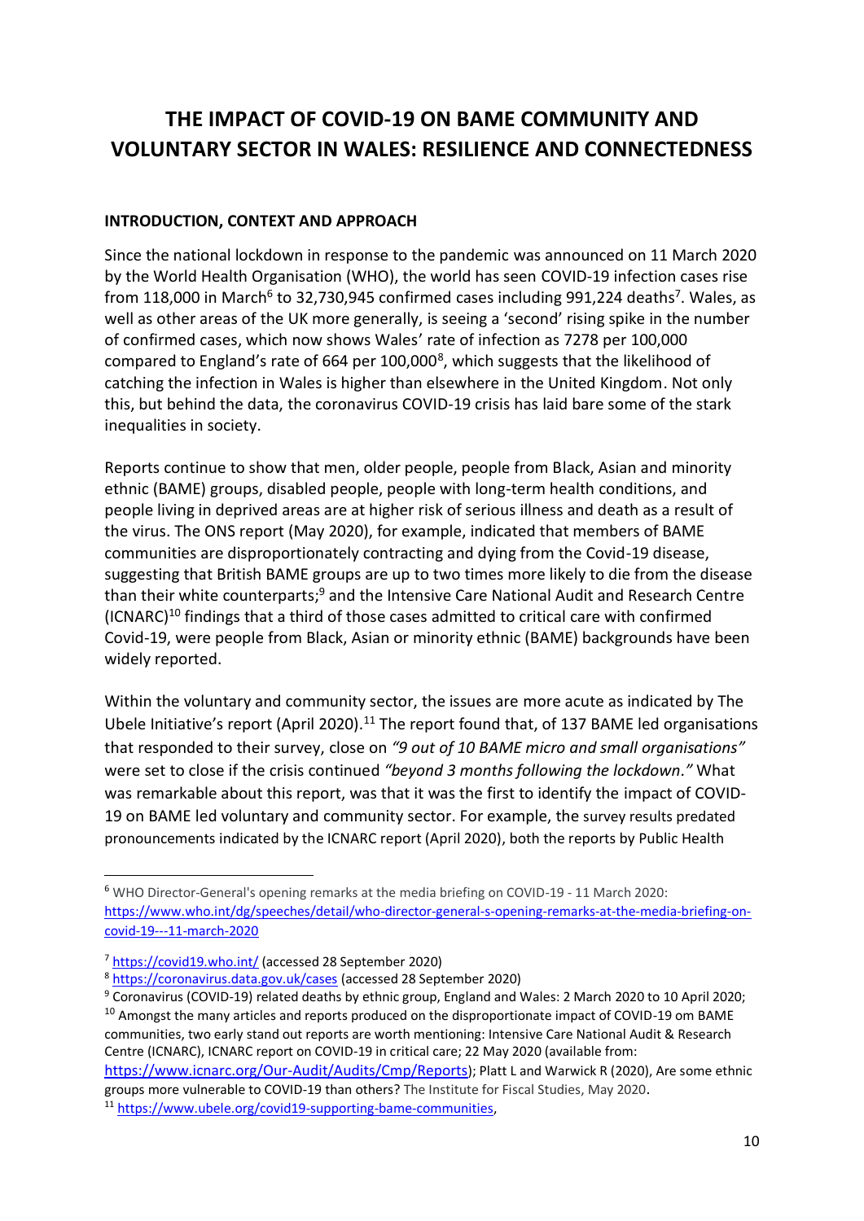# THE IMPACT OF COVID-19 ON BAME COMMUNITY AND VOLUNTARY SECTOR IN WALES: RESILIENCE AND CONNECTEDNESS

## INTRODUCTION, CONTEXT AND APPROACH

Since the national lockdown in response to the pandemic was announced on 11 March 2020 by the World Health Organisation (WHO), the world has seen COVID-19 infection cases rise from 118,000 in March[6] to 32,730,945 confirmed cases including 991,224 deaths[7]. Wales, as well as other areas of the UK more generally, is seeing a 'second' rising spike in the number of confirmed cases, which now shows Wales' rate of infection as 7278 per 100,000 compared to England's rate of 664 per 100,000[8], which suggests that the likelihood of catching the infection in Wales is higher than elsewhere in the United Kingdom. Not only this, but behind the data, the coronavirus COVID-19 crisis has laid bare some of the stark inequalities in society.

Reports continue to show that men, older people, people from Black, Asian and minority ethnic (BAME) groups, disabled people, people with long-term health conditions, and people living in deprived areas are at higher risk of serious illness and death as a result of the virus. The ONS report (May 2020), for example, indicated that members of BAME communities are disproportionately contracting and dying from the Covid-19 disease, suggesting that British BAME groups are up to two times more likely to die from the disease than their white counterparts;[9] and the Intensive Care National Audit and Research Centre (ICNARC)[10] findings that a third of those cases admitted to critical care with confirmed Covid-19, were people from Black, Asian or minority ethnic (BAME) backgrounds have been widely reported.

Within the voluntary and community sector, the issues are more acute as indicated by The Ubele Initiative's report (April 2020).[11] The report found that, of 137 BAME led organisations that responded to their survey, close on *"9 out of 10 BAME micro and small organisations"* were set to close if the crisis continued *"beyond 3 months following the lockdown."* What was remarkable about this report, was that it was the first to identify the impact of COVID-19 on BAME led voluntary and community sector. For example, the survey results predated pronouncements indicated by the ICNARC report (April 2020), both the reports by Public Health

---

[6] WHO Director-General's opening remarks at the media briefing on COVID-19 - 11 March 2020: https://www.who.int/dg/speeches/detail/who-director-general-s-opening-remarks-at-the-media-briefing-on-covid-19---11-march-2020

[7] https://covid19.who.int/ (accessed 28 September 2020)

[8] https://coronavirus.data.gov.uk/cases (accessed 28 September 2020)

[9] Coronavirus (COVID-19) related deaths by ethnic group, England and Wales: 2 March 2020 to 10 April 2020;

[10] Amongst the many articles and reports produced on the disproportionate impact of COVID-19 om BAME communities, two early stand out reports are worth mentioning: Intensive Care National Audit & Research Centre (ICNARC), ICNARC report on COVID-19 in critical care; 22 May 2020 (available from: https://www.icnarc.org/Our-Audit/Audits/Cmp/Reports); Platt L and Warwick R (2020), Are some ethnic groups more vulnerable to COVID-19 than others? The Institute for Fiscal Studies, May 2020.

[11] https://www.ubele.org/covid19-supporting-bame-communities,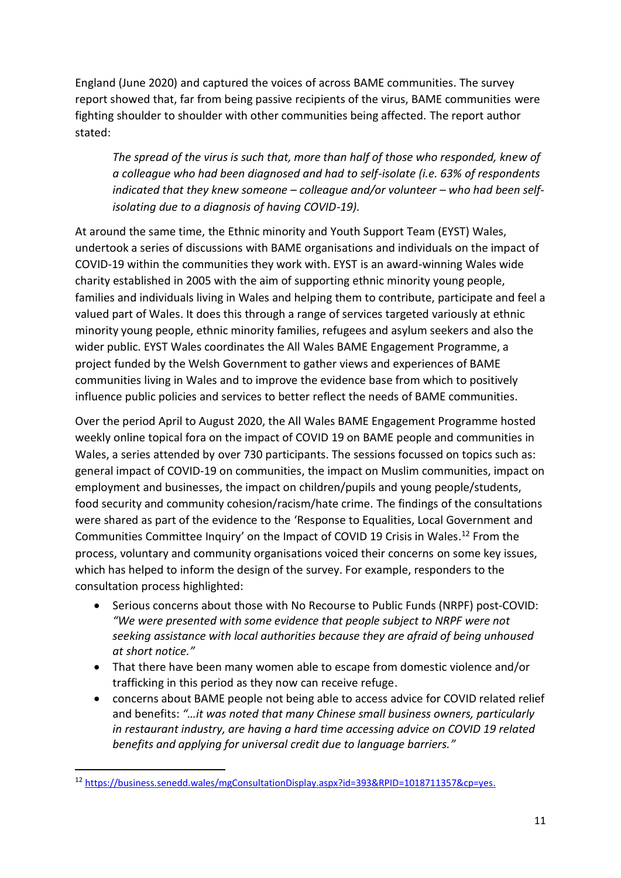England (June 2020) and captured the voices of across BAME communities. The survey report showed that, far from being passive recipients of the virus, BAME communities were fighting shoulder to shoulder with other communities being affected. The report author stated:

> *The spread of the virus is such that, more than half of those who responded, knew of a colleague who had been diagnosed and had to self-isolate (i.e. 63% of respondents indicated that they knew someone – colleague and/or volunteer – who had been self-isolating due to a diagnosis of having COVID-19).*

At around the same time, the Ethnic minority and Youth Support Team (EYST) Wales, undertook a series of discussions with BAME organisations and individuals on the impact of COVID-19 within the communities they work with. EYST is an award-winning Wales wide charity established in 2005 with the aim of supporting ethnic minority young people, families and individuals living in Wales and helping them to contribute, participate and feel a valued part of Wales. It does this through a range of services targeted variously at ethnic minority young people, ethnic minority families, refugees and asylum seekers and also the wider public. EYST Wales coordinates the All Wales BAME Engagement Programme, a project funded by the Welsh Government to gather views and experiences of BAME communities living in Wales and to improve the evidence base from which to positively influence public policies and services to better reflect the needs of BAME communities.

Over the period April to August 2020, the All Wales BAME Engagement Programme hosted weekly online topical fora on the impact of COVID 19 on BAME people and communities in Wales, a series attended by over 730 participants. The sessions focussed on topics such as: general impact of COVID-19 on communities, the impact on Muslim communities, impact on employment and businesses, the impact on children/pupils and young people/students, food security and community cohesion/racism/hate crime. The findings of the consultations were shared as part of the evidence to the 'Response to Equalities, Local Government and Communities Committee Inquiry' on the Impact of COVID 19 Crisis in Wales.[12] From the process, voluntary and community organisations voiced their concerns on some key issues, which has helped to inform the design of the survey. For example, responders to the consultation process highlighted:

- Serious concerns about those with No Recourse to Public Funds (NRPF) post-COVID: *"We were presented with some evidence that people subject to NRPF were not seeking assistance with local authorities because they are afraid of being unhoused at short notice."*
- That there have been many women able to escape from domestic violence and/or trafficking in this period as they now can receive refuge.
- concerns about BAME people not being able to access advice for COVID related relief and benefits: *"…it was noted that many Chinese small business owners, particularly in restaurant industry, are having a hard time accessing advice on COVID 19 related benefits and applying for universal credit due to language barriers."*

[12] https://business.senedd.wales/mgConsultationDisplay.aspx?id=393&RPID=1018711357&cp=yes.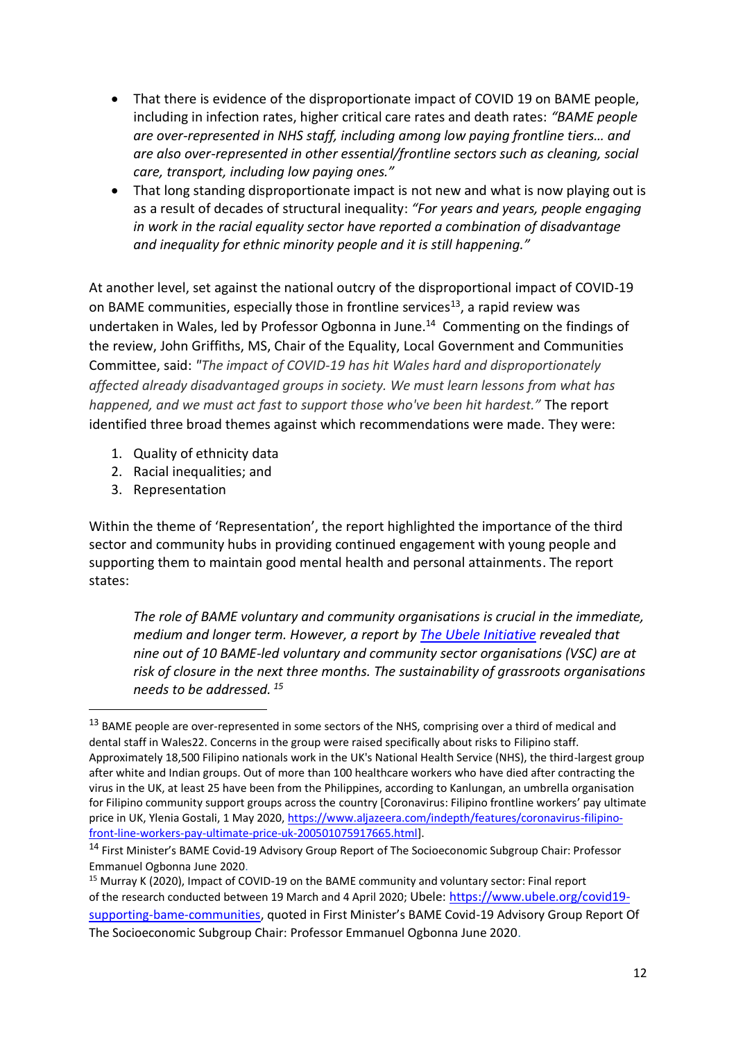- That there is evidence of the disproportionate impact of COVID 19 on BAME people, including in infection rates, higher critical care rates and death rates: *"BAME people are over-represented in NHS staff, including among low paying frontline tiers… and are also over-represented in other essential/frontline sectors such as cleaning, social care, transport, including low paying ones."*
- That long standing disproportionate impact is not new and what is now playing out is as a result of decades of structural inequality: *"For years and years, people engaging in work in the racial equality sector have reported a combination of disadvantage and inequality for ethnic minority people and it is still happening."*

At another level, set against the national outcry of the disproportional impact of COVID-19 on BAME communities, especially those in frontline services[13], a rapid review was undertaken in Wales, led by Professor Ogbonna in June.[14] Commenting on the findings of the review, John Griffiths, MS, Chair of the Equality, Local Government and Communities Committee, said: *"The impact of COVID-19 has hit Wales hard and disproportionately affected already disadvantaged groups in society. We must learn lessons from what has happened, and we must act fast to support those who've been hit hardest."* The report identified three broad themes against which recommendations were made. They were:

1. Quality of ethnicity data
2. Racial inequalities; and
3. Representation

Within the theme of 'Representation', the report highlighted the importance of the third sector and community hubs in providing continued engagement with young people and supporting them to maintain good mental health and personal attainments. The report states:

> *The role of BAME voluntary and community organisations is crucial in the immediate, medium and longer term. However, a report by The Ubele Initiative revealed that nine out of 10 BAME-led voluntary and community sector organisations (VSC) are at risk of closure in the next three months. The sustainability of grassroots organisations needs to be addressed.* [15]

---

[13] BAME people are over-represented in some sectors of the NHS, comprising over a third of medical and dental staff in Wales22. Concerns in the group were raised specifically about risks to Filipino staff. Approximately 18,500 Filipino nationals work in the UK's National Health Service (NHS), the third-largest group after white and Indian groups. Out of more than 100 healthcare workers who have died after contracting the virus in the UK, at least 25 have been from the Philippines, according to Kanlungan, an umbrella organisation for Filipino community support groups across the country [Coronavirus: Filipino frontline workers' pay ultimate price in UK, Ylenia Gostali, 1 May 2020, https://www.aljazeera.com/indepth/features/coronavirus-filipino-front-line-workers-pay-ultimate-price-uk-200501075917665.html].

[14] First Minister's BAME Covid-19 Advisory Group Report of The Socioeconomic Subgroup Chair: Professor Emmanuel Ogbonna June 2020.

[15] Murray K (2020), Impact of COVID-19 on the BAME community and voluntary sector: Final report of the research conducted between 19 March and 4 April 2020; Ubele: https://www.ubele.org/covid19-supporting-bame-communities, quoted in First Minister's BAME Covid-19 Advisory Group Report Of The Socioeconomic Subgroup Chair: Professor Emmanuel Ogbonna June 2020.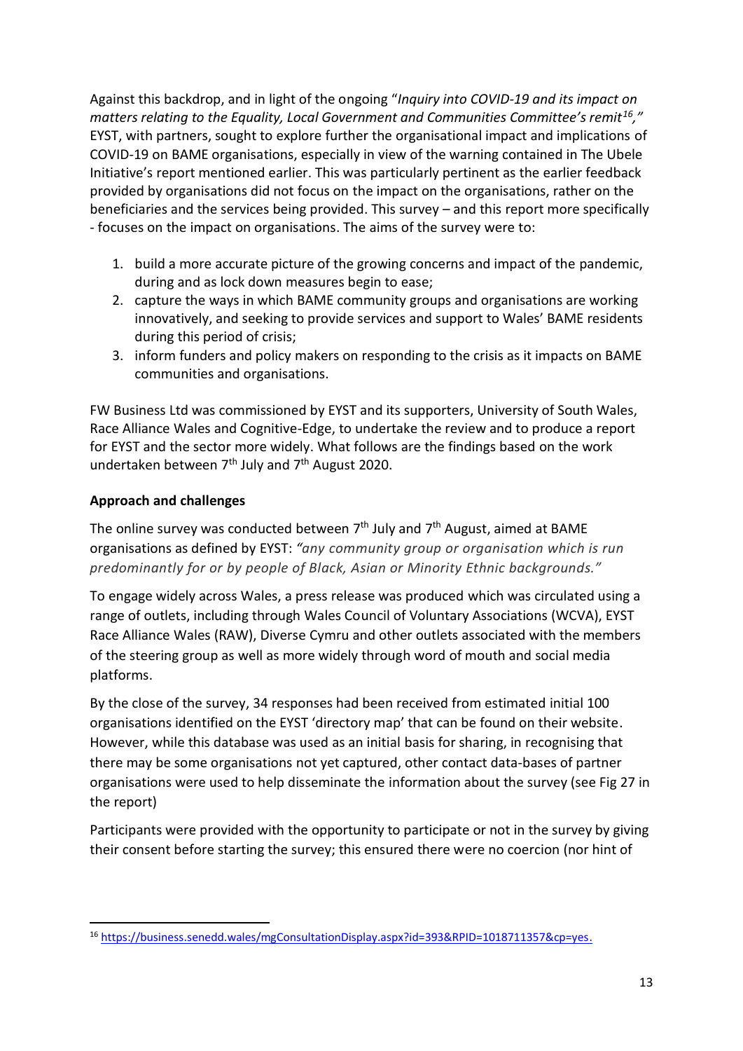Against this backdrop, and in light of the ongoing "*Inquiry into COVID-19 and its impact on matters relating to the Equality, Local Government and Communities Committee's remit*[16]*,"* EYST, with partners, sought to explore further the organisational impact and implications of COVID-19 on BAME organisations, especially in view of the warning contained in The Ubele Initiative's report mentioned earlier. This was particularly pertinent as the earlier feedback provided by organisations did not focus on the impact on the organisations, rather on the beneficiaries and the services being provided. This survey – and this report more specifically - focuses on the impact on organisations. The aims of the survey were to:

1. build a more accurate picture of the growing concerns and impact of the pandemic, during and as lock down measures begin to ease;
2. capture the ways in which BAME community groups and organisations are working innovatively, and seeking to provide services and support to Wales' BAME residents during this period of crisis;
3. inform funders and policy makers on responding to the crisis as it impacts on BAME communities and organisations.

FW Business Ltd was commissioned by EYST and its supporters, University of South Wales, Race Alliance Wales and Cognitive-Edge, to undertake the review and to produce a report for EYST and the sector more widely. What follows are the findings based on the work undertaken between 7th July and 7th August 2020.

**Approach and challenges**

The online survey was conducted between 7th July and 7th August, aimed at BAME organisations as defined by EYST: *"any community group or organisation which is run predominantly for or by people of Black, Asian or Minority Ethnic backgrounds."*

To engage widely across Wales, a press release was produced which was circulated using a range of outlets, including through Wales Council of Voluntary Associations (WCVA), EYST Race Alliance Wales (RAW), Diverse Cymru and other outlets associated with the members of the steering group as well as more widely through word of mouth and social media platforms.

By the close of the survey, 34 responses had been received from estimated initial 100 organisations identified on the EYST 'directory map' that can be found on their website. However, while this database was used as an initial basis for sharing, in recognising that there may be some organisations not yet captured, other contact data-bases of partner organisations were used to help disseminate the information about the survey (see Fig 27 in the report)

Participants were provided with the opportunity to participate or not in the survey by giving their consent before starting the survey; this ensured there were no coercion (nor hint of

---

[16] https://business.senedd.wales/mgConsultationDisplay.aspx?id=393&RPID=1018711357&cp=yes.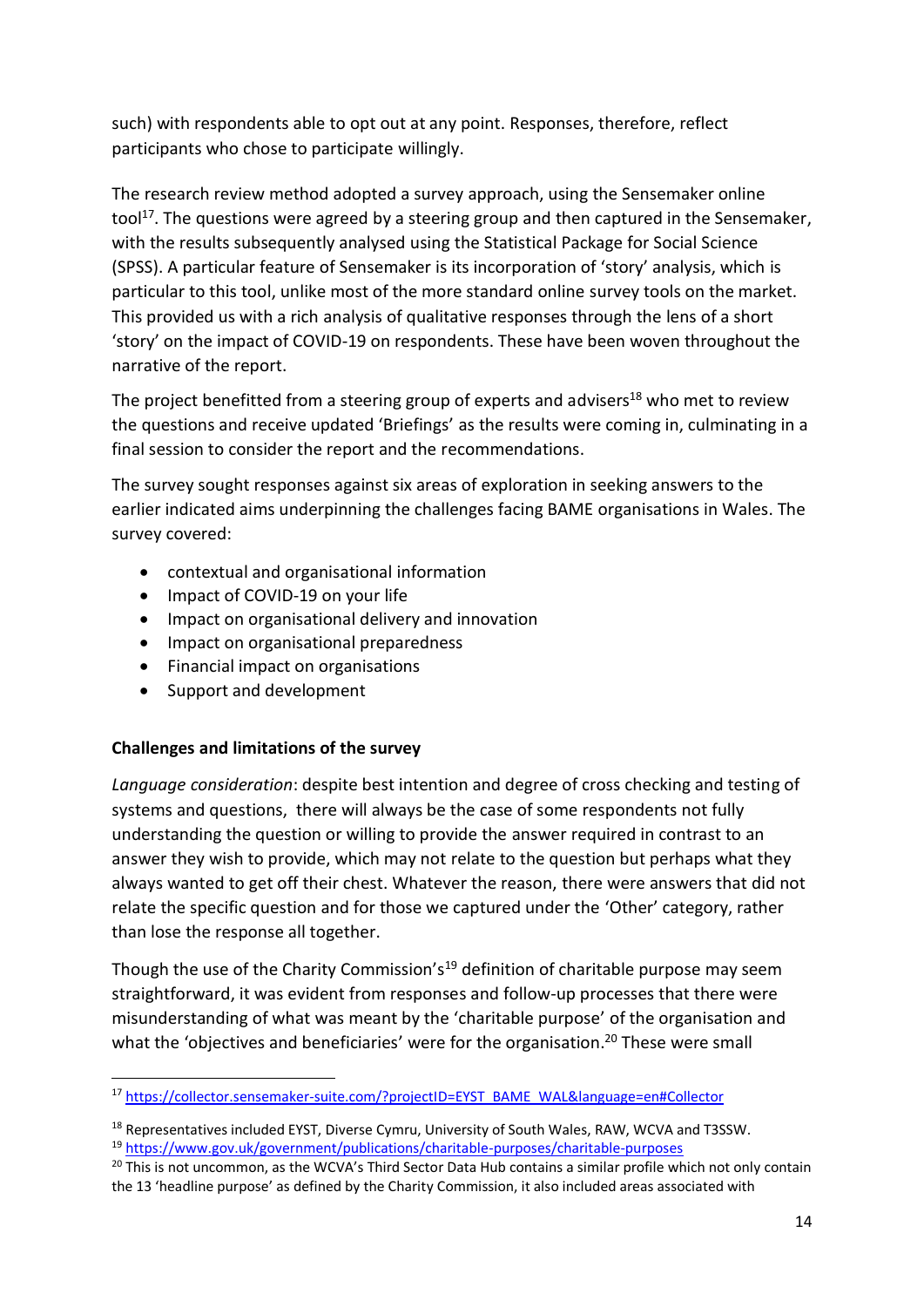such) with respondents able to opt out at any point. Responses, therefore, reflect participants who chose to participate willingly.

The research review method adopted a survey approach, using the Sensemaker online tool[17]. The questions were agreed by a steering group and then captured in the Sensemaker, with the results subsequently analysed using the Statistical Package for Social Science (SPSS). A particular feature of Sensemaker is its incorporation of 'story' analysis, which is particular to this tool, unlike most of the more standard online survey tools on the market. This provided us with a rich analysis of qualitative responses through the lens of a short 'story' on the impact of COVID-19 on respondents. These have been woven throughout the narrative of the report.

The project benefitted from a steering group of experts and advisers[18] who met to review the questions and receive updated 'Briefings' as the results were coming in, culminating in a final session to consider the report and the recommendations.

The survey sought responses against six areas of exploration in seeking answers to the earlier indicated aims underpinning the challenges facing BAME organisations in Wales. The survey covered:

- contextual and organisational information
- Impact of COVID-19 on your life
- Impact on organisational delivery and innovation
- Impact on organisational preparedness
- Financial impact on organisations
- Support and development

**Challenges and limitations of the survey**

*Language consideration*: despite best intention and degree of cross checking and testing of systems and questions, there will always be the case of some respondents not fully understanding the question or willing to provide the answer required in contrast to an answer they wish to provide, which may not relate to the question but perhaps what they always wanted to get off their chest. Whatever the reason, there were answers that did not relate the specific question and for those we captured under the 'Other' category, rather than lose the response all together.

Though the use of the Charity Commission's[19] definition of charitable purpose may seem straightforward, it was evident from responses and follow-up processes that there were misunderstanding of what was meant by the 'charitable purpose' of the organisation and what the 'objectives and beneficiaries' were for the organisation.[20] These were small

---

[17] https://collector.sensemaker-suite.com/?projectID=EYST_BAME_WAL&language=en#Collector

[18] Representatives included EYST, Diverse Cymru, University of South Wales, RAW, WCVA and T3SSW.

[19] https://www.gov.uk/government/publications/charitable-purposes/charitable-purposes

[20] This is not uncommon, as the WCVA's Third Sector Data Hub contains a similar profile which not only contain the 13 'headline purpose' as defined by the Charity Commission, it also included areas associated with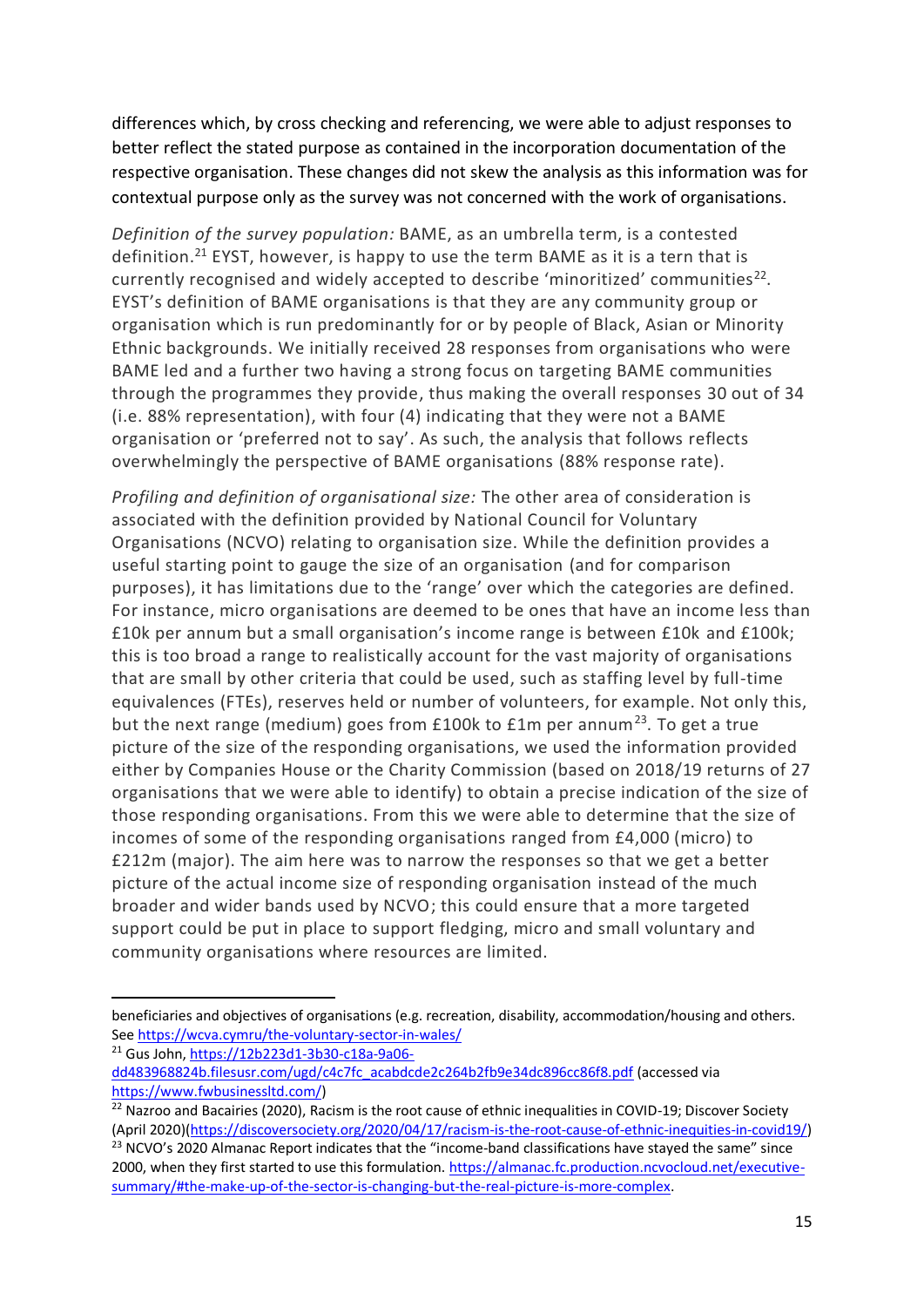differences which, by cross checking and referencing, we were able to adjust responses to better reflect the stated purpose as contained in the incorporation documentation of the respective organisation. These changes did not skew the analysis as this information was for contextual purpose only as the survey was not concerned with the work of organisations.

*Definition of the survey population:* BAME, as an umbrella term, is a contested definition.[21] EYST, however, is happy to use the term BAME as it is a tern that is currently recognised and widely accepted to describe 'minoritized' communities[22]. EYST's definition of BAME organisations is that they are any community group or organisation which is run predominantly for or by people of Black, Asian or Minority Ethnic backgrounds. We initially received 28 responses from organisations who were BAME led and a further two having a strong focus on targeting BAME communities through the programmes they provide, thus making the overall responses 30 out of 34 (i.e. 88% representation), with four (4) indicating that they were not a BAME organisation or 'preferred not to say'. As such, the analysis that follows reflects overwhelmingly the perspective of BAME organisations (88% response rate).

*Profiling and definition of organisational size:* The other area of consideration is associated with the definition provided by National Council for Voluntary Organisations (NCVO) relating to organisation size. While the definition provides a useful starting point to gauge the size of an organisation (and for comparison purposes), it has limitations due to the 'range' over which the categories are defined. For instance, micro organisations are deemed to be ones that have an income less than £10k per annum but a small organisation's income range is between £10k and £100k; this is too broad a range to realistically account for the vast majority of organisations that are small by other criteria that could be used, such as staffing level by full-time equivalences (FTEs), reserves held or number of volunteers, for example. Not only this, but the next range (medium) goes from £100k to £1m per annum[23]. To get a true picture of the size of the responding organisations, we used the information provided either by Companies House or the Charity Commission (based on 2018/19 returns of 27 organisations that we were able to identify) to obtain a precise indication of the size of those responding organisations. From this we were able to determine that the size of incomes of some of the responding organisations ranged from £4,000 (micro) to £212m (major). The aim here was to narrow the responses so that we get a better picture of the actual income size of responding organisation instead of the much broader and wider bands used by NCVO; this could ensure that a more targeted support could be put in place to support fledging, micro and small voluntary and community organisations where resources are limited.

---

beneficiaries and objectives of organisations (e.g. recreation, disability, accommodation/housing and others. See https://wcva.cymru/the-voluntary-sector-in-wales/

[21] Gus John, https://12b223d1-3b30-c18a-9a06-dd483968824b.filesusr.com/ugd/c4c7fc_acabdcde2c264b2fb9e34dc896cc86f8.pdf (accessed via https://www.fwbusinessltd.com/)

[22] Nazroo and Bacairies (2020), Racism is the root cause of ethnic inequalities in COVID-19; Discover Society (April 2020)(https://discoversociety.org/2020/04/17/racism-is-the-root-cause-of-ethnic-inequities-in-covid19/)

[23] NCVO's 2020 Almanac Report indicates that the "income-band classifications have stayed the same" since 2000, when they first started to use this formulation. https://almanac.fc.production.ncvocloud.net/executive-summary/#the-make-up-of-the-sector-is-changing-but-the-real-picture-is-more-complex.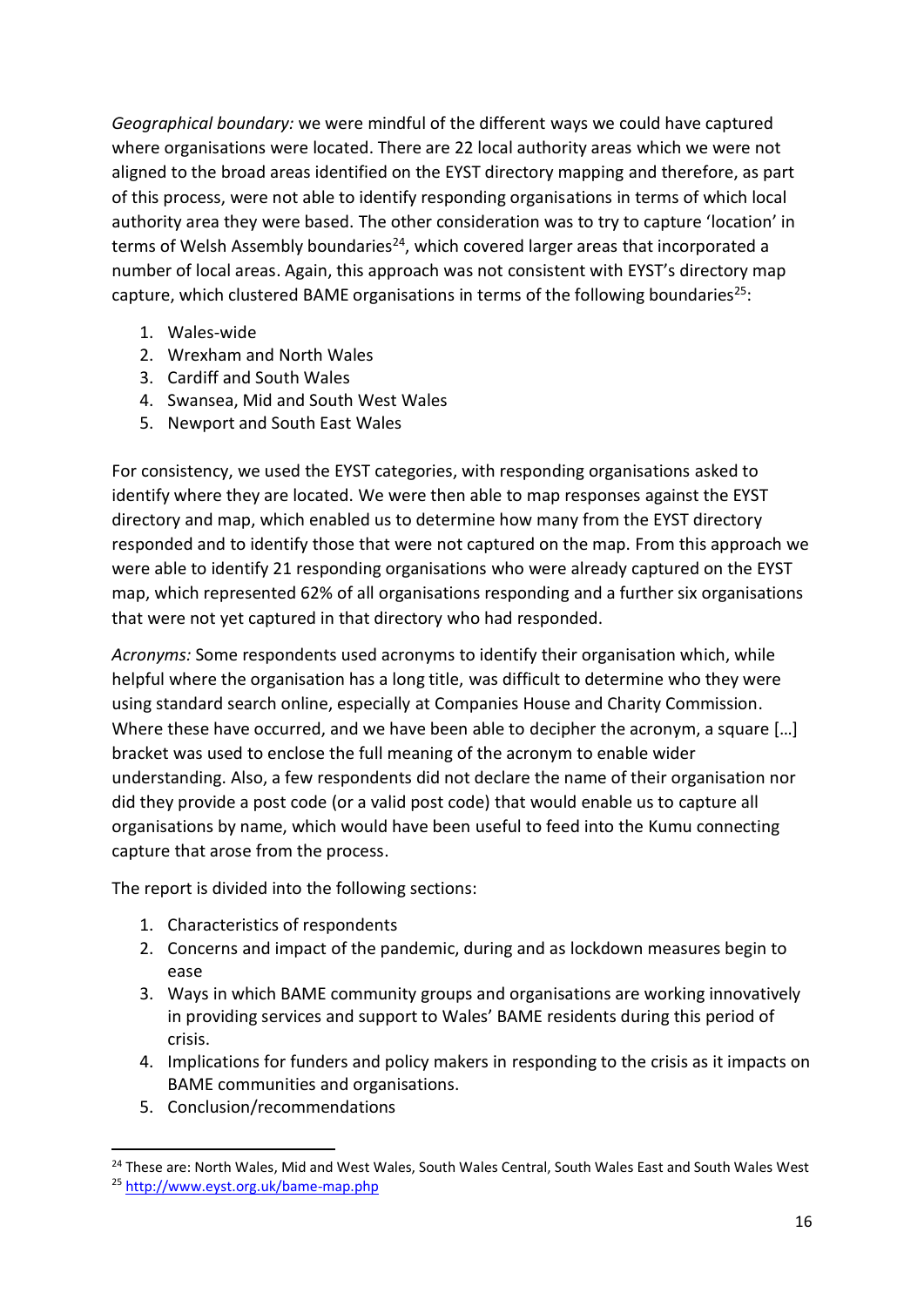*Geographical boundary:* we were mindful of the different ways we could have captured where organisations were located. There are 22 local authority areas which we were not aligned to the broad areas identified on the EYST directory mapping and therefore, as part of this process, were not able to identify responding organisations in terms of which local authority area they were based. The other consideration was to try to capture 'location' in terms of Welsh Assembly boundaries[24], which covered larger areas that incorporated a number of local areas. Again, this approach was not consistent with EYST's directory map capture, which clustered BAME organisations in terms of the following boundaries[25]:

1. Wales-wide
2. Wrexham and North Wales
3. Cardiff and South Wales
4. Swansea, Mid and South West Wales
5. Newport and South East Wales

For consistency, we used the EYST categories, with responding organisations asked to identify where they are located. We were then able to map responses against the EYST directory and map, which enabled us to determine how many from the EYST directory responded and to identify those that were not captured on the map. From this approach we were able to identify 21 responding organisations who were already captured on the EYST map, which represented 62% of all organisations responding and a further six organisations that were not yet captured in that directory who had responded.

*Acronyms:* Some respondents used acronyms to identify their organisation which, while helpful where the organisation has a long title, was difficult to determine who they were using standard search online, especially at Companies House and Charity Commission. Where these have occurred, and we have been able to decipher the acronym, a square […] bracket was used to enclose the full meaning of the acronym to enable wider understanding. Also, a few respondents did not declare the name of their organisation nor did they provide a post code (or a valid post code) that would enable us to capture all organisations by name, which would have been useful to feed into the Kumu connecting capture that arose from the process.

The report is divided into the following sections:

1. Characteristics of respondents
2. Concerns and impact of the pandemic, during and as lockdown measures begin to ease
3. Ways in which BAME community groups and organisations are working innovatively in providing services and support to Wales' BAME residents during this period of crisis.
4. Implications for funders and policy makers in responding to the crisis as it impacts on BAME communities and organisations.
5. Conclusion/recommendations

---

[24] These are: North Wales, Mid and West Wales, South Wales Central, South Wales East and South Wales West

[25] http://www.eyst.org.uk/bame-map.php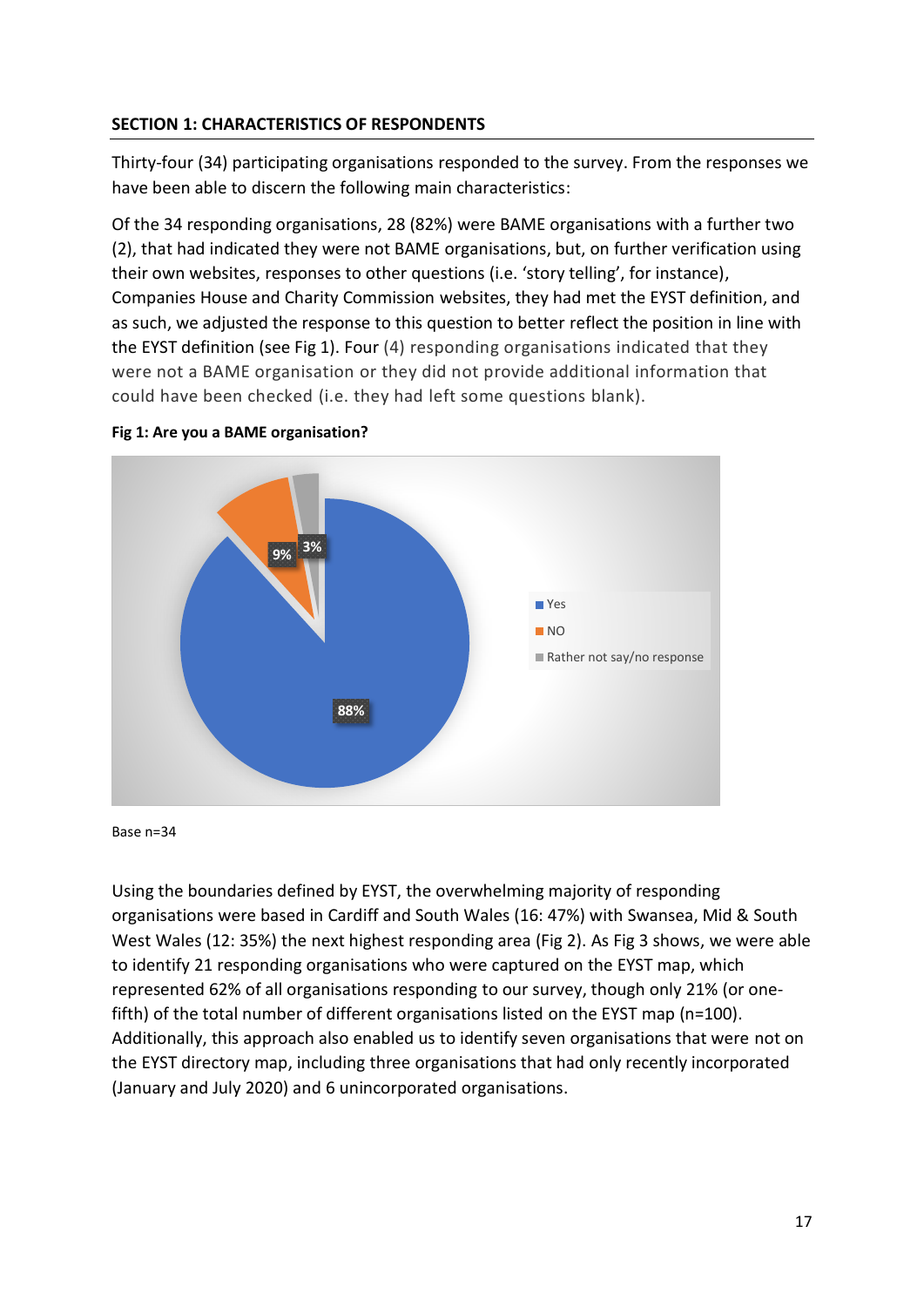**SECTION 1: CHARACTERISTICS OF RESPONDENTS**

Thirty-four (34) participating organisations responded to the survey. From the responses we have been able to discern the following main characteristics:

Of the 34 responding organisations, 28 (82%) were BAME organisations with a further two (2), that had indicated they were not BAME organisations, but, on further verification using their own websites, responses to other questions (i.e. 'story telling', for instance), Companies House and Charity Commission websites, they had met the EYST definition, and as such, we adjusted the response to this question to better reflect the position in line with the EYST definition (see Fig 1). Four (4) responding organisations indicated that they were not a BAME organisation or they did not provide additional information that could have been checked (i.e. they had left some questions blank).

**Fig 1: Are you a BAME organisation?**

| Response | Percentage |
|---|---|
| Yes | 88% |
| NO | 9% |
| Rather not say/no response | 3% |

Base n=34

Using the boundaries defined by EYST, the overwhelming majority of responding organisations were based in Cardiff and South Wales (16: 47%) with Swansea, Mid & South West Wales (12: 35%) the next highest responding area (Fig 2). As Fig 3 shows, we were able to identify 21 responding organisations who were captured on the EYST map, which represented 62% of all organisations responding to our survey, though only 21% (or one-fifth) of the total number of different organisations listed on the EYST map (n=100). Additionally, this approach also enabled us to identify seven organisations that were not on the EYST directory map, including three organisations that had only recently incorporated (January and July 2020) and 6 unincorporated organisations.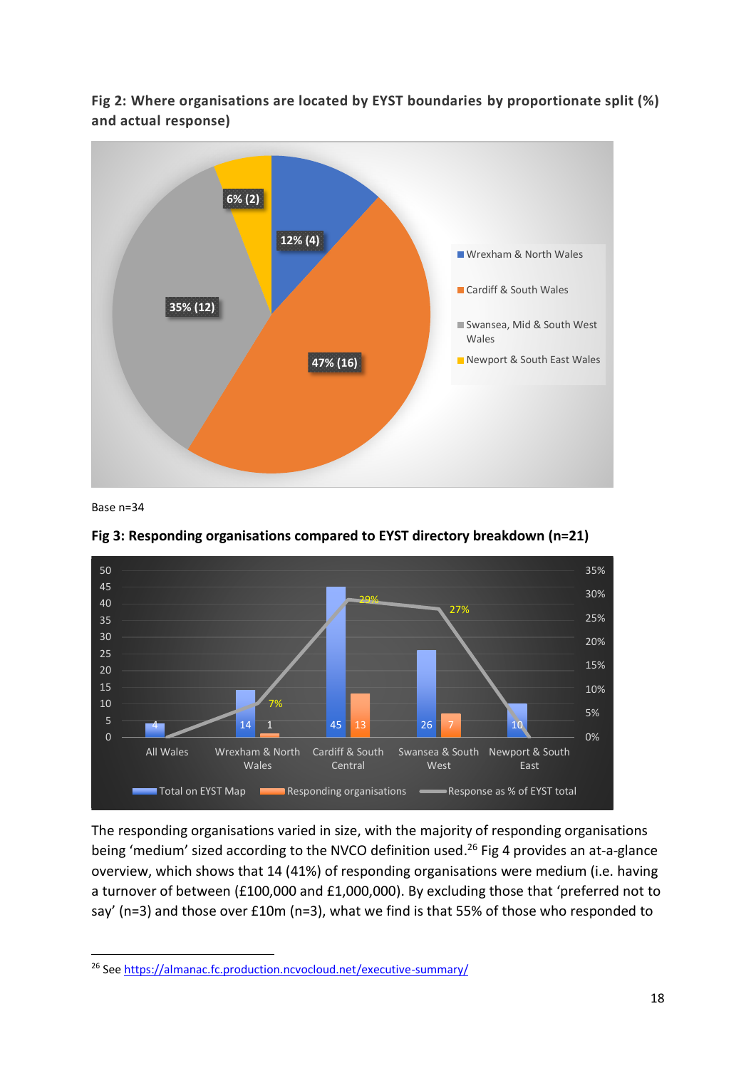**Fig 2: Where organisations are located by EYST boundaries by proportionate split (%) and actual response)**

Base n=34

**Fig 3: Responding organisations compared to EYST directory breakdown (n=21)**

The responding organisations varied in size, with the majority of responding organisations being 'medium' sized according to the NVCO definition used.[26] Fig 4 provides an at-a-glance overview, which shows that 14 (41%) of responding organisations were medium (i.e. having a turnover of between (£100,000 and £1,000,000). By excluding those that 'preferred not to say' (n=3) and those over £10m (n=3), what we find is that 55% of those who responded to

---

[26] See https://almanac.fc.production.ncvocloud.net/executive-summary/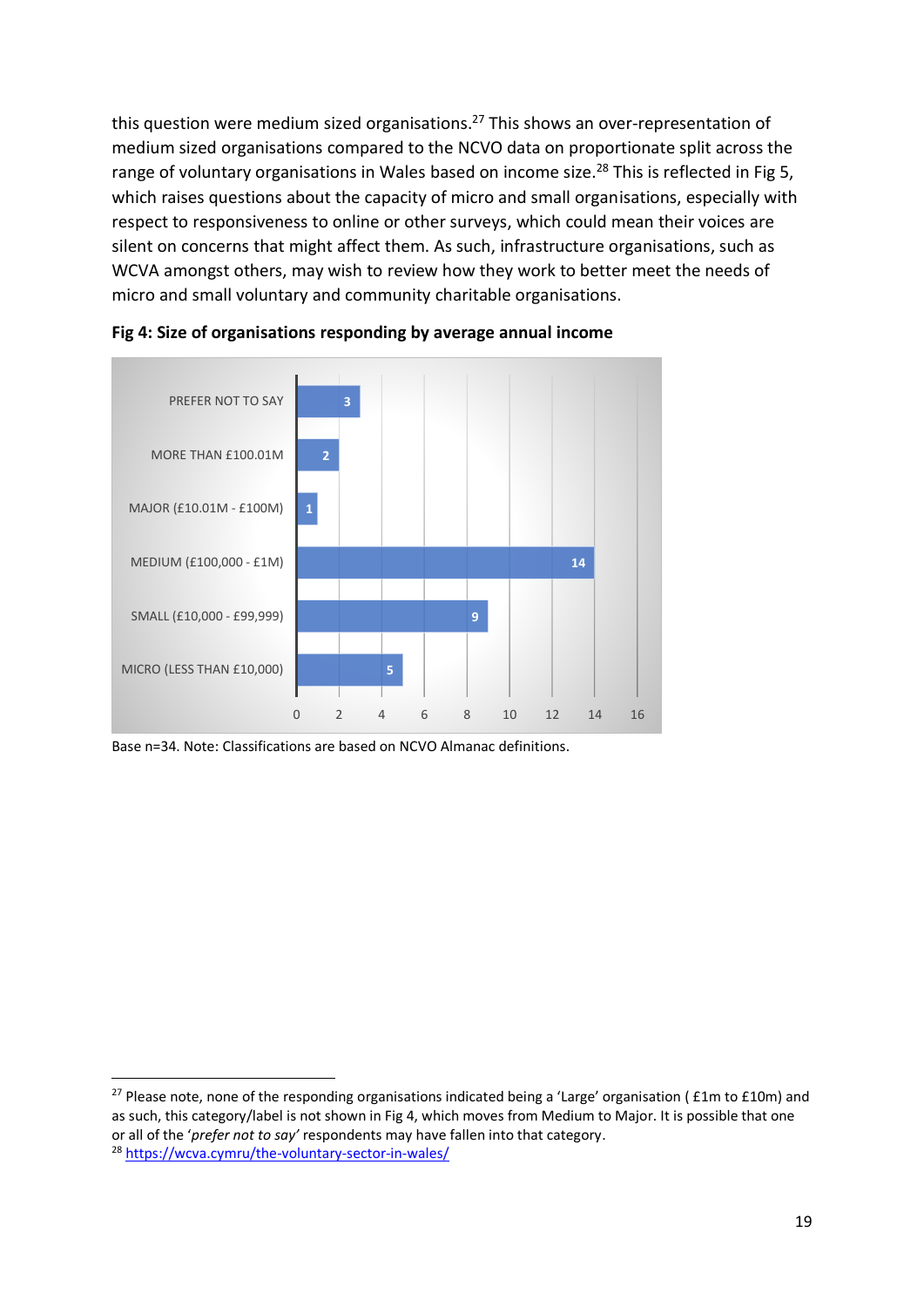this question were medium sized organisations.[27] This shows an over-representation of medium sized organisations compared to the NCVO data on proportionate split across the range of voluntary organisations in Wales based on income size.[28] This is reflected in Fig 5, which raises questions about the capacity of micro and small organisations, especially with respect to responsiveness to online or other surveys, which could mean their voices are silent on concerns that might affect them. As such, infrastructure organisations, such as WCVA amongst others, may wish to review how they work to better meet the needs of micro and small voluntary and community charitable organisations.

**Fig 4: Size of organisations responding by average annual income**

| Category | Count |
|---|---|
| PREFER NOT TO SAY | 3 |
| MORE THAN £100.01M | 2 |
| MAJOR (£10.01M - £100M) | 1 |
| MEDIUM (£100,000 - £1M) | 14 |
| SMALL (£10,000 - £99,999) | 9 |
| MICRO (LESS THAN £10,000) | 5 |

Base n=34. Note: Classifications are based on NCVO Almanac definitions.

---

[27] Please note, none of the responding organisations indicated being a 'Large' organisation ( £1m to £10m) and as such, this category/label is not shown in Fig 4, which moves from Medium to Major. It is possible that one or all of the '*prefer not to say*' respondents may have fallen into that category.

[28] https://wcva.cymru/the-voluntary-sector-in-wales/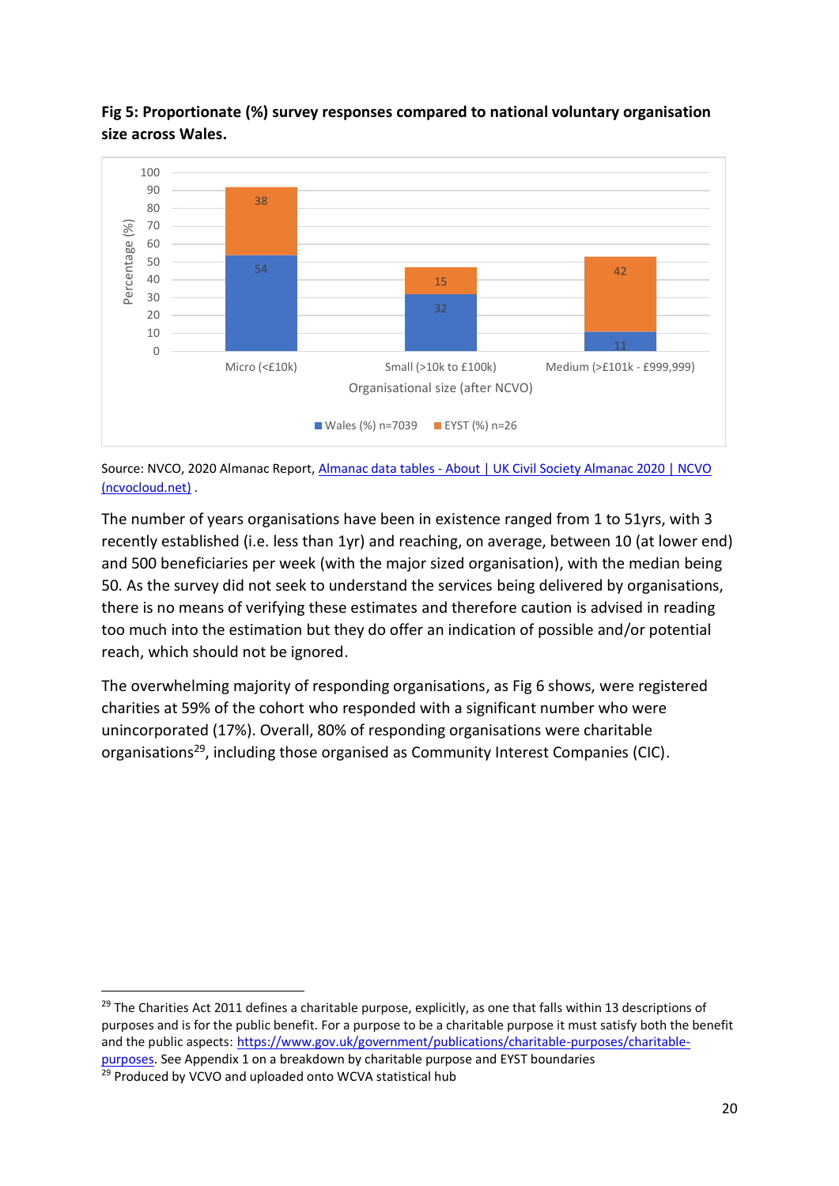**Fig 5: Proportionate (%) survey responses compared to national voluntary organisation size across Wales.**

| Organisational size (after NCVO) | Wales (%) n=7039 | EYST (%) n=26 |
|---|---|---|
| Micro (<£10k) | 54 | 38 |
| Small (>10k to £100k) | 32 | 15 |
| Medium (>£101k - £999,999) | 11 | 42 |

Source: NVCO, 2020 Almanac Report, [Almanac data tables - About | UK Civil Society Almanac 2020 | NCVO (ncvocloud.net)](ncvocloud.net) .

The number of years organisations have been in existence ranged from 1 to 51yrs, with 3 recently established (i.e. less than 1yr) and reaching, on average, between 10 (at lower end) and 500 beneficiaries per week (with the major sized organisation), with the median being 50. As the survey did not seek to understand the services being delivered by organisations, there is no means of verifying these estimates and therefore caution is advised in reading too much into the estimation but they do offer an indication of possible and/or potential reach, which should not be ignored.

The overwhelming majority of responding organisations, as Fig 6 shows, were registered charities at 59% of the cohort who responded with a significant number who were unincorporated (17%). Overall, 80% of responding organisations were charitable organisations[29], including those organised as Community Interest Companies (CIC).

---

[29] The Charities Act 2011 defines a charitable purpose, explicitly, as one that falls within 13 descriptions of purposes and is for the public benefit. For a purpose to be a charitable purpose it must satisfy both the benefit and the public aspects: https://www.gov.uk/government/publications/charitable-purposes/charitable-purposes. See Appendix 1 on a breakdown by charitable purpose and EYST boundaries

[29] Produced by VCVO and uploaded onto WCVA statistical hub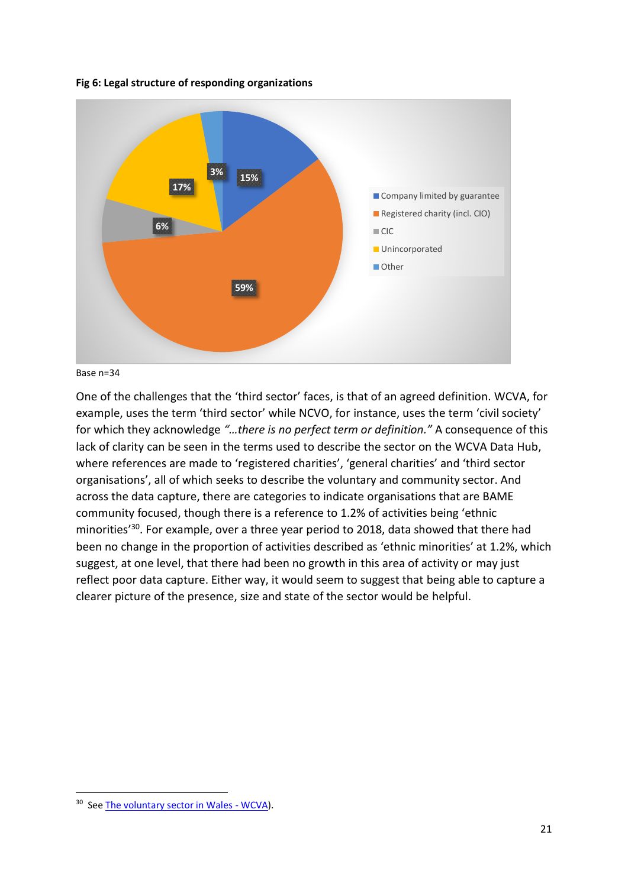**Fig 6: Legal structure of responding organizations**

| Legal structure | % |
|---|---|
| Company limited by guarantee | 15% |
| Registered charity (incl. CIO) | 59% |
| CIC | 6% |
| Unincorporated | 17% |
| Other | 3% |

Base n=34

One of the challenges that the 'third sector' faces, is that of an agreed definition. WCVA, for example, uses the term 'third sector' while NCVO, for instance, uses the term 'civil society' for which they acknowledge *"…there is no perfect term or definition."* A consequence of this lack of clarity can be seen in the terms used to describe the sector on the WCVA Data Hub, where references are made to 'registered charities', 'general charities' and 'third sector organisations', all of which seeks to describe the voluntary and community sector. And across the data capture, there are categories to indicate organisations that are BAME community focused, though there is a reference to 1.2% of activities being 'ethnic minorities'[30]. For example, over a three year period to 2018, data showed that there had been no change in the proportion of activities described as 'ethnic minorities' at 1.2%, which suggest, at one level, that there had been no growth in this area of activity or may just reflect poor data capture. Either way, it would seem to suggest that being able to capture a clearer picture of the presence, size and state of the sector would be helpful.

---

[30] See The voluntary sector in Wales - WCVA).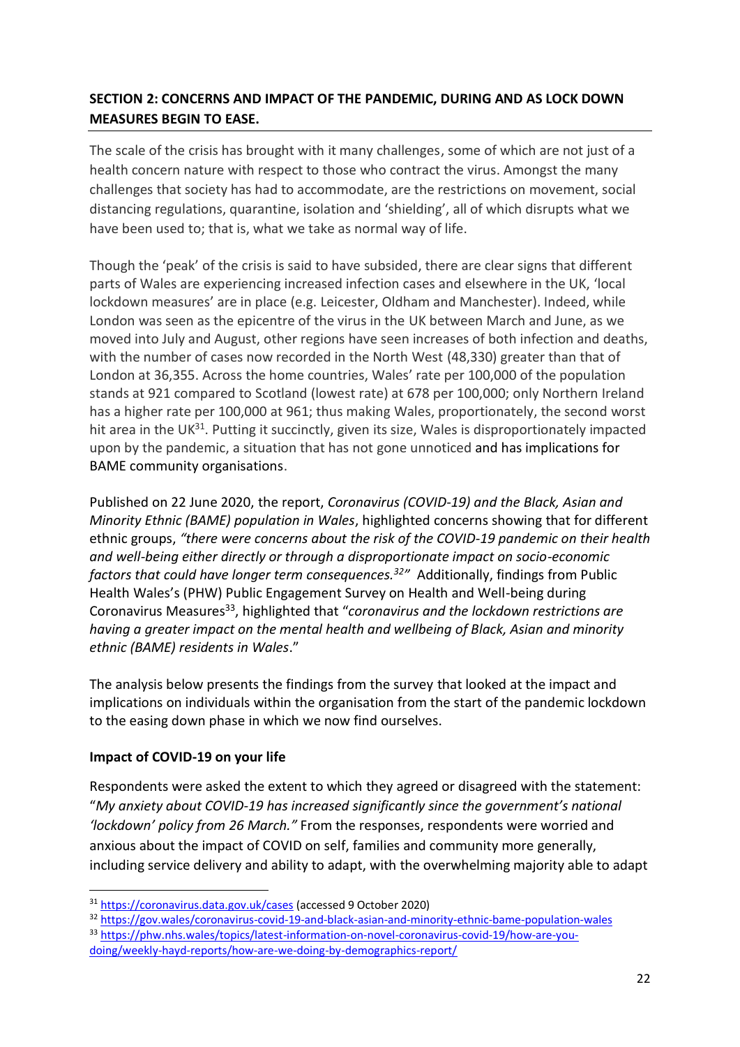**SECTION 2: CONCERNS AND IMPACT OF THE PANDEMIC, DURING AND AS LOCK DOWN MEASURES BEGIN TO EASE.**

The scale of the crisis has brought with it many challenges, some of which are not just of a health concern nature with respect to those who contract the virus. Amongst the many challenges that society has had to accommodate, are the restrictions on movement, social distancing regulations, quarantine, isolation and 'shielding', all of which disrupts what we have been used to; that is, what we take as normal way of life.

Though the 'peak' of the crisis is said to have subsided, there are clear signs that different parts of Wales are experiencing increased infection cases and elsewhere in the UK, 'local lockdown measures' are in place (e.g. Leicester, Oldham and Manchester). Indeed, while London was seen as the epicentre of the virus in the UK between March and June, as we moved into July and August, other regions have seen increases of both infection and deaths, with the number of cases now recorded in the North West (48,330) greater than that of London at 36,355. Across the home countries, Wales' rate per 100,000 of the population stands at 921 compared to Scotland (lowest rate) at 678 per 100,000; only Northern Ireland has a higher rate per 100,000 at 961; thus making Wales, proportionately, the second worst hit area in the UK[31]. Putting it succinctly, given its size, Wales is disproportionately impacted upon by the pandemic, a situation that has not gone unnoticed and has implications for BAME community organisations.

Published on 22 June 2020, the report, *Coronavirus (COVID-19) and the Black, Asian and Minority Ethnic (BAME) population in Wales*, highlighted concerns showing that for different ethnic groups, *"there were concerns about the risk of the COVID-19 pandemic on their health and well-being either directly or through a disproportionate impact on socio-economic factors that could have longer term consequences.[32]"* Additionally, findings from Public Health Wales's (PHW) Public Engagement Survey on Health and Well-being during Coronavirus Measures[33], highlighted that "*coronavirus and the lockdown restrictions are having a greater impact on the mental health and wellbeing of Black, Asian and minority ethnic (BAME) residents in Wales*."

The analysis below presents the findings from the survey that looked at the impact and implications on individuals within the organisation from the start of the pandemic lockdown to the easing down phase in which we now find ourselves.

**Impact of COVID-19 on your life**

Respondents were asked the extent to which they agreed or disagreed with the statement: "*My anxiety about COVID-19 has increased significantly since the government's national 'lockdown' policy from 26 March.*" From the responses, respondents were worried and anxious about the impact of COVID on self, families and community more generally, including service delivery and ability to adapt, with the overwhelming majority able to adapt

---

[31] https://coronavirus.data.gov.uk/cases (accessed 9 October 2020)

[32] https://gov.wales/coronavirus-covid-19-and-black-asian-and-minority-ethnic-bame-population-wales

[33] https://phw.nhs.wales/topics/latest-information-on-novel-coronavirus-covid-19/how-are-you-doing/weekly-hayd-reports/how-are-we-doing-by-demographics-report/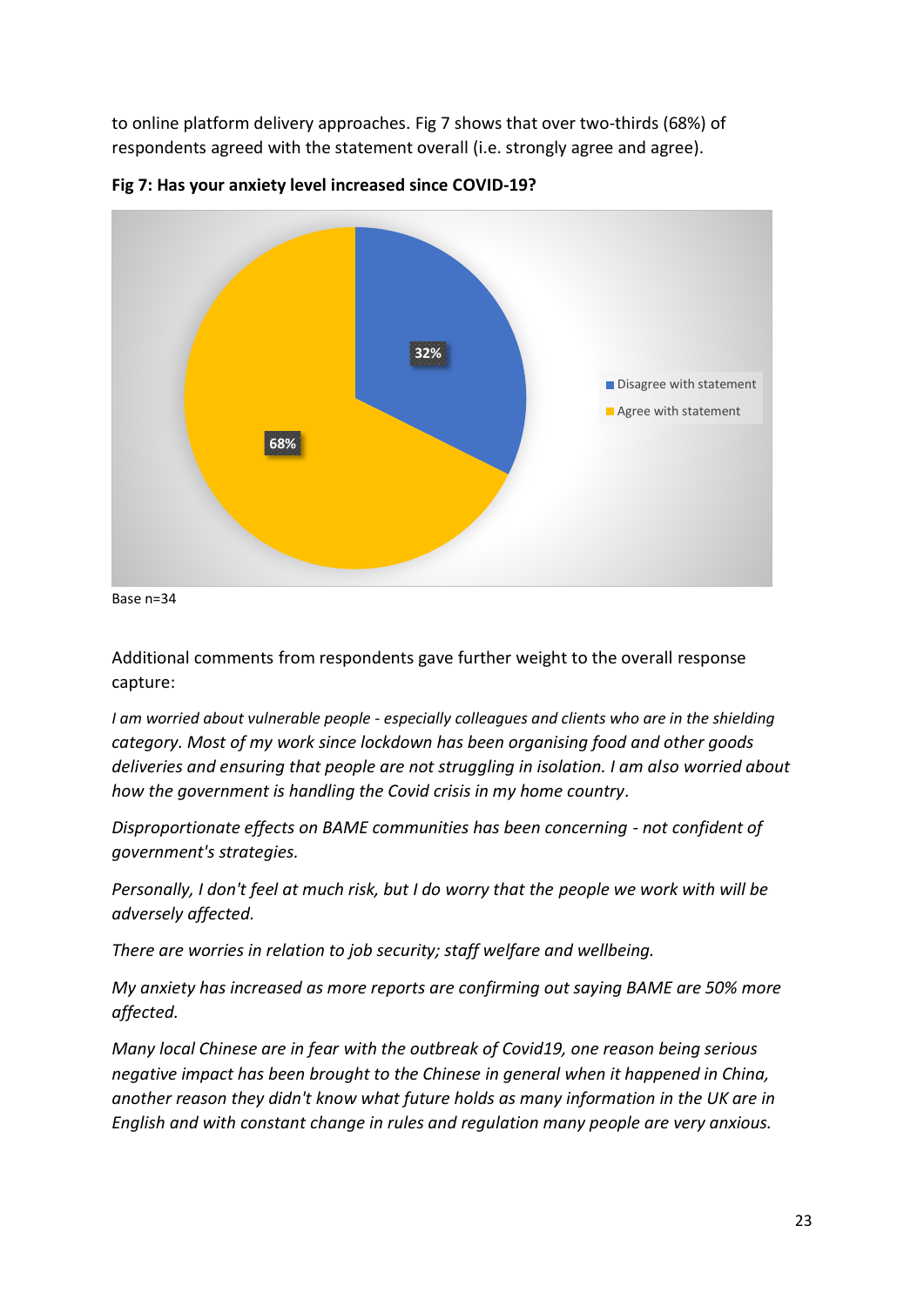to online platform delivery approaches. Fig 7 shows that over two-thirds (68%) of respondents agreed with the statement overall (i.e. strongly agree and agree).

**Fig 7: Has your anxiety level increased since COVID-19?**

| | |
|---|---|
| Disagree with statement | 32% |
| Agree with statement | 68% |

Base n=34

Additional comments from respondents gave further weight to the overall response capture:

*I am worried about vulnerable people - especially colleagues and clients who are in the shielding category. Most of my work since lockdown has been organising food and other goods deliveries and ensuring that people are not struggling in isolation. I am also worried about how the government is handling the Covid crisis in my home country.*

*Disproportionate effects on BAME communities has been concerning - not confident of government's strategies.*

*Personally, I don't feel at much risk, but I do worry that the people we work with will be adversely affected.*

*There are worries in relation to job security; staff welfare and wellbeing.*

*My anxiety has increased as more reports are confirming out saying BAME are 50% more affected.*

*Many local Chinese are in fear with the outbreak of Covid19, one reason being serious negative impact has been brought to the Chinese in general when it happened in China, another reason they didn't know what future holds as many information in the UK are in English and with constant change in rules and regulation many people are very anxious.*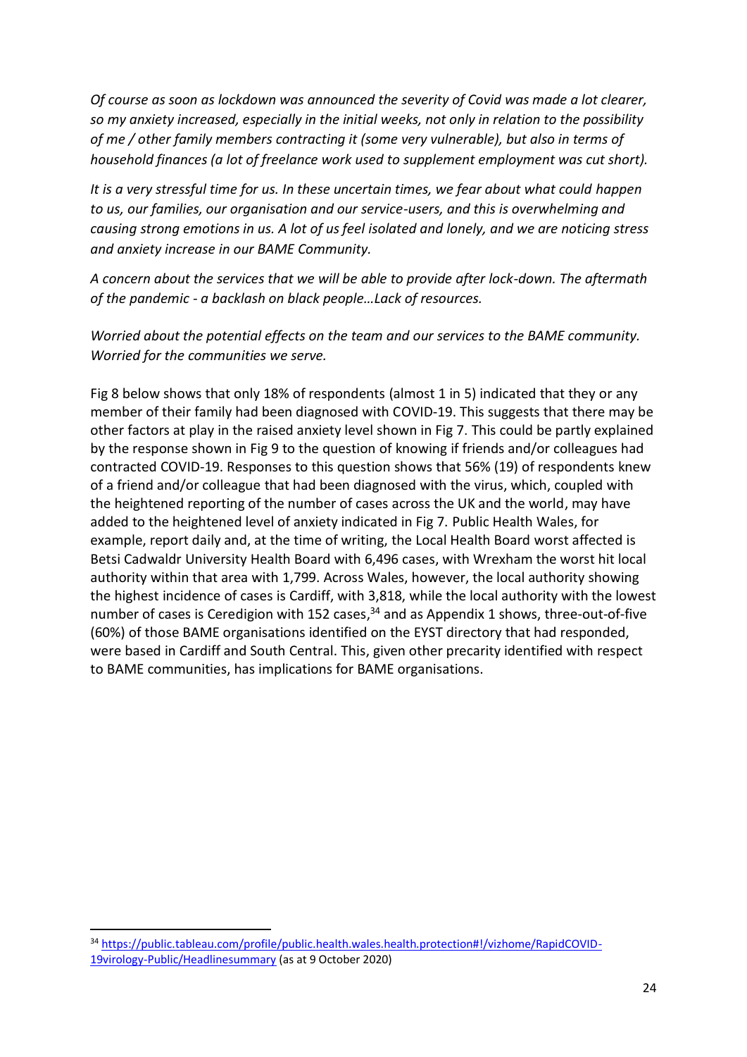*Of course as soon as lockdown was announced the severity of Covid was made a lot clearer, so my anxiety increased, especially in the initial weeks, not only in relation to the possibility of me / other family members contracting it (some very vulnerable), but also in terms of household finances (a lot of freelance work used to supplement employment was cut short).*

*It is a very stressful time for us. In these uncertain times, we fear about what could happen to us, our families, our organisation and our service-users, and this is overwhelming and causing strong emotions in us. A lot of us feel isolated and lonely, and we are noticing stress and anxiety increase in our BAME Community.*

*A concern about the services that we will be able to provide after lock-down. The aftermath of the pandemic - a backlash on black people…Lack of resources.*

*Worried about the potential effects on the team and our services to the BAME community. Worried for the communities we serve.*

Fig 8 below shows that only 18% of respondents (almost 1 in 5) indicated that they or any member of their family had been diagnosed with COVID-19. This suggests that there may be other factors at play in the raised anxiety level shown in Fig 7. This could be partly explained by the response shown in Fig 9 to the question of knowing if friends and/or colleagues had contracted COVID-19. Responses to this question shows that 56% (19) of respondents knew of a friend and/or colleague that had been diagnosed with the virus, which, coupled with the heightened reporting of the number of cases across the UK and the world, may have added to the heightened level of anxiety indicated in Fig 7. Public Health Wales, for example, report daily and, at the time of writing, the Local Health Board worst affected is Betsi Cadwaldr University Health Board with 6,496 cases, with Wrexham the worst hit local authority within that area with 1,799. Across Wales, however, the local authority showing the highest incidence of cases is Cardiff, with 3,818, while the local authority with the lowest number of cases is Ceredigion with 152 cases,[34] and as Appendix 1 shows, three-out-of-five (60%) of those BAME organisations identified on the EYST directory that had responded, were based in Cardiff and South Central. This, given other precarity identified with respect to BAME communities, has implications for BAME organisations.

[34] https://public.tableau.com/profile/public.health.wales.health.protection#!/vizhome/RapidCOVID-19virology-Public/Headlinesummary (as at 9 October 2020)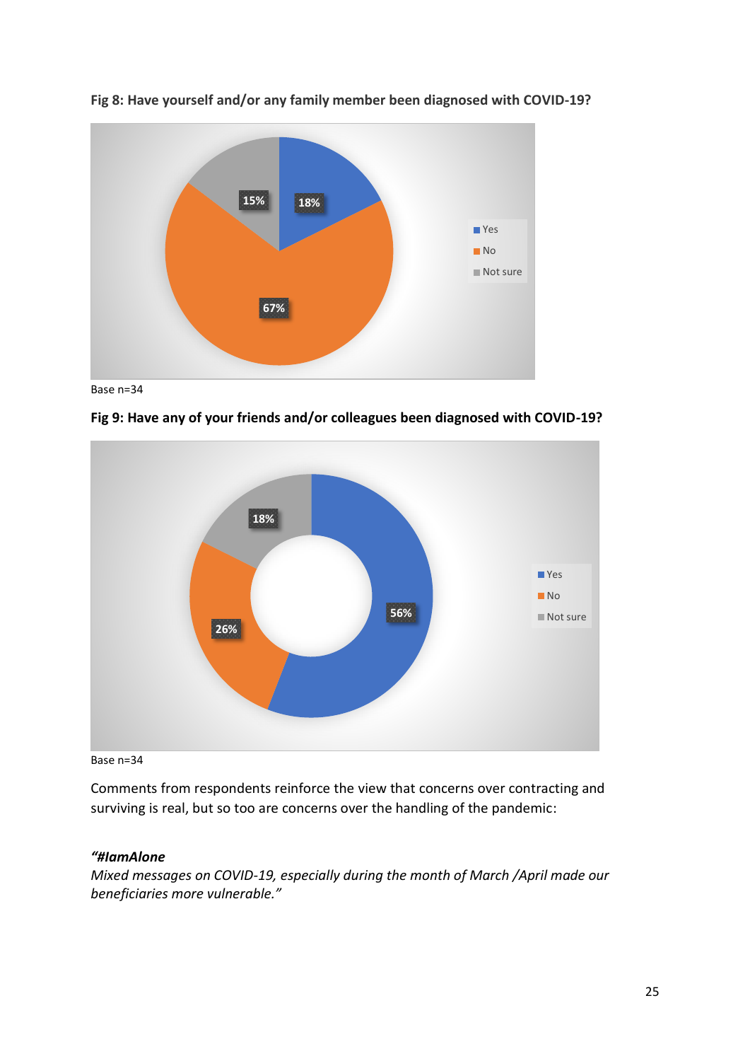**Fig 8: Have yourself and/or any family member been diagnosed with COVID-19?**

Base n=34

**Fig 9: Have any of your friends and/or colleagues been diagnosed with COVID-19?**

Base n=34

Comments from respondents reinforce the view that concerns over contracting and surviving is real, but so too are concerns over the handling of the pandemic:

***"#IamAlone***
*Mixed messages on COVID-19, especially during the month of March /April made our beneficiaries more vulnerable."*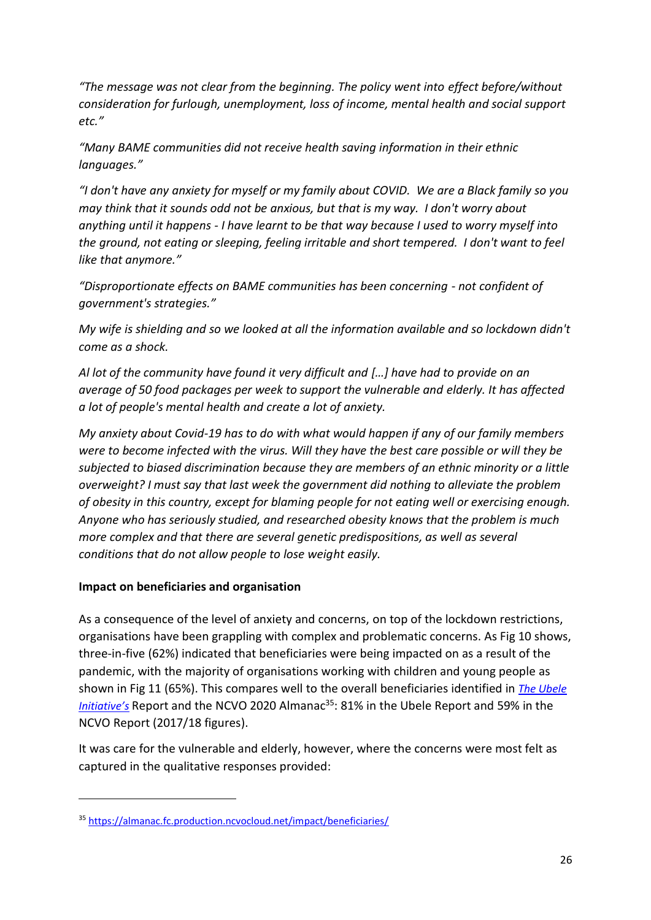*"The message was not clear from the beginning. The policy went into effect before/without consideration for furlough, unemployment, loss of income, mental health and social support etc."*

*"Many BAME communities did not receive health saving information in their ethnic languages."*

*"I don't have any anxiety for myself or my family about COVID. We are a Black family so you may think that it sounds odd not be anxious, but that is my way. I don't worry about anything until it happens - I have learnt to be that way because I used to worry myself into the ground, not eating or sleeping, feeling irritable and short tempered. I don't want to feel like that anymore."*

*"Disproportionate effects on BAME communities has been concerning - not confident of government's strategies."*

*My wife is shielding and so we looked at all the information available and so lockdown didn't come as a shock.*

*Al lot of the community have found it very difficult and […] have had to provide on an average of 50 food packages per week to support the vulnerable and elderly. It has affected a lot of people's mental health and create a lot of anxiety.*

*My anxiety about Covid-19 has to do with what would happen if any of our family members were to become infected with the virus. Will they have the best care possible or will they be subjected to biased discrimination because they are members of an ethnic minority or a little overweight? I must say that last week the government did nothing to alleviate the problem of obesity in this country, except for blaming people for not eating well or exercising enough. Anyone who has seriously studied, and researched obesity knows that the problem is much more complex and that there are several genetic predispositions, as well as several conditions that do not allow people to lose weight easily.*

**Impact on beneficiaries and organisation**

As a consequence of the level of anxiety and concerns, on top of the lockdown restrictions, organisations have been grappling with complex and problematic concerns. As Fig 10 shows, three-in-five (62%) indicated that beneficiaries were being impacted on as a result of the pandemic, with the majority of organisations working with children and young people as shown in Fig 11 (65%). This compares well to the overall beneficiaries identified in *The Ubele Initiative's* Report and the NCVO 2020 Almanac[35]: 81% in the Ubele Report and 59% in the NCVO Report (2017/18 figures).

It was care for the vulnerable and elderly, however, where the concerns were most felt as captured in the qualitative responses provided:

[35] https://almanac.fc.production.ncvocloud.net/impact/beneficiaries/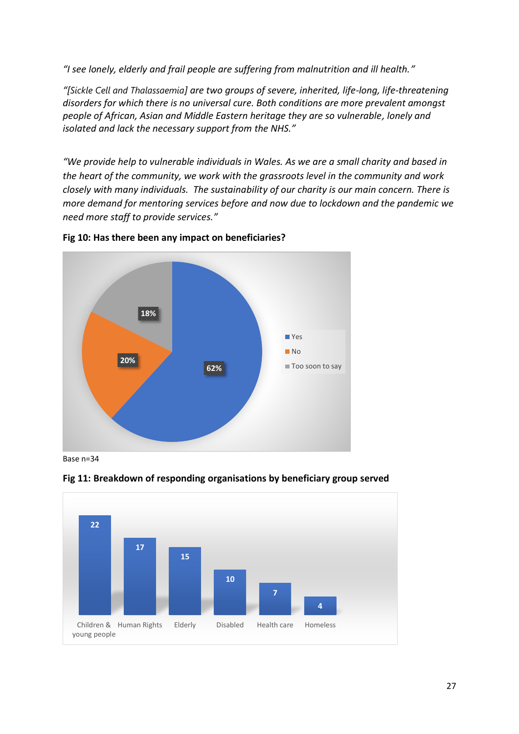*"I see lonely, elderly and frail people are suffering from malnutrition and ill health."*

*"[Sickle Cell and Thalassaemia] are two groups of severe, inherited, life-long, life-threatening disorders for which there is no universal cure. Both conditions are more prevalent amongst people of African, Asian and Middle Eastern heritage they are so vulnerable, lonely and isolated and lack the necessary support from the NHS."*

*"We provide help to vulnerable individuals in Wales. As we are a small charity and based in the heart of the community, we work with the grassroots level in the community and work closely with many individuals. The sustainability of our charity is our main concern. There is more demand for mentoring services before and now due to lockdown and the pandemic we need more staff to provide services."*

**Fig 10: Has there been any impact on beneficiaries?**

| Response | Percentage |
|---|---|
| Yes | 62% |
| No | 20% |
| Too soon to say | 18% |

Base n=34

**Fig 11: Breakdown of responding organisations by beneficiary group served**

| Beneficiary group | Number |
|---|---|
| Children & young people | 22 |
| Human Rights | 17 |
| Elderly | 15 |
| Disabled | 10 |
| Health care | 7 |
| Homeless | 4 |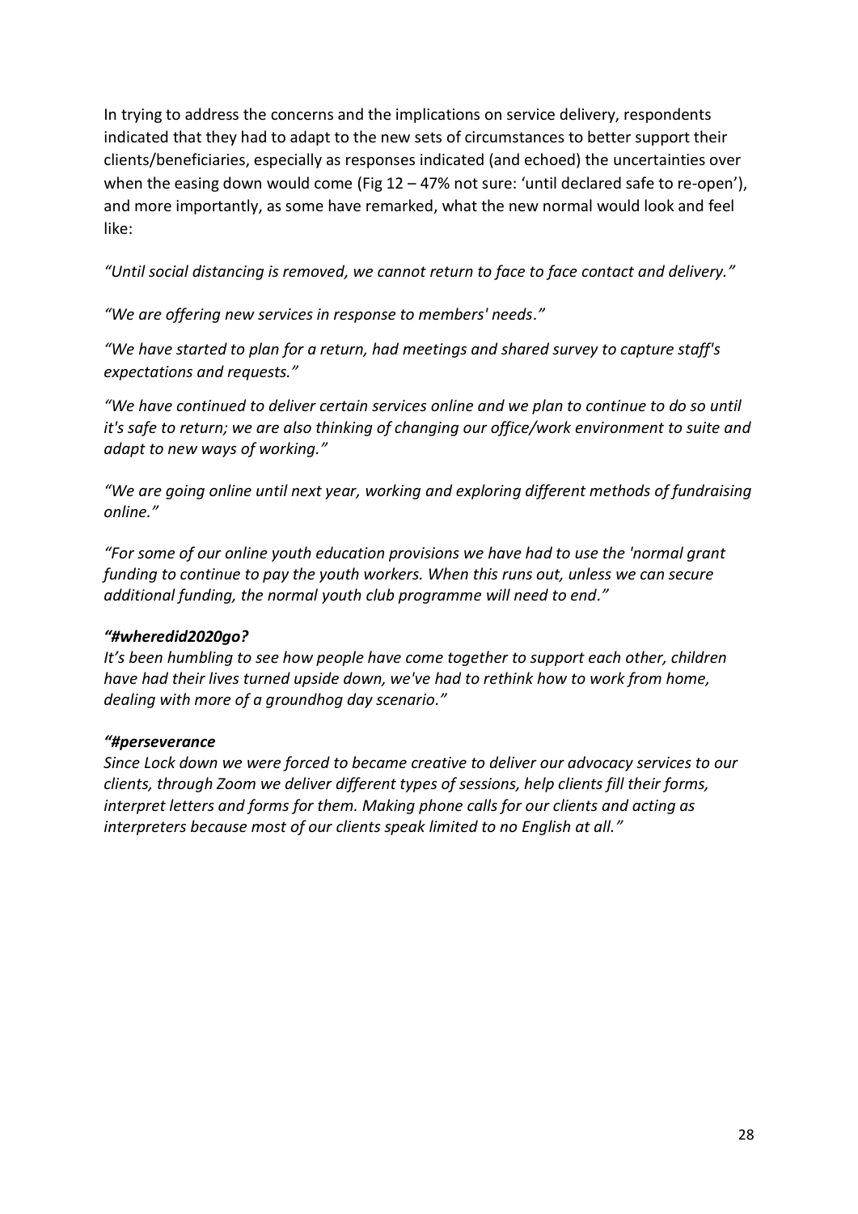In trying to address the concerns and the implications on service delivery, respondents indicated that they had to adapt to the new sets of circumstances to better support their clients/beneficiaries, especially as responses indicated (and echoed) the uncertainties over when the easing down would come (Fig 12 – 47% not sure: 'until declared safe to re-open'), and more importantly, as some have remarked, what the new normal would look and feel like:

*"Until social distancing is removed, we cannot return to face to face contact and delivery."*

*"We are offering new services in response to members' needs."*

*"We have started to plan for a return, had meetings and shared survey to capture staff's expectations and requests."*

*"We have continued to deliver certain services online and we plan to continue to do so until it's safe to return; we are also thinking of changing our office/work environment to suite and adapt to new ways of working."*

*"We are going online until next year, working and exploring different methods of fundraising online."*

*"For some of our online youth education provisions we have had to use the 'normal grant funding to continue to pay the youth workers. When this runs out, unless we can secure additional funding, the normal youth club programme will need to end."*

***"#wheredid2020go?***
*It's been humbling to see how people have come together to support each other, children have had their lives turned upside down, we've had to rethink how to work from home, dealing with more of a groundhog day scenario."*

***"#perseverance***
*Since Lock down we were forced to became creative to deliver our advocacy services to our clients, through Zoom we deliver different types of sessions, help clients fill their forms, interpret letters and forms for them. Making phone calls for our clients and acting as interpreters because most of our clients speak limited to no English at all."*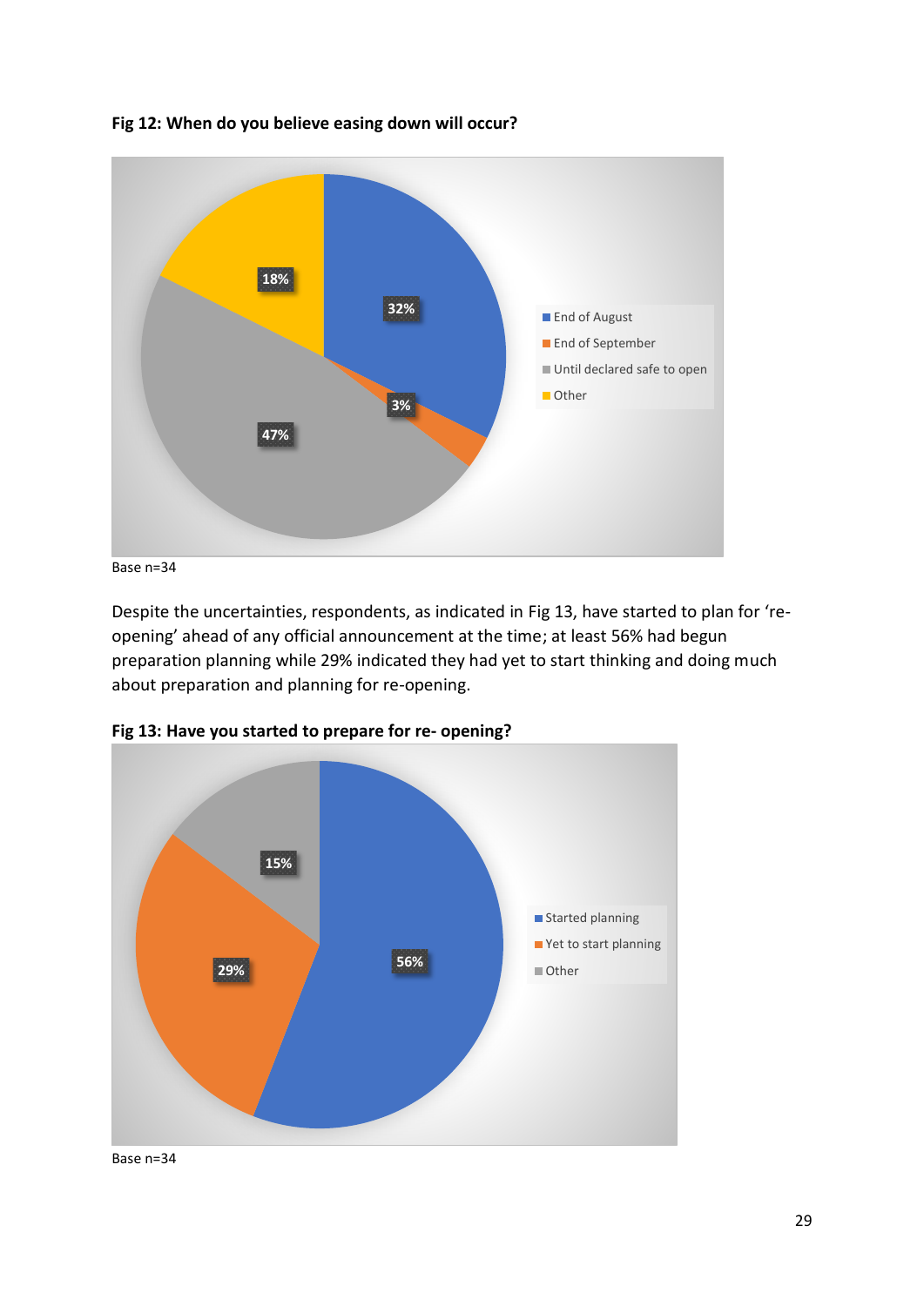**Fig 12: When do you believe easing down will occur?**

Base n=34

Despite the uncertainties, respondents, as indicated in Fig 13, have started to plan for 're-opening' ahead of any official announcement at the time; at least 56% had begun preparation planning while 29% indicated they had yet to start thinking and doing much about preparation and planning for re-opening.

**Fig 13: Have you started to prepare for re- opening?**

Base n=34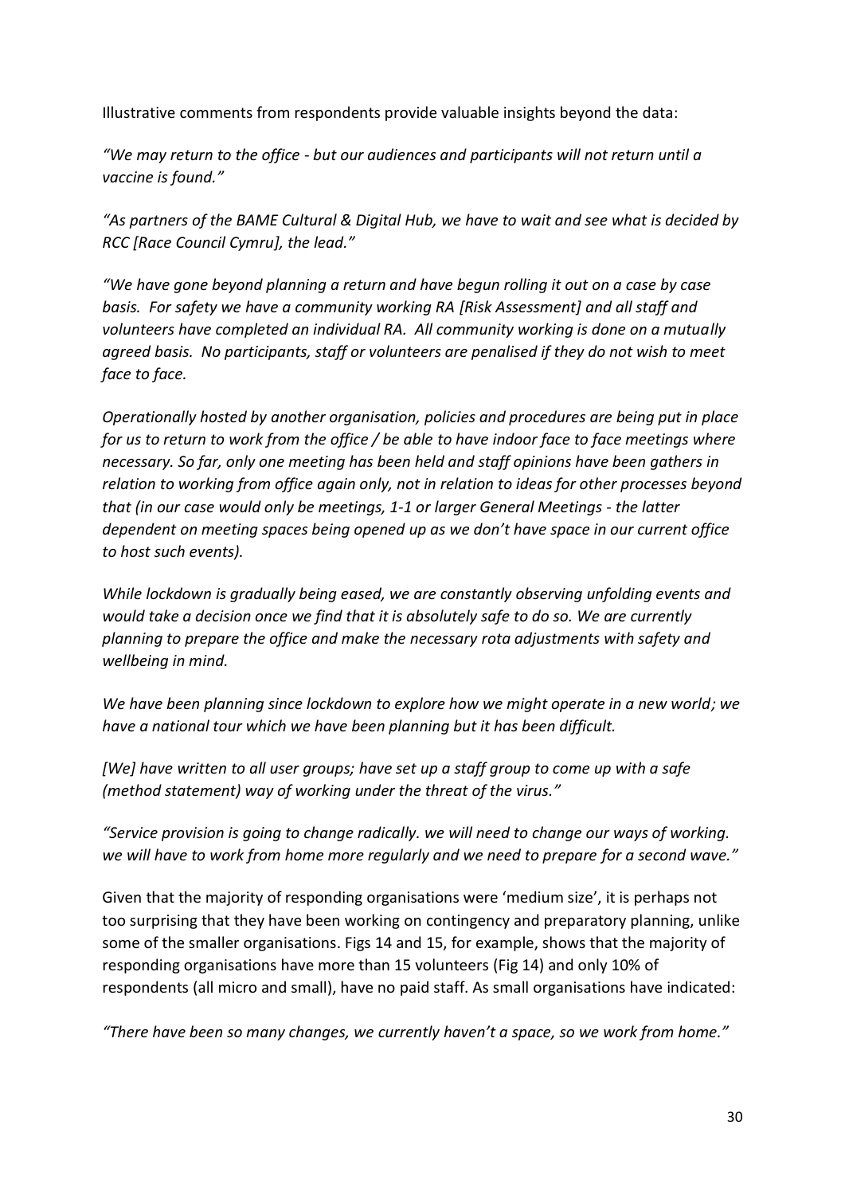Illustrative comments from respondents provide valuable insights beyond the data:

*"We may return to the office - but our audiences and participants will not return until a vaccine is found."*

*"As partners of the BAME Cultural & Digital Hub, we have to wait and see what is decided by RCC [Race Council Cymru], the lead."*

*"We have gone beyond planning a return and have begun rolling it out on a case by case basis. For safety we have a community working RA [Risk Assessment] and all staff and volunteers have completed an individual RA. All community working is done on a mutually agreed basis. No participants, staff or volunteers are penalised if they do not wish to meet face to face.*

*Operationally hosted by another organisation, policies and procedures are being put in place for us to return to work from the office / be able to have indoor face to face meetings where necessary. So far, only one meeting has been held and staff opinions have been gathers in relation to working from office again only, not in relation to ideas for other processes beyond that (in our case would only be meetings, 1-1 or larger General Meetings - the latter dependent on meeting spaces being opened up as we don't have space in our current office to host such events).*

*While lockdown is gradually being eased, we are constantly observing unfolding events and would take a decision once we find that it is absolutely safe to do so. We are currently planning to prepare the office and make the necessary rota adjustments with safety and wellbeing in mind.*

*We have been planning since lockdown to explore how we might operate in a new world; we have a national tour which we have been planning but it has been difficult.*

*[We] have written to all user groups; have set up a staff group to come up with a safe (method statement) way of working under the threat of the virus."*

*"Service provision is going to change radically. we will need to change our ways of working. we will have to work from home more regularly and we need to prepare for a second wave."*

Given that the majority of responding organisations were 'medium size', it is perhaps not too surprising that they have been working on contingency and preparatory planning, unlike some of the smaller organisations. Figs 14 and 15, for example, shows that the majority of responding organisations have more than 15 volunteers (Fig 14) and only 10% of respondents (all micro and small), have no paid staff. As small organisations have indicated:

*"There have been so many changes, we currently haven't a space, so we work from home."*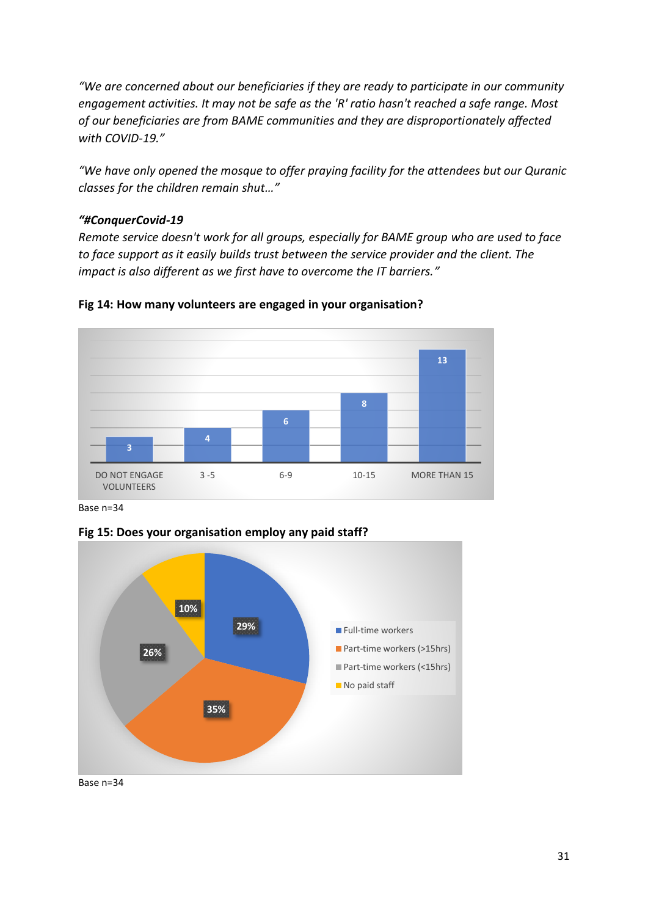*"We are concerned about our beneficiaries if they are ready to participate in our community engagement activities. It may not be safe as the 'R' ratio hasn't reached a safe range. Most of our beneficiaries are from BAME communities and they are disproportionately affected with COVID-19."*

*"We have only opened the mosque to offer praying facility for the attendees but our Quranic classes for the children remain shut…"*

***"#ConquerCovid-19***
*Remote service doesn't work for all groups, especially for BAME group who are used to face to face support as it easily builds trust between the service provider and the client. The impact is also different as we first have to overcome the IT barriers."*

**Fig 14: How many volunteers are engaged in your organisation?**

| Response | Count |
|---|---|
| DO NOT ENGAGE VOLUNTEERS | 3 |
| 3 -5 | 4 |
| 6-9 | 6 |
| 10-15 | 8 |
| MORE THAN 15 | 13 |

Base n=34

**Fig 15: Does your organisation employ any paid staff?**

| Response | Percentage |
|---|---|
| Full-time workers | 29% |
| Part-time workers (>15hrs) | 35% |
| Part-time workers (<15hrs) | 26% |
| No paid staff | 10% |

Base n=34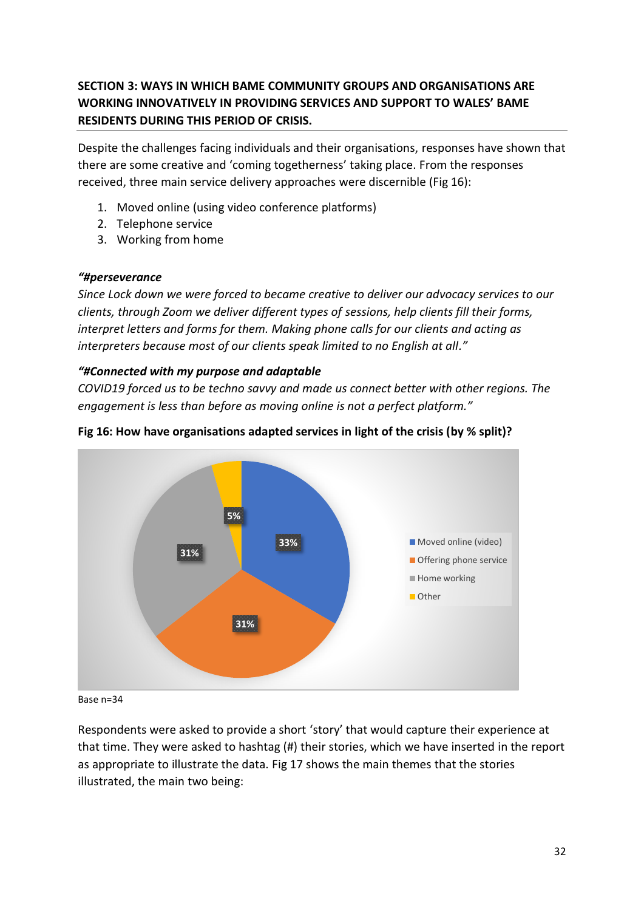**SECTION 3: WAYS IN WHICH BAME COMMUNITY GROUPS AND ORGANISATIONS ARE WORKING INNOVATIVELY IN PROVIDING SERVICES AND SUPPORT TO WALES' BAME RESIDENTS DURING THIS PERIOD OF CRISIS.**

Despite the challenges facing individuals and their organisations, responses have shown that there are some creative and 'coming togetherness' taking place. From the responses received, three main service delivery approaches were discernible (Fig 16):

1. Moved online (using video conference platforms)
2. Telephone service
3. Working from home

***"#perseverance***
*Since Lock down we were forced to became creative to deliver our advocacy services to our clients, through Zoom we deliver different types of sessions, help clients fill their forms, interpret letters and forms for them. Making phone calls for our clients and acting as interpreters because most of our clients speak limited to no English at all."*

***"#Connected with my purpose and adaptable***
*COVID19 forced us to be techno savvy and made us connect better with other regions. The engagement is less than before as moving online is not a perfect platform."*

**Fig 16: How have organisations adapted services in light of the crisis (by % split)?**

| Service adaptation | % |
|---|---|
| Moved online (video) | 33% |
| Offering phone service | 31% |
| Home working | 31% |
| Other | 5% |

Base n=34

Respondents were asked to provide a short 'story' that would capture their experience at that time. They were asked to hashtag (#) their stories, which we have inserted in the report as appropriate to illustrate the data. Fig 17 shows the main themes that the stories illustrated, the main two being: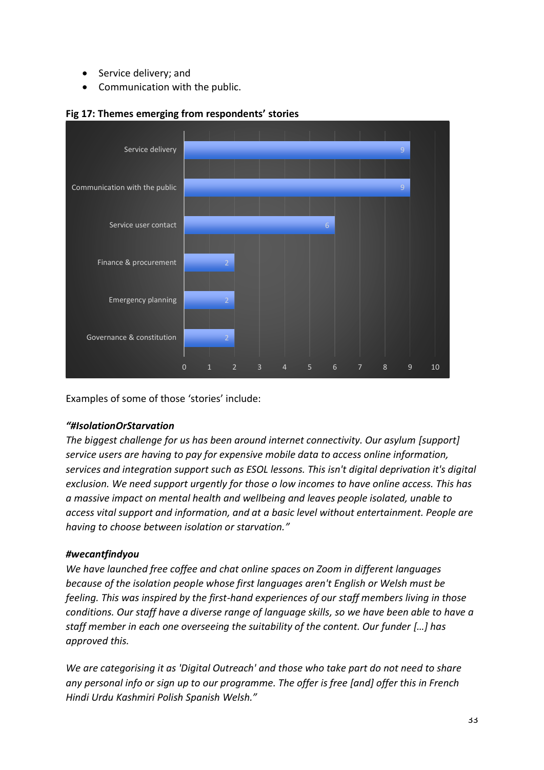- Service delivery; and
- Communication with the public.

**Fig 17: Themes emerging from respondents' stories**

| Theme | Count |
|---|---|
| Service delivery | 9 |
| Communication with the public | 9 |
| Service user contact | 6 |
| Finance & procurement | 2 |
| Emergency planning | 2 |
| Governance & constitution | 2 |

Examples of some of those 'stories' include:

***"#IsolationOrStarvation***

*The biggest challenge for us has been around internet connectivity. Our asylum [support] service users are having to pay for expensive mobile data to access online information, services and integration support such as ESOL lessons. This isn't digital deprivation it's digital exclusion. We need support urgently for those o low incomes to have online access. This has a massive impact on mental health and wellbeing and leaves people isolated, unable to access vital support and information, and at a basic level without entertainment. People are having to choose between isolation or starvation."*

***#wecantfindyou***

*We have launched free coffee and chat online spaces on Zoom in different languages because of the isolation people whose first languages aren't English or Welsh must be feeling. This was inspired by the first-hand experiences of our staff members living in those conditions. Our staff have a diverse range of language skills, so we have been able to have a staff member in each one overseeing the suitability of the content. Our funder […] has approved this.*

*We are categorising it as 'Digital Outreach' and those who take part do not need to share any personal info or sign up to our programme. The offer is free [and] offer this in French Hindi Urdu Kashmiri Polish Spanish Welsh."*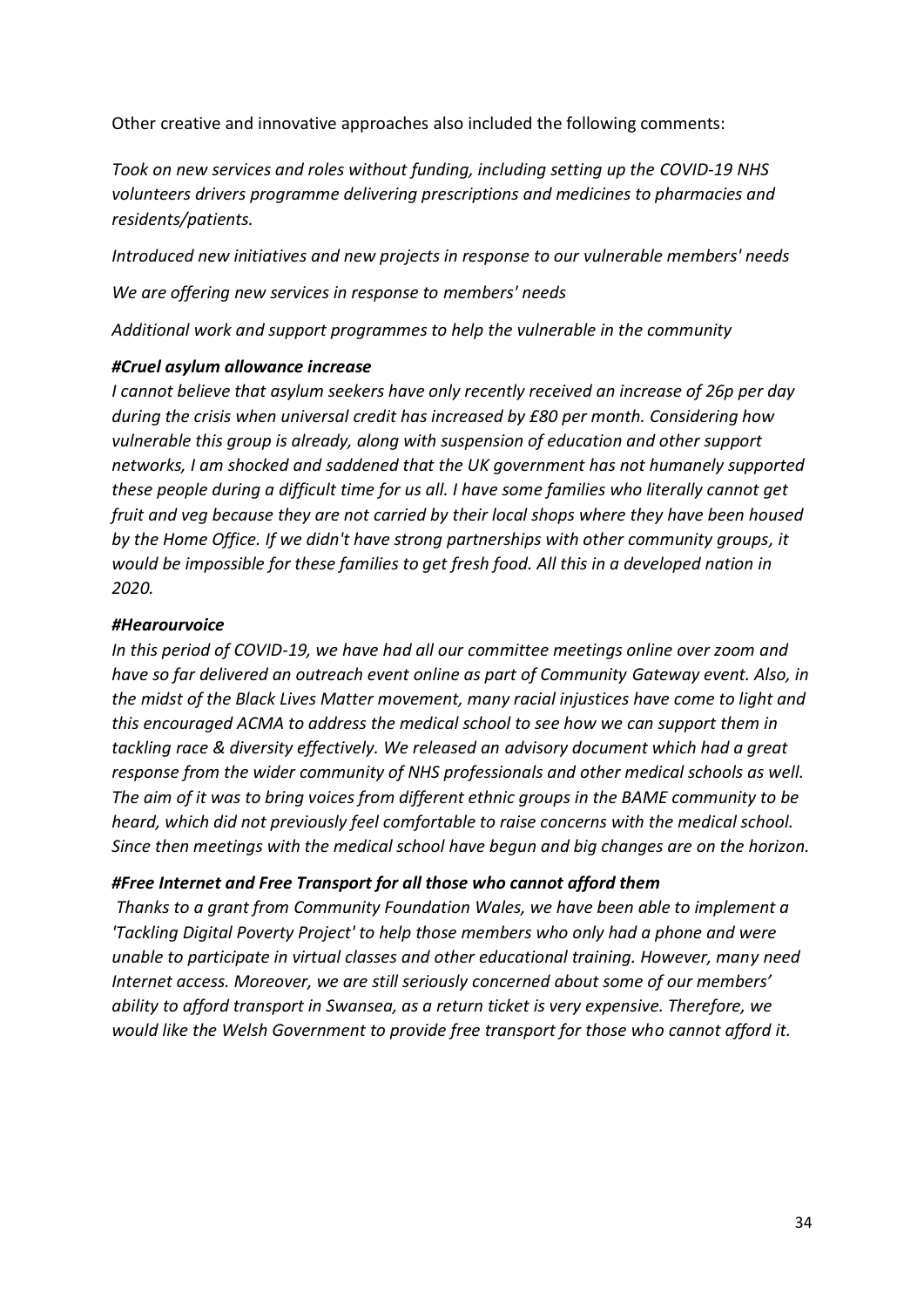Other creative and innovative approaches also included the following comments:

*Took on new services and roles without funding, including setting up the COVID-19 NHS volunteers drivers programme delivering prescriptions and medicines to pharmacies and residents/patients.*

*Introduced new initiatives and new projects in response to our vulnerable members' needs*

*We are offering new services in response to members' needs*

*Additional work and support programmes to help the vulnerable in the community*

***#Cruel asylum allowance increase***
*I cannot believe that asylum seekers have only recently received an increase of 26p per day during the crisis when universal credit has increased by £80 per month. Considering how vulnerable this group is already, along with suspension of education and other support networks, I am shocked and saddened that the UK government has not humanely supported these people during a difficult time for us all. I have some families who literally cannot get fruit and veg because they are not carried by their local shops where they have been housed by the Home Office. If we didn't have strong partnerships with other community groups, it would be impossible for these families to get fresh food. All this in a developed nation in 2020.*

***#Hearourvoice***
*In this period of COVID-19, we have had all our committee meetings online over zoom and have so far delivered an outreach event online as part of Community Gateway event. Also, in the midst of the Black Lives Matter movement, many racial injustices have come to light and this encouraged ACMA to address the medical school to see how we can support them in tackling race & diversity effectively. We released an advisory document which had a great response from the wider community of NHS professionals and other medical schools as well. The aim of it was to bring voices from different ethnic groups in the BAME community to be heard, which did not previously feel comfortable to raise concerns with the medical school. Since then meetings with the medical school have begun and big changes are on the horizon.*

***#Free Internet and Free Transport for all those who cannot afford them***
*Thanks to a grant from Community Foundation Wales, we have been able to implement a 'Tackling Digital Poverty Project' to help those members who only had a phone and were unable to participate in virtual classes and other educational training. However, many need Internet access. Moreover, we are still seriously concerned about some of our members' ability to afford transport in Swansea, as a return ticket is very expensive. Therefore, we would like the Welsh Government to provide free transport for those who cannot afford it.*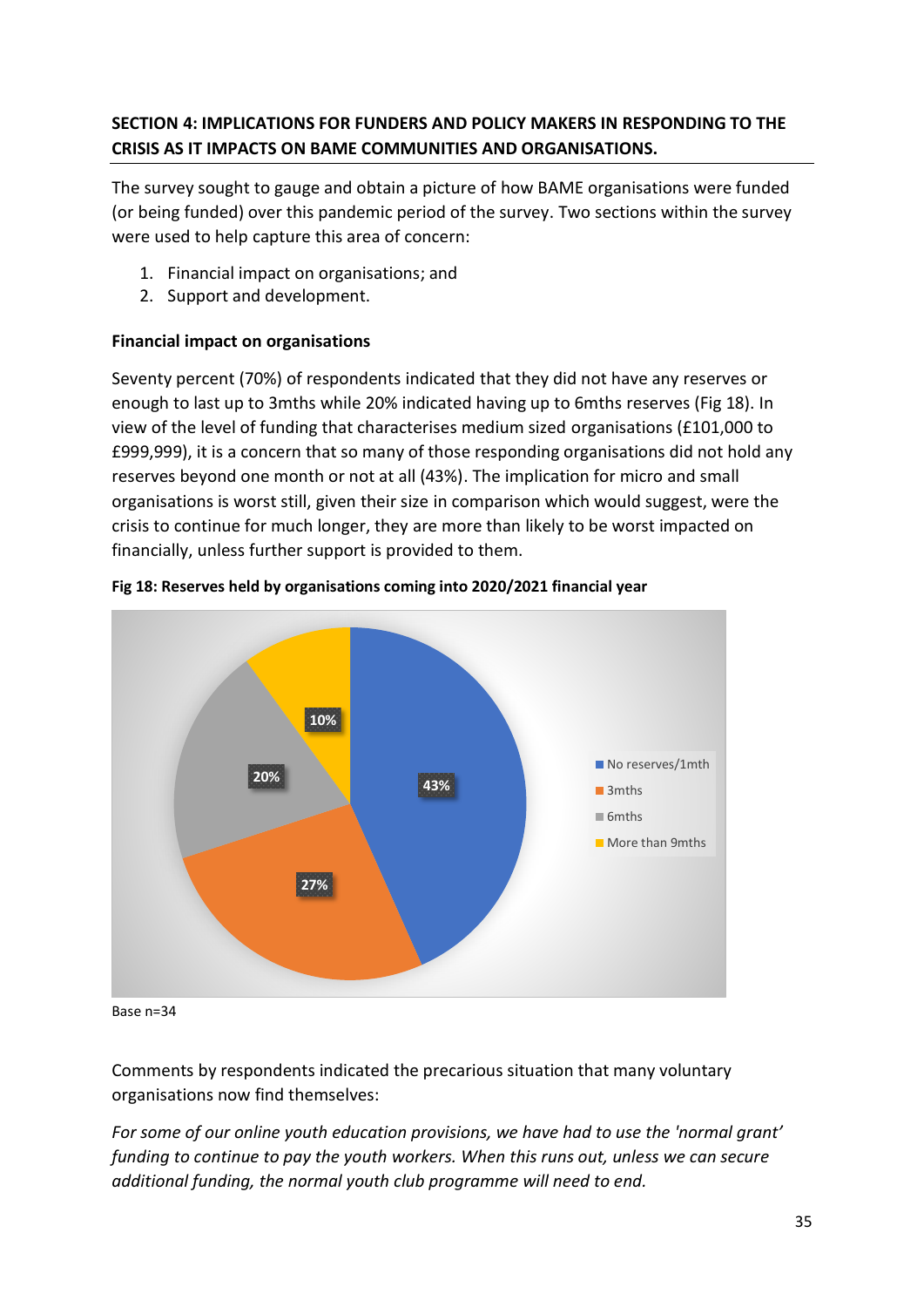**SECTION 4: IMPLICATIONS FOR FUNDERS AND POLICY MAKERS IN RESPONDING TO THE CRISIS AS IT IMPACTS ON BAME COMMUNITIES AND ORGANISATIONS.**

The survey sought to gauge and obtain a picture of how BAME organisations were funded (or being funded) over this pandemic period of the survey. Two sections within the survey were used to help capture this area of concern:

1. Financial impact on organisations; and
2. Support and development.

**Financial impact on organisations**

Seventy percent (70%) of respondents indicated that they did not have any reserves or enough to last up to 3mths while 20% indicated having up to 6mths reserves (Fig 18). In view of the level of funding that characterises medium sized organisations (£101,000 to £999,999), it is a concern that so many of those responding organisations did not hold any reserves beyond one month or not at all (43%). The implication for micro and small organisations is worst still, given their size in comparison which would suggest, were the crisis to continue for much longer, they are more than likely to be worst impacted on financially, unless further support is provided to them.

**Fig 18: Reserves held by organisations coming into 2020/2021 financial year**

| Reserves | % |
|---|---|
| No reserves/1mth | 43% |
| 3mths | 27% |
| 6mths | 20% |
| More than 9mths | 10% |

Base n=34

Comments by respondents indicated the precarious situation that many voluntary organisations now find themselves:

*For some of our online youth education provisions, we have had to use the 'normal grant' funding to continue to pay the youth workers. When this runs out, unless we can secure additional funding, the normal youth club programme will need to end.*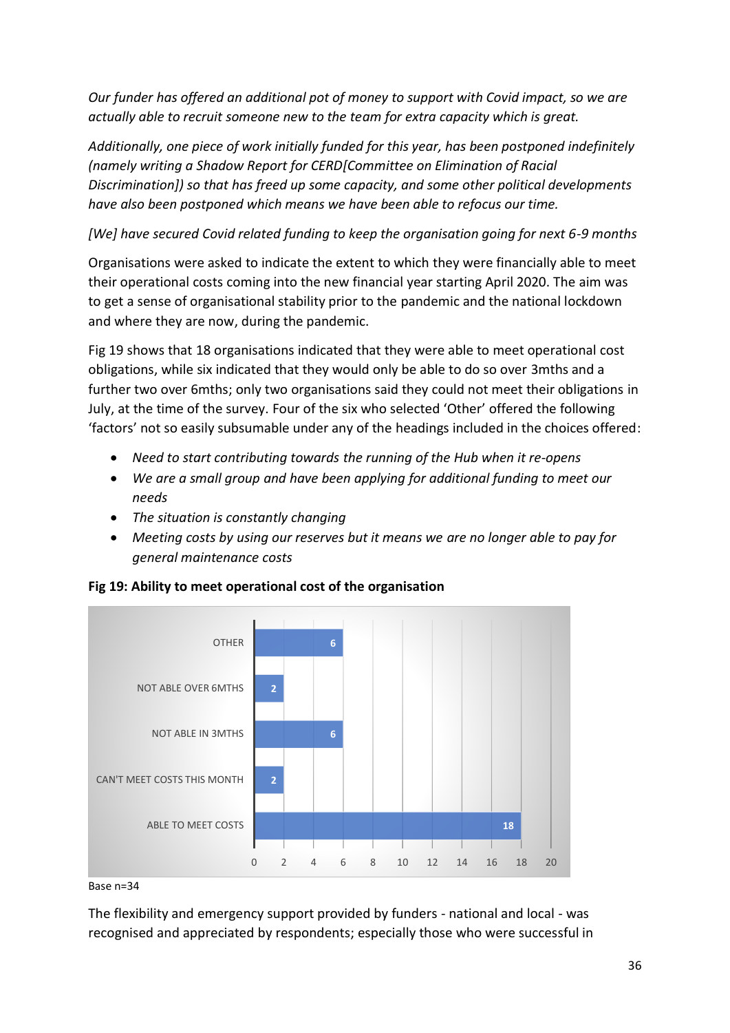*Our funder has offered an additional pot of money to support with Covid impact, so we are actually able to recruit someone new to the team for extra capacity which is great.*

*Additionally, one piece of work initially funded for this year, has been postponed indefinitely (namely writing a Shadow Report for CERD[Committee on Elimination of Racial Discrimination]) so that has freed up some capacity, and some other political developments have also been postponed which means we have been able to refocus our time.*

*[We] have secured Covid related funding to keep the organisation going for next 6-9 months*

Organisations were asked to indicate the extent to which they were financially able to meet their operational costs coming into the new financial year starting April 2020. The aim was to get a sense of organisational stability prior to the pandemic and the national lockdown and where they are now, during the pandemic.

Fig 19 shows that 18 organisations indicated that they were able to meet operational cost obligations, while six indicated that they would only be able to do so over 3mths and a further two over 6mths; only two organisations said they could not meet their obligations in July, at the time of the survey. Four of the six who selected 'Other' offered the following 'factors' not so easily subsumable under any of the headings included in the choices offered:

- *Need to start contributing towards the running of the Hub when it re-opens*
- *We are a small group and have been applying for additional funding to meet our needs*
- *The situation is constantly changing*
- *Meeting costs by using our reserves but it means we are no longer able to pay for general maintenance costs*

**Fig 19: Ability to meet operational cost of the organisation**

| Response | Number |
|---|---|
| OTHER | 6 |
| NOT ABLE OVER 6MTHS | 2 |
| NOT ABLE IN 3MTHS | 6 |
| CAN'T MEET COSTS THIS MONTH | 2 |
| ABLE TO MEET COSTS | 18 |

Base n=34

The flexibility and emergency support provided by funders - national and local - was recognised and appreciated by respondents; especially those who were successful in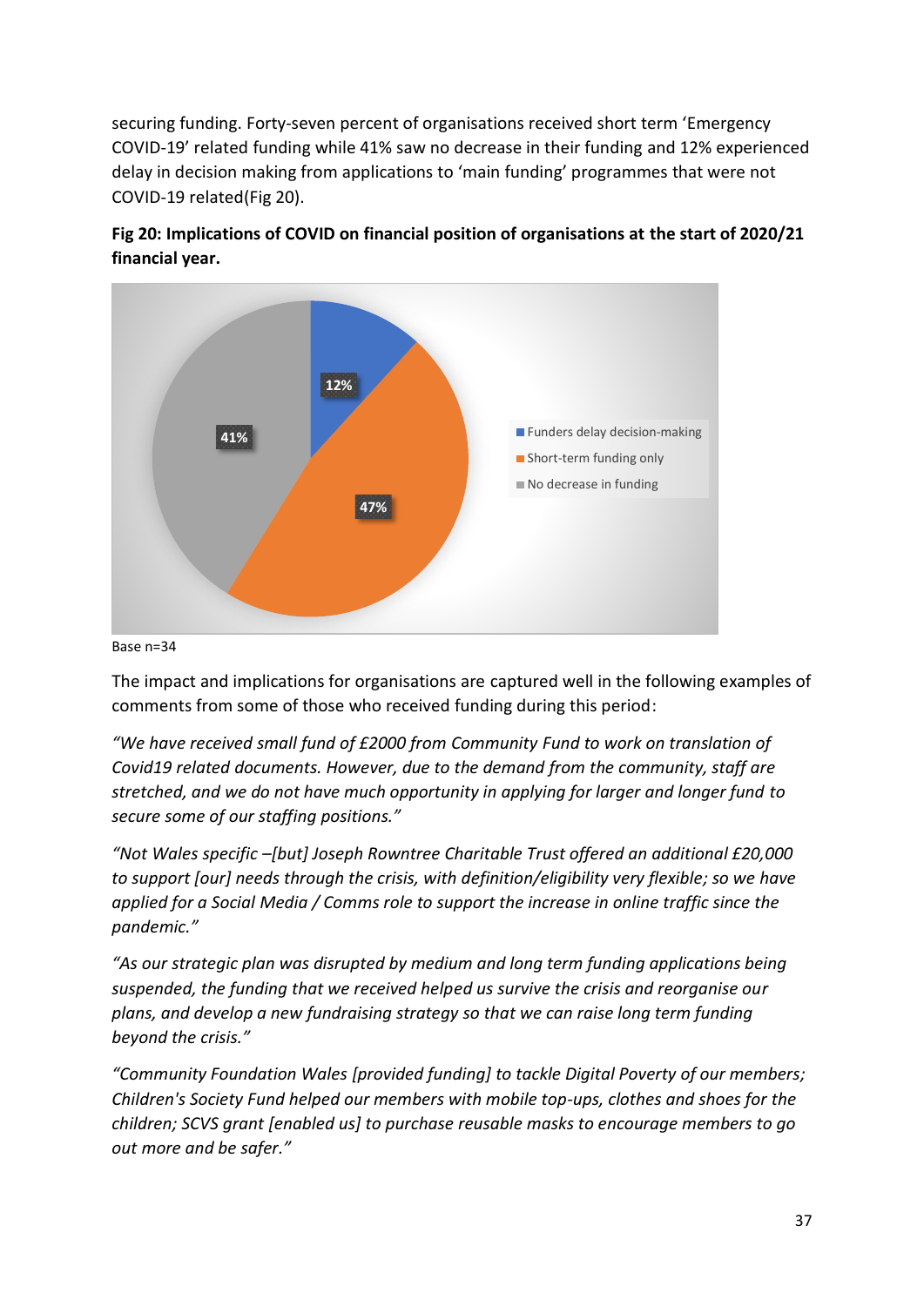securing funding. Forty-seven percent of organisations received short term 'Emergency COVID-19' related funding while 41% saw no decrease in their funding and 12% experienced delay in decision making from applications to 'main funding' programmes that were not COVID-19 related(Fig 20).

**Fig 20: Implications of COVID on financial position of organisations at the start of 2020/21 financial year.**

| Category | Percentage |
|---|---|
| Funders delay decision-making | 12% |
| Short-term funding only | 47% |
| No decrease in funding | 41% |

Base n=34

The impact and implications for organisations are captured well in the following examples of comments from some of those who received funding during this period:

*"We have received small fund of £2000 from Community Fund to work on translation of Covid19 related documents. However, due to the demand from the community, staff are stretched, and we do not have much opportunity in applying for larger and longer fund to secure some of our staffing positions."*

*"Not Wales specific –[but] Joseph Rowntree Charitable Trust offered an additional £20,000 to support [our] needs through the crisis, with definition/eligibility very flexible; so we have applied for a Social Media / Comms role to support the increase in online traffic since the pandemic."*

*"As our strategic plan was disrupted by medium and long term funding applications being suspended, the funding that we received helped us survive the crisis and reorganise our plans, and develop a new fundraising strategy so that we can raise long term funding beyond the crisis."*

*"Community Foundation Wales [provided funding] to tackle Digital Poverty of our members; Children's Society Fund helped our members with mobile top-ups, clothes and shoes for the children; SCVS grant [enabled us] to purchase reusable masks to encourage members to go out more and be safer."*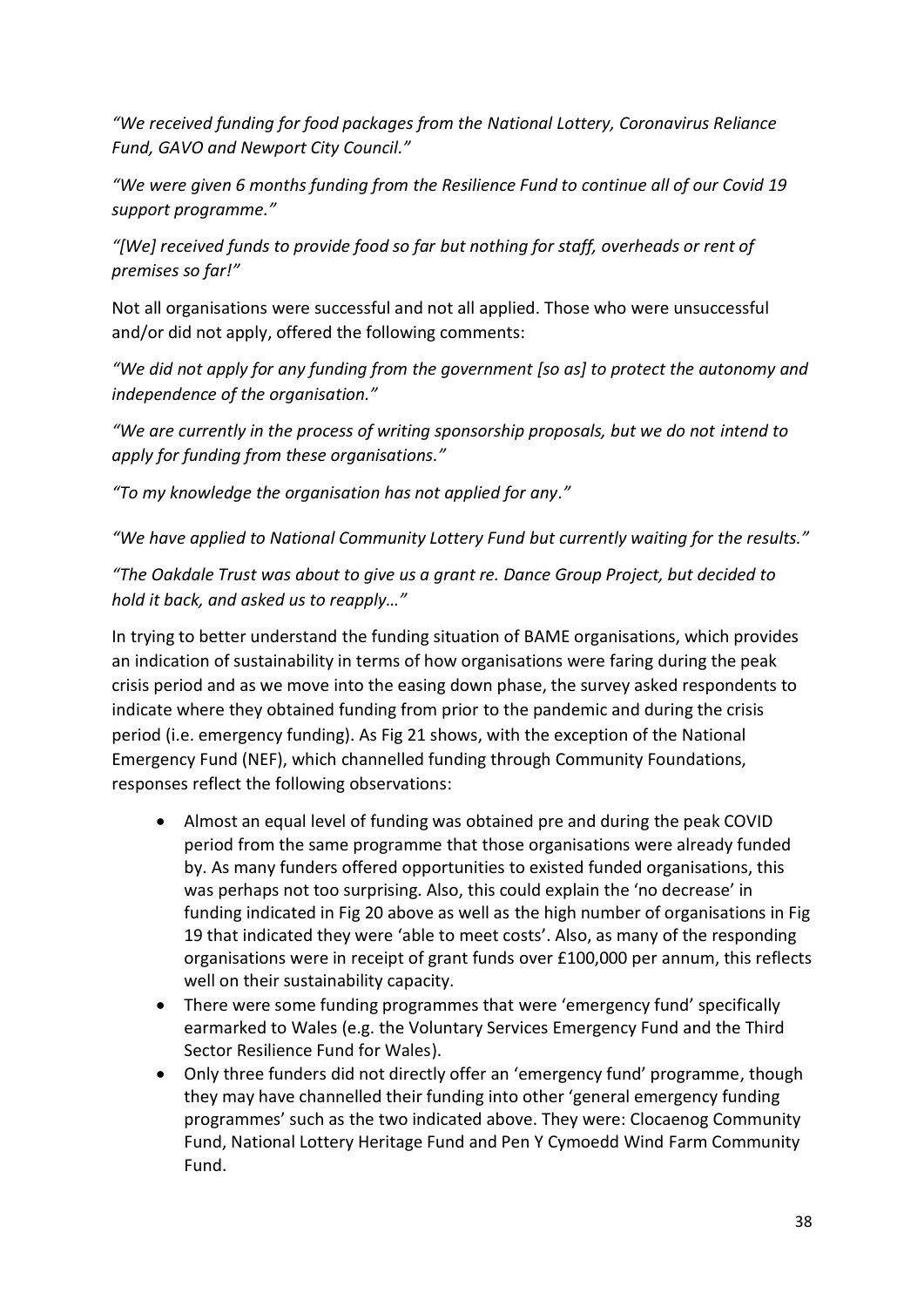*"We received funding for food packages from the National Lottery, Coronavirus Reliance Fund, GAVO and Newport City Council."*

*"We were given 6 months funding from the Resilience Fund to continue all of our Covid 19 support programme."*

*"[We] received funds to provide food so far but nothing for staff, overheads or rent of premises so far!"*

Not all organisations were successful and not all applied. Those who were unsuccessful and/or did not apply, offered the following comments:

*"We did not apply for any funding from the government [so as] to protect the autonomy and independence of the organisation."*

*"We are currently in the process of writing sponsorship proposals, but we do not intend to apply for funding from these organisations."*

*"To my knowledge the organisation has not applied for any."*

*"We have applied to National Community Lottery Fund but currently waiting for the results."*

*"The Oakdale Trust was about to give us a grant re. Dance Group Project, but decided to hold it back, and asked us to reapply…"*

In trying to better understand the funding situation of BAME organisations, which provides an indication of sustainability in terms of how organisations were faring during the peak crisis period and as we move into the easing down phase, the survey asked respondents to indicate where they obtained funding from prior to the pandemic and during the crisis period (i.e. emergency funding). As Fig 21 shows, with the exception of the National Emergency Fund (NEF), which channelled funding through Community Foundations, responses reflect the following observations:

- Almost an equal level of funding was obtained pre and during the peak COVID period from the same programme that those organisations were already funded by. As many funders offered opportunities to existed funded organisations, this was perhaps not too surprising. Also, this could explain the 'no decrease' in funding indicated in Fig 20 above as well as the high number of organisations in Fig 19 that indicated they were 'able to meet costs'. Also, as many of the responding organisations were in receipt of grant funds over £100,000 per annum, this reflects well on their sustainability capacity.
- There were some funding programmes that were 'emergency fund' specifically earmarked to Wales (e.g. the Voluntary Services Emergency Fund and the Third Sector Resilience Fund for Wales).
- Only three funders did not directly offer an 'emergency fund' programme, though they may have channelled their funding into other 'general emergency funding programmes' such as the two indicated above. They were: Clocaenog Community Fund, National Lottery Heritage Fund and Pen Y Cymoedd Wind Farm Community Fund.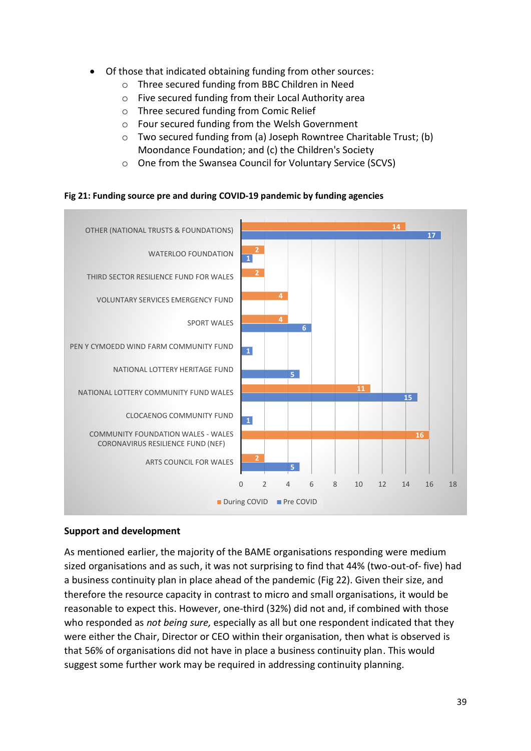- Of those that indicated obtaining funding from other sources:
    - Three secured funding from BBC Children in Need
    - Five secured funding from their Local Authority area
    - Three secured funding from Comic Relief
    - Four secured funding from the Welsh Government
    - Two secured funding from (a) Joseph Rowntree Charitable Trust; (b) Moondance Foundation; and (c) the Children's Society
    - One from the Swansea Council for Voluntary Service (SCVS)

**Fig 21: Funding source pre and during COVID-19 pandemic by funding agencies**

| Funding agency | During COVID | Pre COVID |
|---|---|---|
| OTHER (NATIONAL TRUSTS & FOUNDATIONS) | 14 | 17 |
| WATERLOO FOUNDATION | 2 | 1 |
| THIRD SECTOR RESILIENCE FUND FOR WALES | 2 | |
| VOLUNTARY SERVICES EMERGENCY FUND | 4 | |
| SPORT WALES | 4 | 6 |
| PEN Y CYMOEDD WIND FARM COMMUNITY FUND | | 1 |
| NATIONAL LOTTERY HERITAGE FUND | | 5 |
| NATIONAL LOTTERY COMMUNITY FUND WALES | 11 | 15 |
| CLOCAENOG COMMUNITY FUND | | 1 |
| COMMUNITY FOUNDATION WALES - WALES CORONAVIRUS RESILIENCE FUND (NEF) | 16 | |
| ARTS COUNCIL FOR WALES | 2 | 5 |

**Support and development**

As mentioned earlier, the majority of the BAME organisations responding were medium sized organisations and as such, it was not surprising to find that 44% (two-out-of- five) had a business continuity plan in place ahead of the pandemic (Fig 22). Given their size, and therefore the resource capacity in contrast to micro and small organisations, it would be reasonable to expect this. However, one-third (32%) did not and, if combined with those who responded as *not being sure,* especially as all but one respondent indicated that they were either the Chair, Director or CEO within their organisation, then what is observed is that 56% of organisations did not have in place a business continuity plan. This would suggest some further work may be required in addressing continuity planning.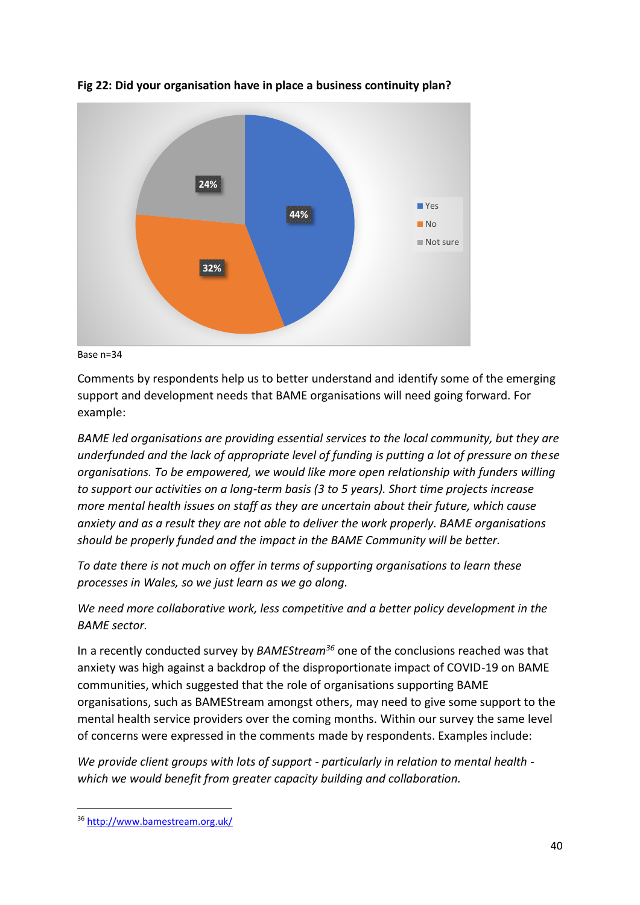**Fig 22: Did your organisation have in place a business continuity plan?**

| Response | Percentage |
|---|---|
| Yes | 44% |
| No | 32% |
| Not sure | 24% |

Base n=34

Comments by respondents help us to better understand and identify some of the emerging support and development needs that BAME organisations will need going forward. For example:

*BAME led organisations are providing essential services to the local community, but they are underfunded and the lack of appropriate level of funding is putting a lot of pressure on these organisations. To be empowered, we would like more open relationship with funders willing to support our activities on a long-term basis (3 to 5 years). Short time projects increase more mental health issues on staff as they are uncertain about their future, which cause anxiety and as a result they are not able to deliver the work properly. BAME organisations should be properly funded and the impact in the BAME Community will be better.*

*To date there is not much on offer in terms of supporting organisations to learn these processes in Wales, so we just learn as we go along.*

*We need more collaborative work, less competitive and a better policy development in the BAME sector.*

In a recently conducted survey by *BAMEStream*[36] one of the conclusions reached was that anxiety was high against a backdrop of the disproportionate impact of COVID-19 on BAME communities, which suggested that the role of organisations supporting BAME organisations, such as BAMEStream amongst others, may need to give some support to the mental health service providers over the coming months. Within our survey the same level of concerns were expressed in the comments made by respondents. Examples include:

*We provide client groups with lots of support - particularly in relation to mental health - which we would benefit from greater capacity building and collaboration.*

---

[36] http://www.bamestream.org.uk/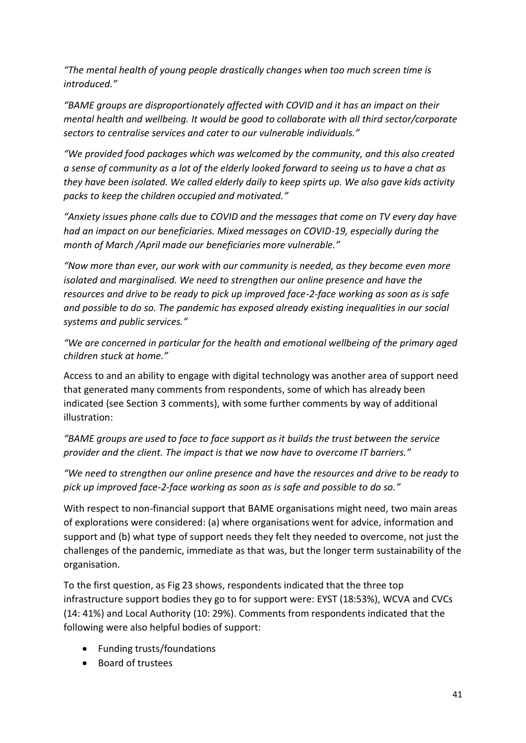*"The mental health of young people drastically changes when too much screen time is introduced."*

*"BAME groups are disproportionately affected with COVID and it has an impact on their mental health and wellbeing. It would be good to collaborate with all third sector/corporate sectors to centralise services and cater to our vulnerable individuals."*

*"We provided food packages which was welcomed by the community, and this also created a sense of community as a lot of the elderly looked forward to seeing us to have a chat as they have been isolated. We called elderly daily to keep spirts up. We also gave kids activity packs to keep the children occupied and motivated."*

*"Anxiety issues phone calls due to COVID and the messages that come on TV every day have had an impact on our beneficiaries. Mixed messages on COVID-19, especially during the month of March /April made our beneficiaries more vulnerable."*

*"Now more than ever, our work with our community is needed, as they become even more isolated and marginalised. We need to strengthen our online presence and have the resources and drive to be ready to pick up improved face-2-face working as soon as is safe and possible to do so. The pandemic has exposed already existing inequalities in our social systems and public services."*

*"We are concerned in particular for the health and emotional wellbeing of the primary aged children stuck at home."*

Access to and an ability to engage with digital technology was another area of support need that generated many comments from respondents, some of which has already been indicated (see Section 3 comments), with some further comments by way of additional illustration:

*"BAME groups are used to face to face support as it builds the trust between the service provider and the client. The impact is that we now have to overcome IT barriers."*

*"We need to strengthen our online presence and have the resources and drive to be ready to pick up improved face-2-face working as soon as is safe and possible to do so."*

With respect to non-financial support that BAME organisations might need, two main areas of explorations were considered: (a) where organisations went for advice, information and support and (b) what type of support needs they felt they needed to overcome, not just the challenges of the pandemic, immediate as that was, but the longer term sustainability of the organisation.

To the first question, as Fig 23 shows, respondents indicated that the three top infrastructure support bodies they go to for support were: EYST (18:53%), WCVA and CVCs (14: 41%) and Local Authority (10: 29%). Comments from respondents indicated that the following were also helpful bodies of support:

- Funding trusts/foundations
- Board of trustees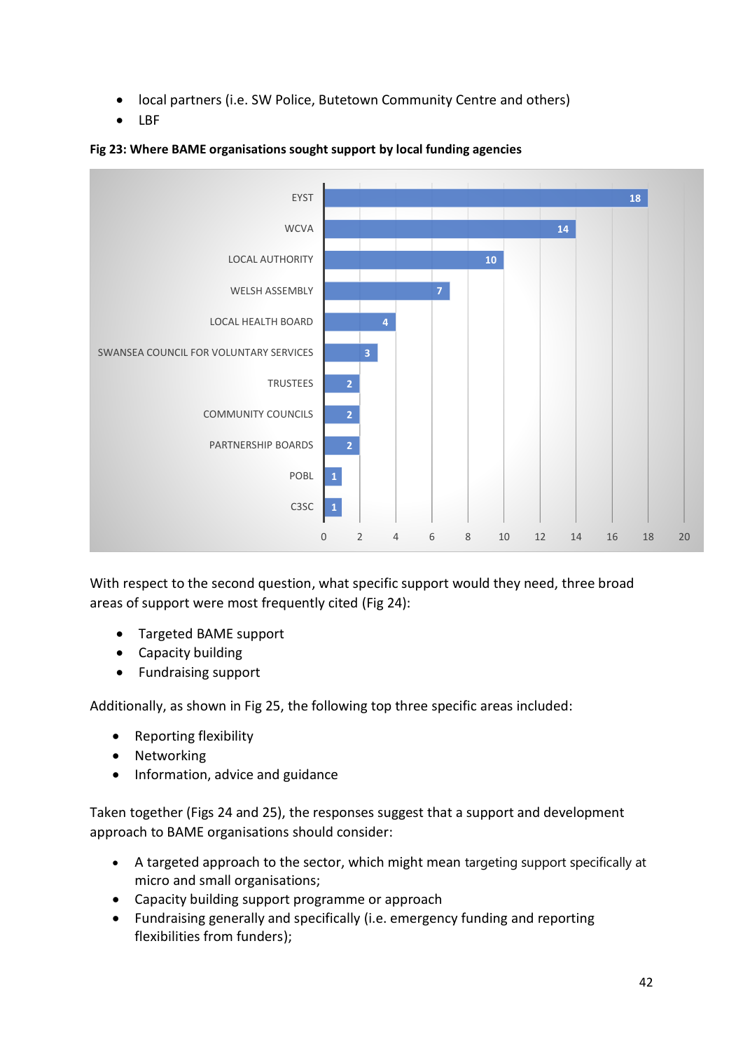- local partners (i.e. SW Police, Butetown Community Centre and others)
- LBF

**Fig 23: Where BAME organisations sought support by local funding agencies**

| Agency | Count |
|---|---|
| EYST | 18 |
| WCVA | 14 |
| LOCAL AUTHORITY | 10 |
| WELSH ASSEMBLY | 7 |
| LOCAL HEALTH BOARD | 4 |
| SWANSEA COUNCIL FOR VOLUNTARY SERVICES | 3 |
| TRUSTEES | 2 |
| COMMUNITY COUNCILS | 2 |
| PARTNERSHIP BOARDS | 2 |
| POBL | 1 |
| C3SC | 1 |

With respect to the second question, what specific support would they need, three broad areas of support were most frequently cited (Fig 24):

- Targeted BAME support
- Capacity building
- Fundraising support

Additionally, as shown in Fig 25, the following top three specific areas included:

- Reporting flexibility
- Networking
- Information, advice and guidance

Taken together (Figs 24 and 25), the responses suggest that a support and development approach to BAME organisations should consider:

- A targeted approach to the sector, which might mean targeting support specifically at micro and small organisations;
- Capacity building support programme or approach
- Fundraising generally and specifically (i.e. emergency funding and reporting flexibilities from funders);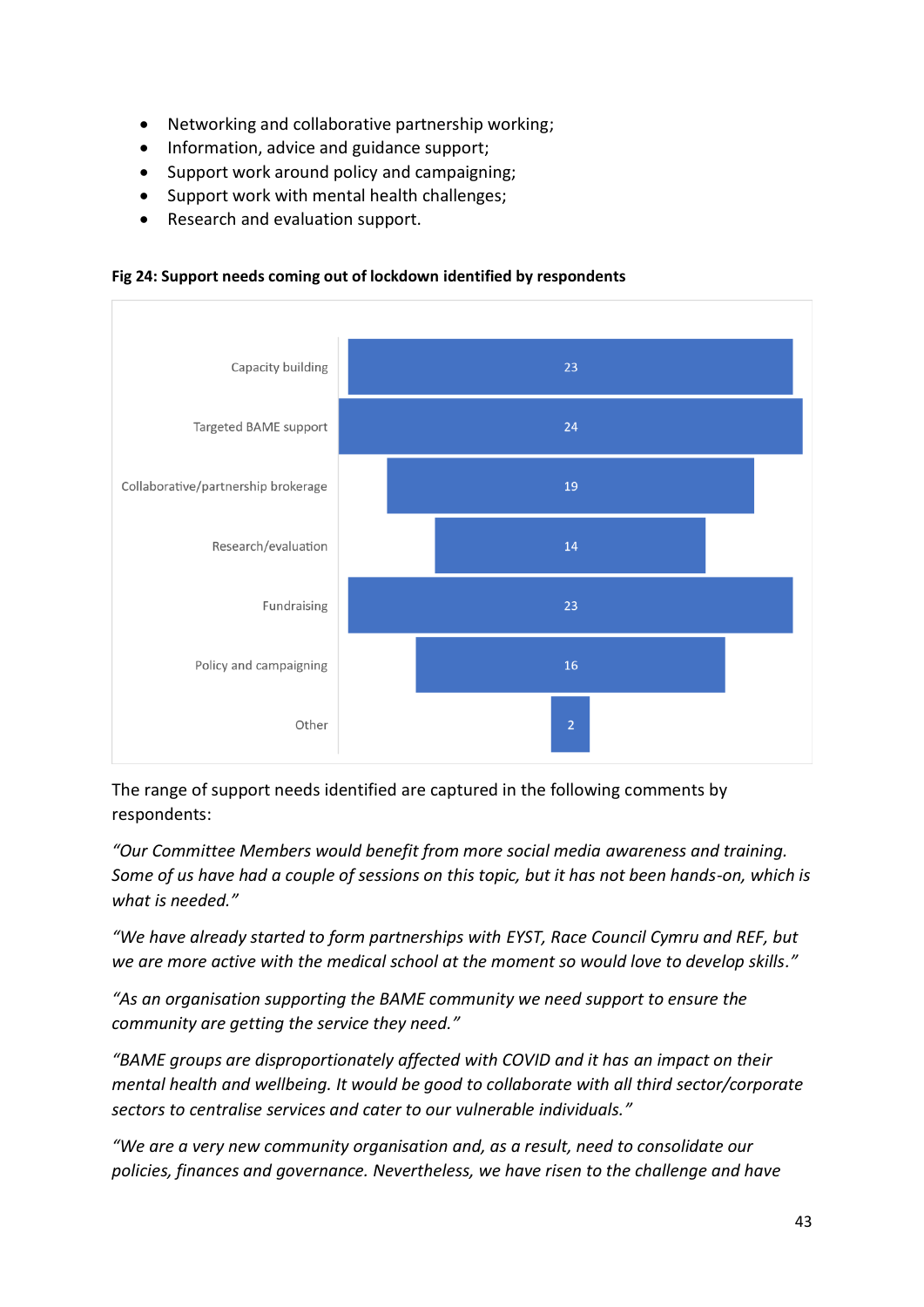- Networking and collaborative partnership working;
- Information, advice and guidance support;
- Support work around policy and campaigning;
- Support work with mental health challenges;
- Research and evaluation support.

**Fig 24: Support needs coming out of lockdown identified by respondents**

| Support need | Count |
|---|---|
| Capacity building | 23 |
| Targeted BAME support | 24 |
| Collaborative/partnership brokerage | 19 |
| Research/evaluation | 14 |
| Fundraising | 23 |
| Policy and campaigning | 16 |
| Other | 2 |

The range of support needs identified are captured in the following comments by respondents:

*"Our Committee Members would benefit from more social media awareness and training. Some of us have had a couple of sessions on this topic, but it has not been hands-on, which is what is needed."*

*"We have already started to form partnerships with EYST, Race Council Cymru and REF, but we are more active with the medical school at the moment so would love to develop skills."*

*"As an organisation supporting the BAME community we need support to ensure the community are getting the service they need."*

*"BAME groups are disproportionately affected with COVID and it has an impact on their mental health and wellbeing. It would be good to collaborate with all third sector/corporate sectors to centralise services and cater to our vulnerable individuals."*

*"We are a very new community organisation and, as a result, need to consolidate our policies, finances and governance. Nevertheless, we have risen to the challenge and have*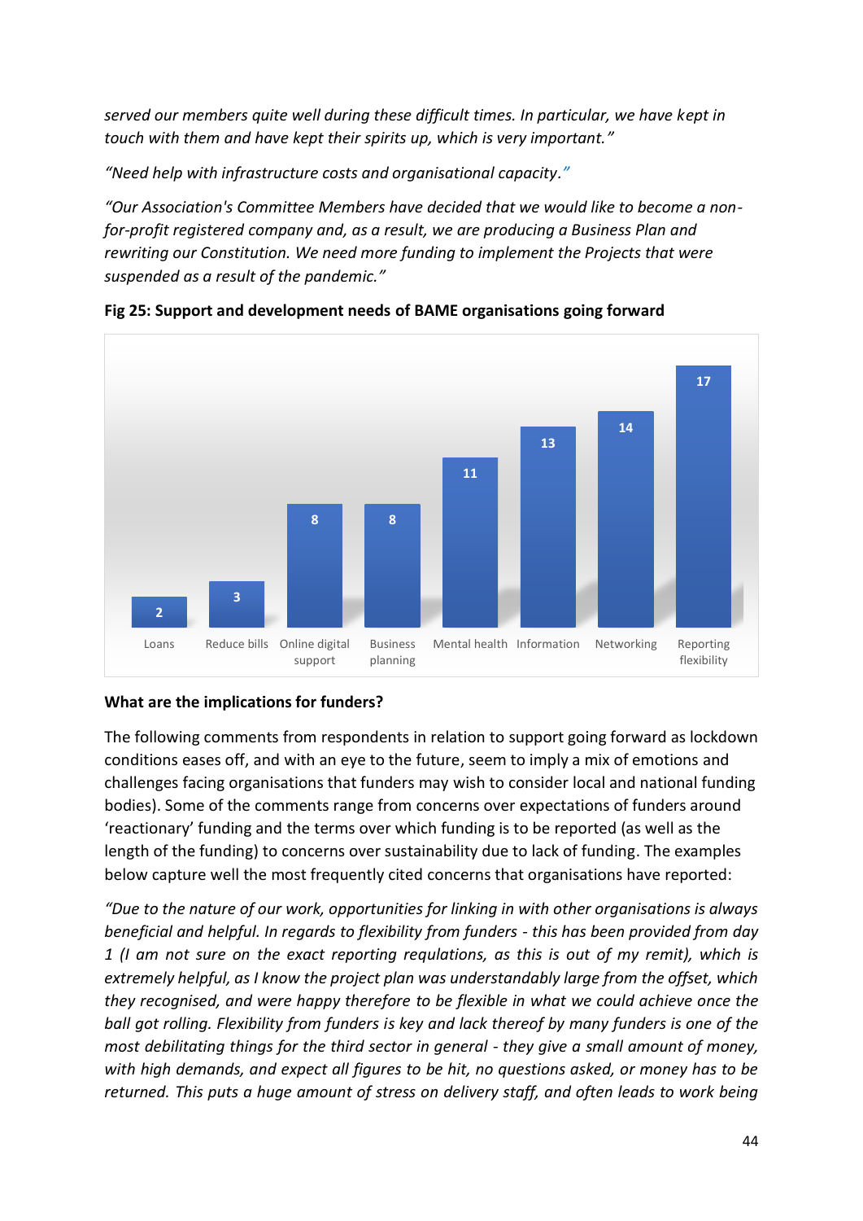*served our members quite well during these difficult times. In particular, we have kept in touch with them and have kept their spirits up, which is very important."*

*"Need help with infrastructure costs and organisational capacity."*

*"Our Association's Committee Members have decided that we would like to become a non-for-profit registered company and, as a result, we are producing a Business Plan and rewriting our Constitution. We need more funding to implement the Projects that were suspended as a result of the pandemic."*

**Fig 25: Support and development needs of BAME organisations going forward**

| Support need | Count |
|---|---|
| Loans | 2 |
| Reduce bills | 3 |
| Online digital support | 8 |
| Business planning | 8 |
| Mental health | 11 |
| Information | 13 |
| Networking | 14 |
| Reporting flexibility | 17 |

**What are the implications for funders?**

The following comments from respondents in relation to support going forward as lockdown conditions eases off, and with an eye to the future, seem to imply a mix of emotions and challenges facing organisations that funders may wish to consider local and national funding bodies). Some of the comments range from concerns over expectations of funders around 'reactionary' funding and the terms over which funding is to be reported (as well as the length of the funding) to concerns over sustainability due to lack of funding. The examples below capture well the most frequently cited concerns that organisations have reported:

*"Due to the nature of our work, opportunities for linking in with other organisations is always beneficial and helpful. In regards to flexibility from funders - this has been provided from day 1 (I am not sure on the exact reporting requlations, as this is out of my remit), which is extremely helpful, as I know the project plan was understandably large from the offset, which they recognised, and were happy therefore to be flexible in what we could achieve once the ball got rolling. Flexibility from funders is key and lack thereof by many funders is one of the most debilitating things for the third sector in general - they give a small amount of money, with high demands, and expect all figures to be hit, no questions asked, or money has to be returned. This puts a huge amount of stress on delivery staff, and often leads to work being*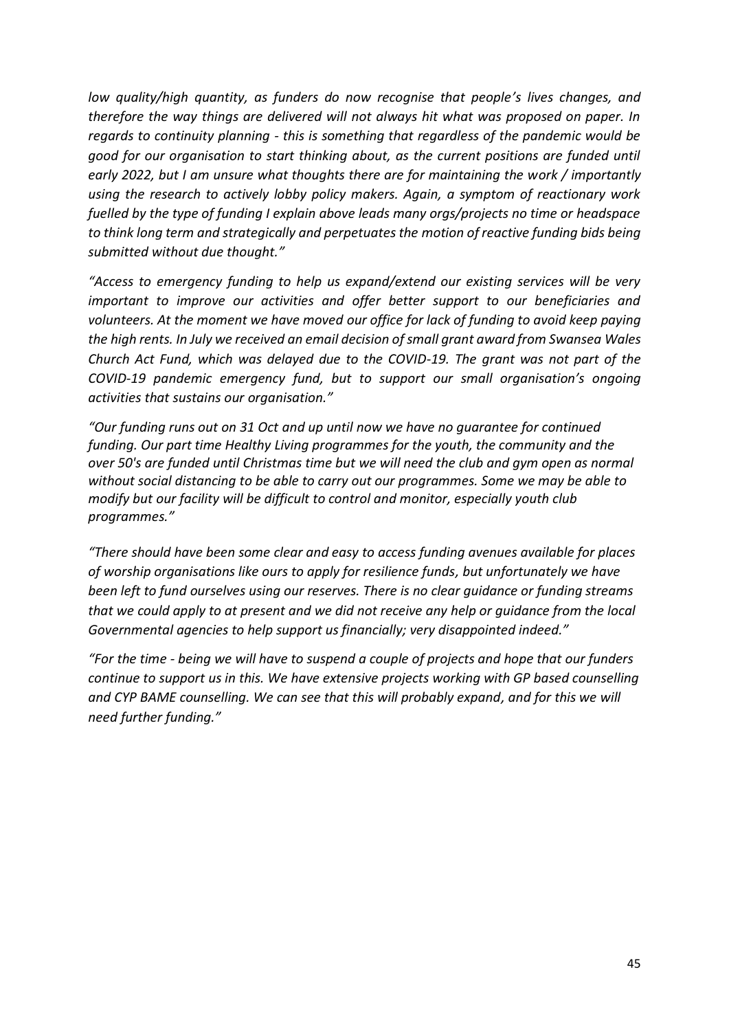*low quality/high quantity, as funders do now recognise that people's lives changes, and therefore the way things are delivered will not always hit what was proposed on paper. In regards to continuity planning - this is something that regardless of the pandemic would be good for our organisation to start thinking about, as the current positions are funded until early 2022, but I am unsure what thoughts there are for maintaining the work / importantly using the research to actively lobby policy makers. Again, a symptom of reactionary work fuelled by the type of funding I explain above leads many orgs/projects no time or headspace to think long term and strategically and perpetuates the motion of reactive funding bids being submitted without due thought."*

*"Access to emergency funding to help us expand/extend our existing services will be very important to improve our activities and offer better support to our beneficiaries and volunteers. At the moment we have moved our office for lack of funding to avoid keep paying the high rents. In July we received an email decision of small grant award from Swansea Wales Church Act Fund, which was delayed due to the COVID-19. The grant was not part of the COVID-19 pandemic emergency fund, but to support our small organisation's ongoing activities that sustains our organisation."*

*"Our funding runs out on 31 Oct and up until now we have no guarantee for continued funding. Our part time Healthy Living programmes for the youth, the community and the over 50's are funded until Christmas time but we will need the club and gym open as normal without social distancing to be able to carry out our programmes. Some we may be able to modify but our facility will be difficult to control and monitor, especially youth club programmes."*

*"There should have been some clear and easy to access funding avenues available for places of worship organisations like ours to apply for resilience funds, but unfortunately we have been left to fund ourselves using our reserves. There is no clear guidance or funding streams that we could apply to at present and we did not receive any help or guidance from the local Governmental agencies to help support us financially; very disappointed indeed."*

*"For the time - being we will have to suspend a couple of projects and hope that our funders continue to support us in this. We have extensive projects working with GP based counselling and CYP BAME counselling. We can see that this will probably expand, and for this we will need further funding."*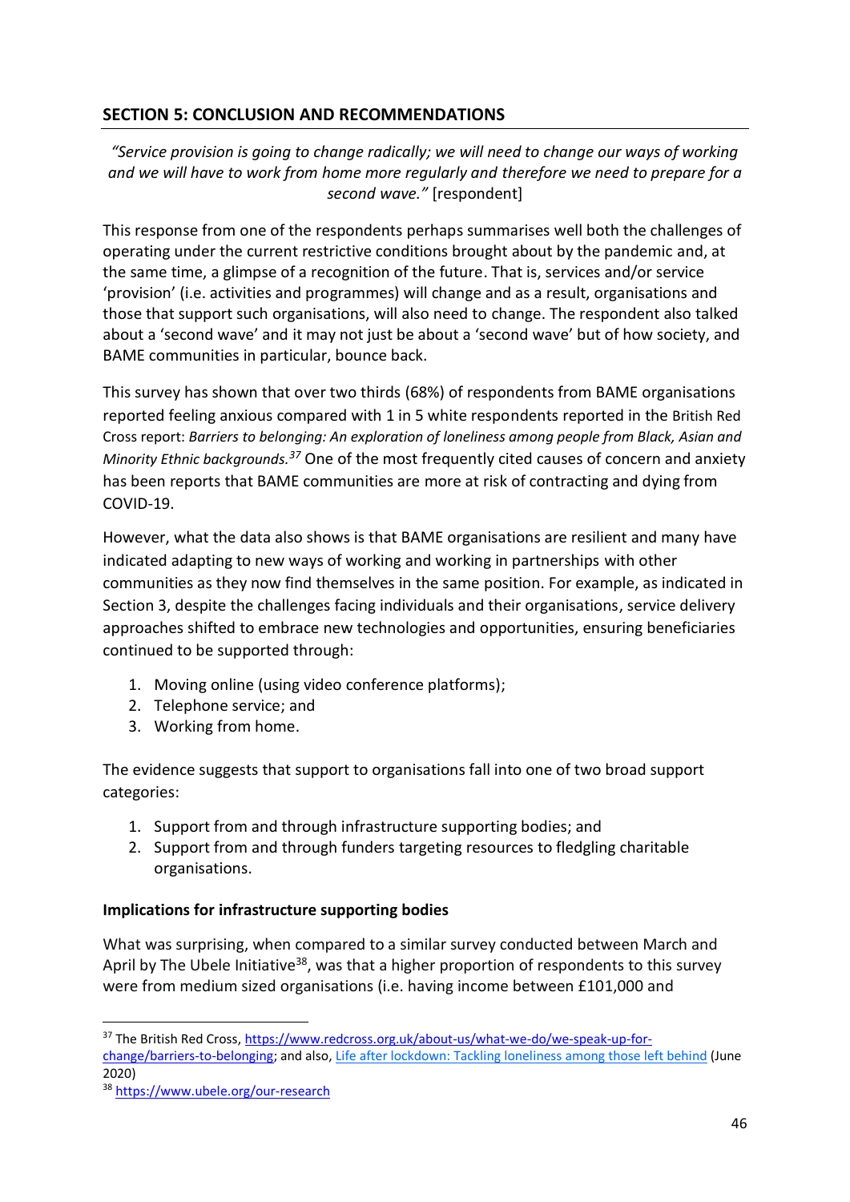## SECTION 5: CONCLUSION AND RECOMMENDATIONS

*"Service provision is going to change radically; we will need to change our ways of working and we will have to work from home more regularly and therefore we need to prepare for a second wave."* [respondent]

This response from one of the respondents perhaps summarises well both the challenges of operating under the current restrictive conditions brought about by the pandemic and, at the same time, a glimpse of a recognition of the future. That is, services and/or service 'provision' (i.e. activities and programmes) will change and as a result, organisations and those that support such organisations, will also need to change. The respondent also talked about a 'second wave' and it may not just be about a 'second wave' but of how society, and BAME communities in particular, bounce back.

This survey has shown that over two thirds (68%) of respondents from BAME organisations reported feeling anxious compared with 1 in 5 white respondents reported in the British Red Cross report: *Barriers to belonging: An exploration of loneliness among people from Black, Asian and Minority Ethnic backgrounds.*[37] One of the most frequently cited causes of concern and anxiety has been reports that BAME communities are more at risk of contracting and dying from COVID-19.

However, what the data also shows is that BAME organisations are resilient and many have indicated adapting to new ways of working and working in partnerships with other communities as they now find themselves in the same position. For example, as indicated in Section 3, despite the challenges facing individuals and their organisations, service delivery approaches shifted to embrace new technologies and opportunities, ensuring beneficiaries continued to be supported through:

1. Moving online (using video conference platforms);
2. Telephone service; and
3. Working from home.

The evidence suggests that support to organisations fall into one of two broad support categories:

1. Support from and through infrastructure supporting bodies; and
2. Support from and through funders targeting resources to fledgling charitable organisations.

**Implications for infrastructure supporting bodies**

What was surprising, when compared to a similar survey conducted between March and April by The Ubele Initiative[38], was that a higher proportion of respondents to this survey were from medium sized organisations (i.e. having income between £101,000 and

---

[37] The British Red Cross, https://www.redcross.org.uk/about-us/what-we-do/we-speak-up-for-change/barriers-to-belonging; and also, Life after lockdown: Tackling loneliness among those left behind (June 2020)

[38] https://www.ubele.org/our-research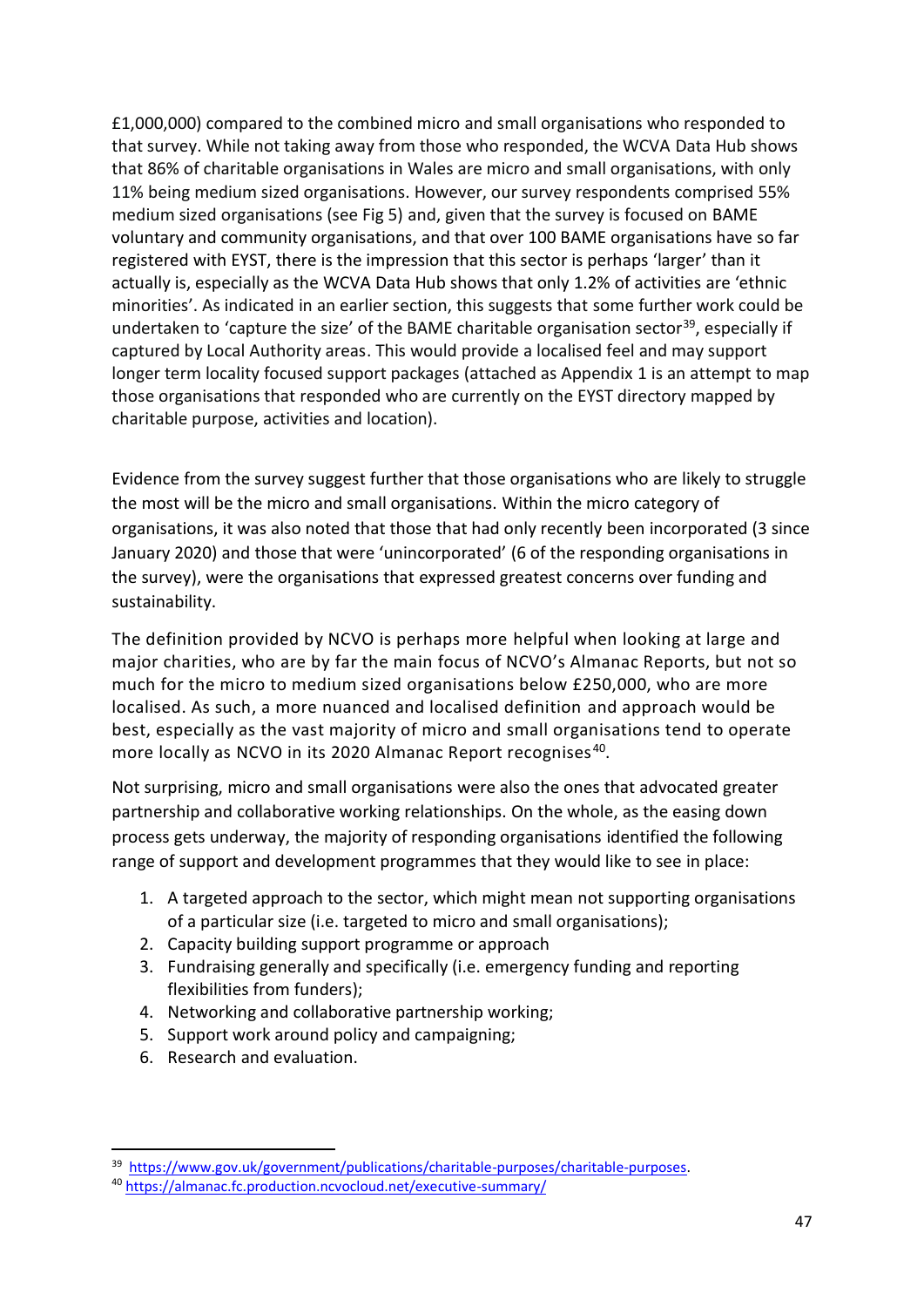£1,000,000) compared to the combined micro and small organisations who responded to that survey. While not taking away from those who responded, the WCVA Data Hub shows that 86% of charitable organisations in Wales are micro and small organisations, with only 11% being medium sized organisations. However, our survey respondents comprised 55% medium sized organisations (see Fig 5) and, given that the survey is focused on BAME voluntary and community organisations, and that over 100 BAME organisations have so far registered with EYST, there is the impression that this sector is perhaps 'larger' than it actually is, especially as the WCVA Data Hub shows that only 1.2% of activities are 'ethnic minorities'. As indicated in an earlier section, this suggests that some further work could be undertaken to 'capture the size' of the BAME charitable organisation sector[39], especially if captured by Local Authority areas. This would provide a localised feel and may support longer term locality focused support packages (attached as Appendix 1 is an attempt to map those organisations that responded who are currently on the EYST directory mapped by charitable purpose, activities and location).

Evidence from the survey suggest further that those organisations who are likely to struggle the most will be the micro and small organisations. Within the micro category of organisations, it was also noted that those that had only recently been incorporated (3 since January 2020) and those that were 'unincorporated' (6 of the responding organisations in the survey), were the organisations that expressed greatest concerns over funding and sustainability.

The definition provided by NCVO is perhaps more helpful when looking at large and major charities, who are by far the main focus of NCVO's Almanac Reports, but not so much for the micro to medium sized organisations below £250,000, who are more localised. As such, a more nuanced and localised definition and approach would be best, especially as the vast majority of micro and small organisations tend to operate more locally as NCVO in its 2020 Almanac Report recognises[40].

Not surprising, micro and small organisations were also the ones that advocated greater partnership and collaborative working relationships. On the whole, as the easing down process gets underway, the majority of responding organisations identified the following range of support and development programmes that they would like to see in place:

1. A targeted approach to the sector, which might mean not supporting organisations of a particular size (i.e. targeted to micro and small organisations);
2. Capacity building support programme or approach
3. Fundraising generally and specifically (i.e. emergency funding and reporting flexibilities from funders);
4. Networking and collaborative partnership working;
5. Support work around policy and campaigning;
6. Research and evaluation.

---

[39] https://www.gov.uk/government/publications/charitable-purposes/charitable-purposes.

[40] https://almanac.fc.production.ncvocloud.net/executive-summary/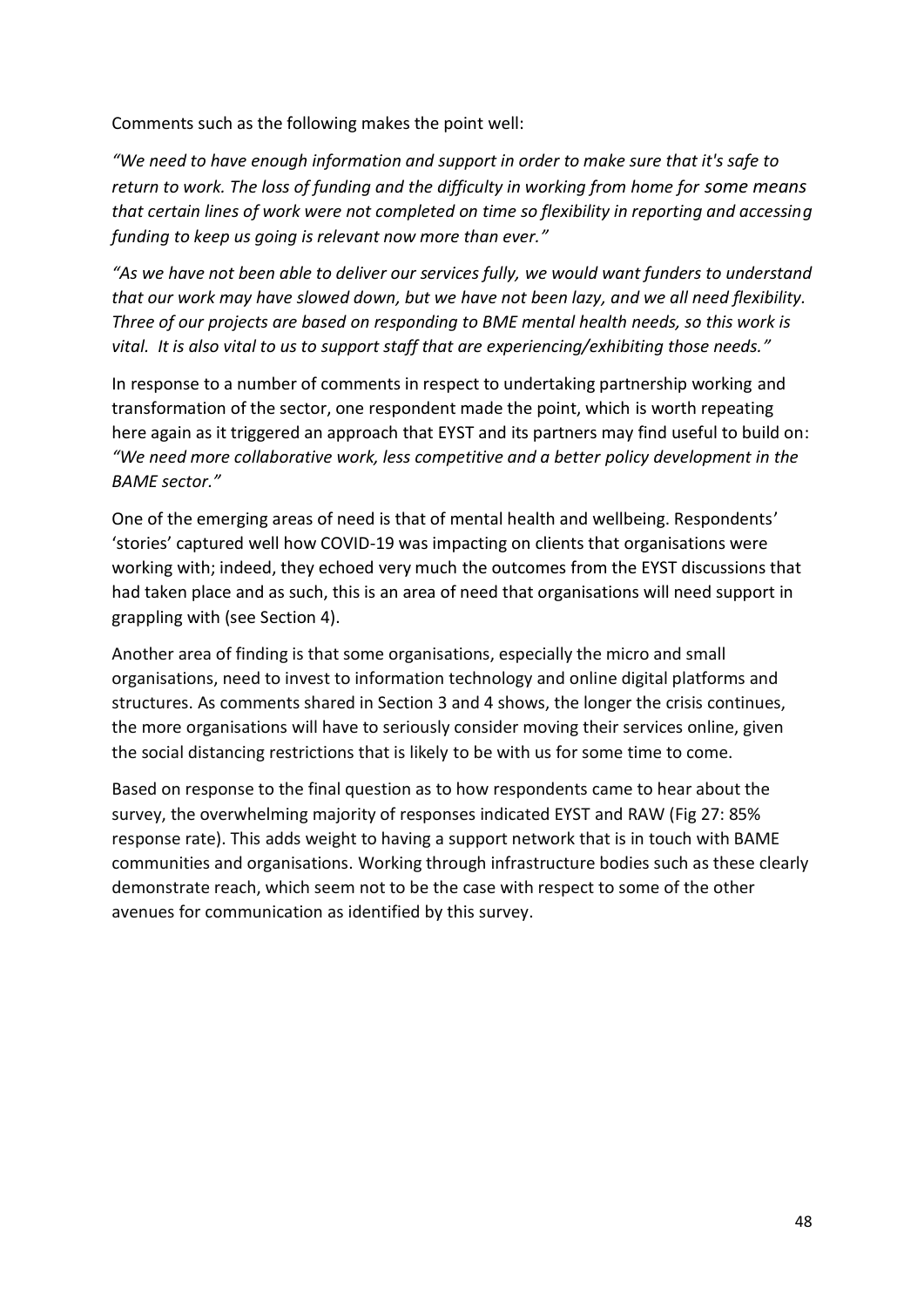Comments such as the following makes the point well:

*"We need to have enough information and support in order to make sure that it's safe to return to work. The loss of funding and the difficulty in working from home for some means that certain lines of work were not completed on time so flexibility in reporting and accessing funding to keep us going is relevant now more than ever."*

*"As we have not been able to deliver our services fully, we would want funders to understand that our work may have slowed down, but we have not been lazy, and we all need flexibility. Three of our projects are based on responding to BME mental health needs, so this work is vital. It is also vital to us to support staff that are experiencing/exhibiting those needs."*

In response to a number of comments in respect to undertaking partnership working and transformation of the sector, one respondent made the point, which is worth repeating here again as it triggered an approach that EYST and its partners may find useful to build on: *"We need more collaborative work, less competitive and a better policy development in the BAME sector."*

One of the emerging areas of need is that of mental health and wellbeing. Respondents' 'stories' captured well how COVID-19 was impacting on clients that organisations were working with; indeed, they echoed very much the outcomes from the EYST discussions that had taken place and as such, this is an area of need that organisations will need support in grappling with (see Section 4).

Another area of finding is that some organisations, especially the micro and small organisations, need to invest to information technology and online digital platforms and structures. As comments shared in Section 3 and 4 shows, the longer the crisis continues, the more organisations will have to seriously consider moving their services online, given the social distancing restrictions that is likely to be with us for some time to come.

Based on response to the final question as to how respondents came to hear about the survey, the overwhelming majority of responses indicated EYST and RAW (Fig 27: 85% response rate). This adds weight to having a support network that is in touch with BAME communities and organisations. Working through infrastructure bodies such as these clearly demonstrate reach, which seem not to be the case with respect to some of the other avenues for communication as identified by this survey.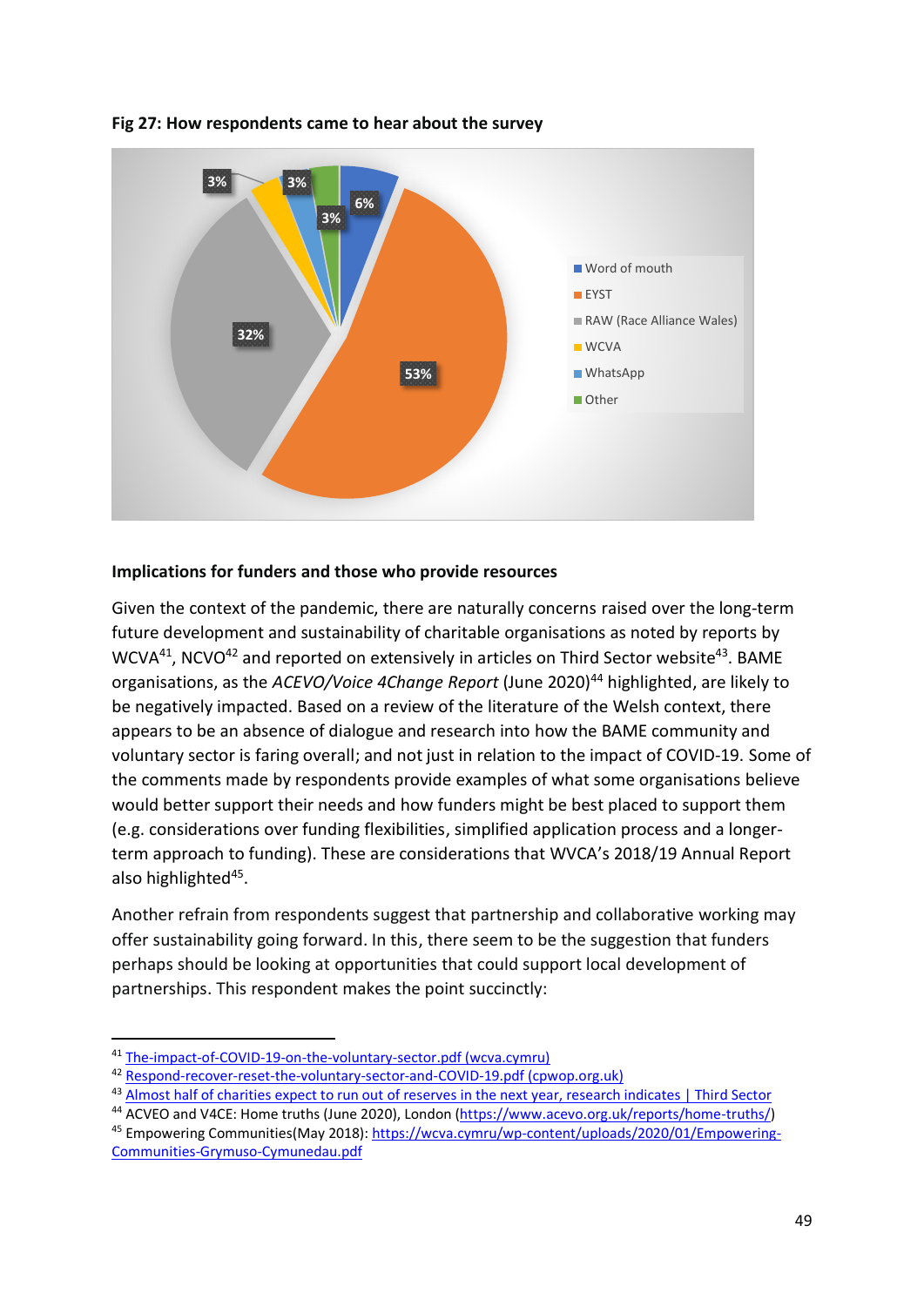**Fig 27: How respondents came to hear about the survey**

| Source | % |
|---|---|
| Word of mouth | 6% |
| EYST | 53% |
| RAW (Race Alliance Wales) | 32% |
| WCVA | 3% |
| WhatsApp | 3% |
| Other | 3% |

**Implications for funders and those who provide resources**

Given the context of the pandemic, there are naturally concerns raised over the long-term future development and sustainability of charitable organisations as noted by reports by WCVA[41], NCVO[42] and reported on extensively in articles on Third Sector website[43]. BAME organisations, as the *ACEVO/Voice 4Change Report* (June 2020)[44] highlighted, are likely to be negatively impacted. Based on a review of the literature of the Welsh context, there appears to be an absence of dialogue and research into how the BAME community and voluntary sector is faring overall; and not just in relation to the impact of COVID-19. Some of the comments made by respondents provide examples of what some organisations believe would better support their needs and how funders might be best placed to support them (e.g. considerations over funding flexibilities, simplified application process and a longer-term approach to funding). These are considerations that WVCA's 2018/19 Annual Report also highlighted[45].

Another refrain from respondents suggest that partnership and collaborative working may offer sustainability going forward. In this, there seem to be the suggestion that funders perhaps should be looking at opportunities that could support local development of partnerships. This respondent makes the point succinctly:

---

[41] The-impact-of-COVID-19-on-the-voluntary-sector.pdf (wcva.cymru)

[42] Respond-recover-reset-the-voluntary-sector-and-COVID-19.pdf (cpwop.org.uk)

[43] Almost half of charities expect to run out of reserves in the next year, research indicates | Third Sector

[44] ACVEO and V4CE: Home truths (June 2020), London (https://www.acevo.org.uk/reports/home-truths/)

[45] Empowering Communities(May 2018): https://wcva.cymru/wp-content/uploads/2020/01/Empowering-Communities-Grymuso-Cymunedau.pdf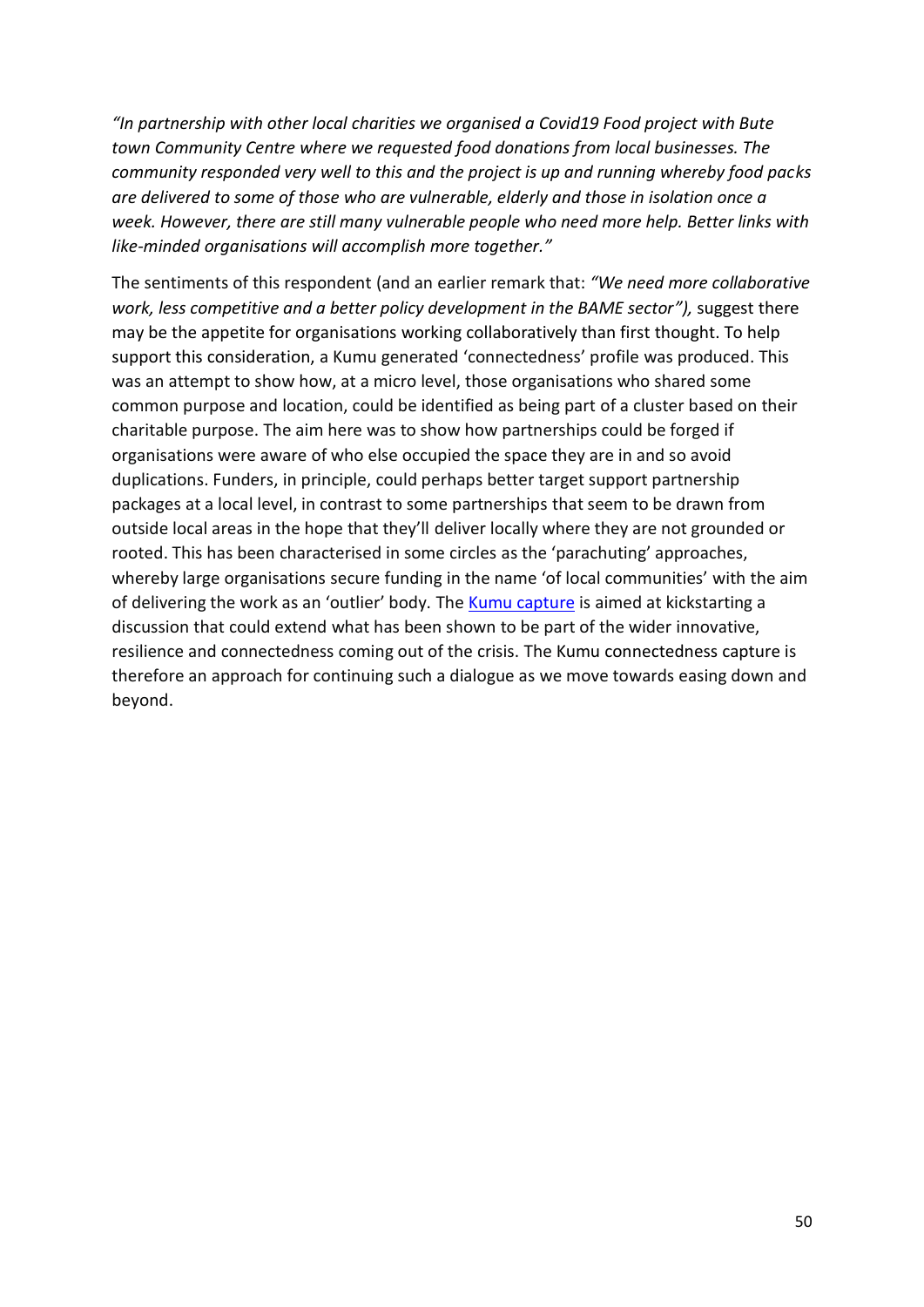*"In partnership with other local charities we organised a Covid19 Food project with Bute town Community Centre where we requested food donations from local businesses. The community responded very well to this and the project is up and running whereby food packs are delivered to some of those who are vulnerable, elderly and those in isolation once a week. However, there are still many vulnerable people who need more help. Better links with like-minded organisations will accomplish more together."*

The sentiments of this respondent (and an earlier remark that: *"We need more collaborative work, less competitive and a better policy development in the BAME sector"),* suggest there may be the appetite for organisations working collaboratively than first thought. To help support this consideration, a Kumu generated 'connectedness' profile was produced. This was an attempt to show how, at a micro level, those organisations who shared some common purpose and location, could be identified as being part of a cluster based on their charitable purpose. The aim here was to show how partnerships could be forged if organisations were aware of who else occupied the space they are in and so avoid duplications. Funders, in principle, could perhaps better target support partnership packages at a local level, in contrast to some partnerships that seem to be drawn from outside local areas in the hope that they'll deliver locally where they are not grounded or rooted. This has been characterised in some circles as the 'parachuting' approaches, whereby large organisations secure funding in the name 'of local communities' with the aim of delivering the work as an 'outlier' body. The Kumu capture is aimed at kickstarting a discussion that could extend what has been shown to be part of the wider innovative, resilience and connectedness coming out of the crisis. The Kumu connectedness capture is therefore an approach for continuing such a dialogue as we move towards easing down and beyond.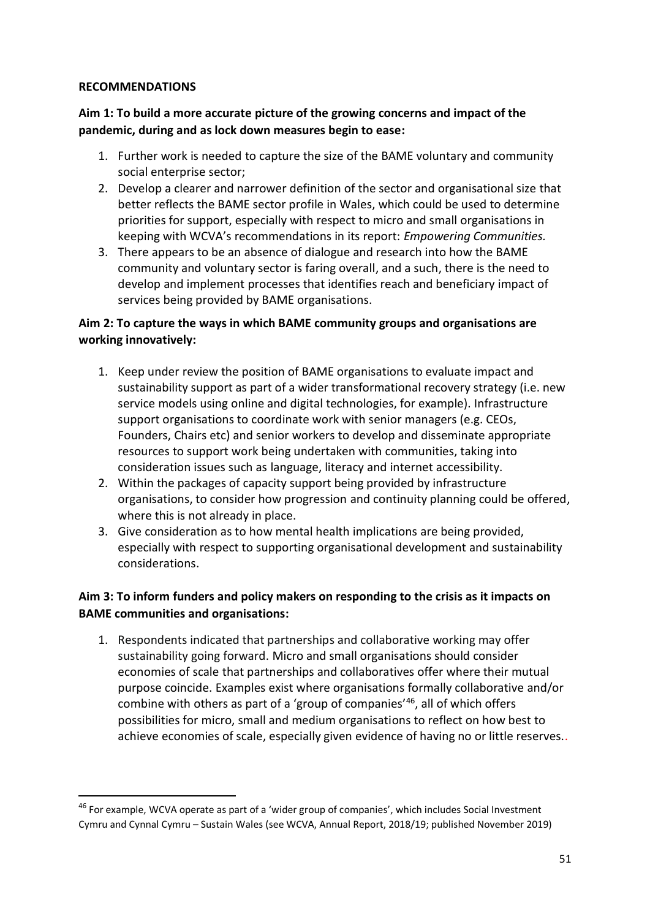**RECOMMENDATIONS**

**Aim 1: To build a more accurate picture of the growing concerns and impact of the pandemic, during and as lock down measures begin to ease:**

1. Further work is needed to capture the size of the BAME voluntary and community social enterprise sector;
2. Develop a clearer and narrower definition of the sector and organisational size that better reflects the BAME sector profile in Wales, which could be used to determine priorities for support, especially with respect to micro and small organisations in keeping with WCVA's recommendations in its report: *Empowering Communities.*
3. There appears to be an absence of dialogue and research into how the BAME community and voluntary sector is faring overall, and a such, there is the need to develop and implement processes that identifies reach and beneficiary impact of services being provided by BAME organisations.

**Aim 2: To capture the ways in which BAME community groups and organisations are working innovatively:**

1. Keep under review the position of BAME organisations to evaluate impact and sustainability support as part of a wider transformational recovery strategy (i.e. new service models using online and digital technologies, for example). Infrastructure support organisations to coordinate work with senior managers (e.g. CEOs, Founders, Chairs etc) and senior workers to develop and disseminate appropriate resources to support work being undertaken with communities, taking into consideration issues such as language, literacy and internet accessibility.
2. Within the packages of capacity support being provided by infrastructure organisations, to consider how progression and continuity planning could be offered, where this is not already in place.
3. Give consideration as to how mental health implications are being provided, especially with respect to supporting organisational development and sustainability considerations.

**Aim 3: To inform funders and policy makers on responding to the crisis as it impacts on BAME communities and organisations:**

1. Respondents indicated that partnerships and collaborative working may offer sustainability going forward. Micro and small organisations should consider economies of scale that partnerships and collaboratives offer where their mutual purpose coincide. Examples exist where organisations formally collaborative and/or combine with others as part of a 'group of companies'[46], all of which offers possibilities for micro, small and medium organisations to reflect on how best to achieve economies of scale, especially given evidence of having no or little reserves..

[46] For example, WCVA operate as part of a 'wider group of companies', which includes Social Investment Cymru and Cynnal Cymru – Sustain Wales (see WCVA, Annual Report, 2018/19; published November 2019)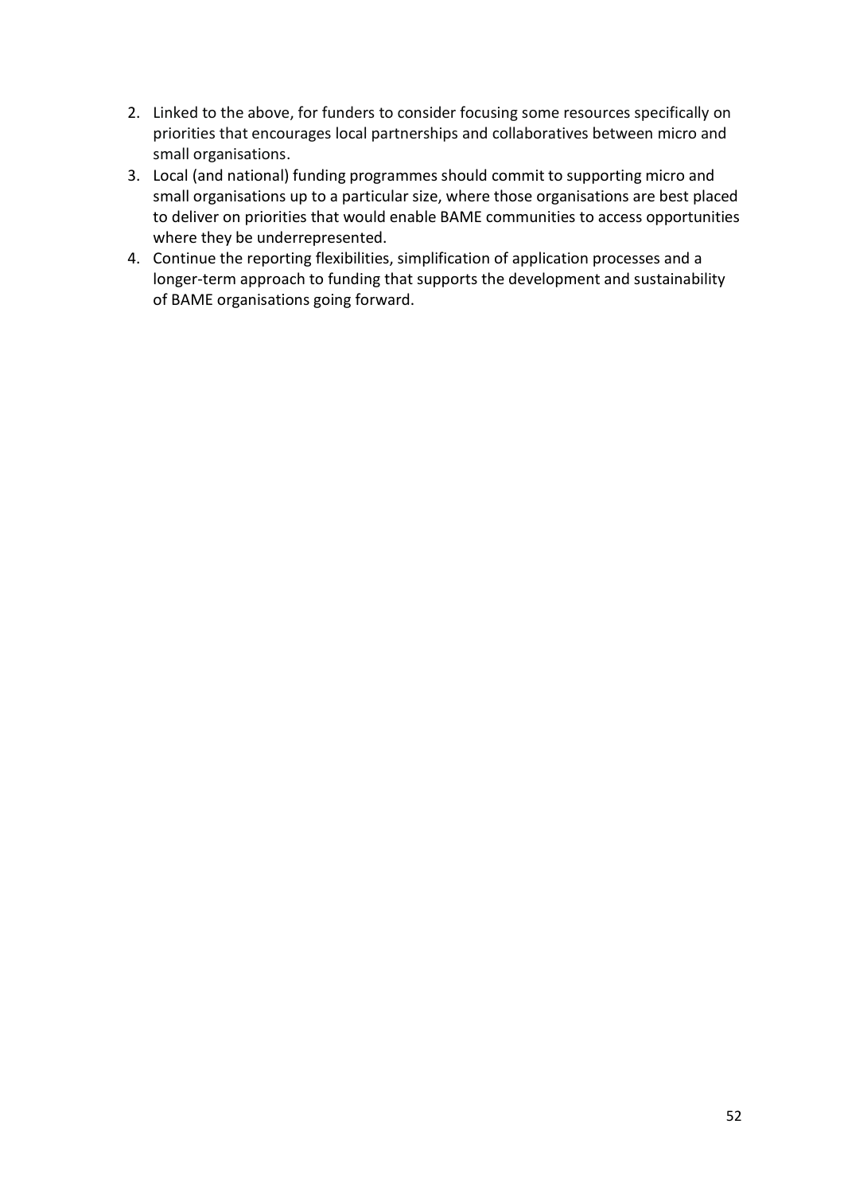2. Linked to the above, for funders to consider focusing some resources specifically on priorities that encourages local partnerships and collaboratives between micro and small organisations.
3. Local (and national) funding programmes should commit to supporting micro and small organisations up to a particular size, where those organisations are best placed to deliver on priorities that would enable BAME communities to access opportunities where they be underrepresented.
4. Continue the reporting flexibilities, simplification of application processes and a longer-term approach to funding that supports the development and sustainability of BAME organisations going forward.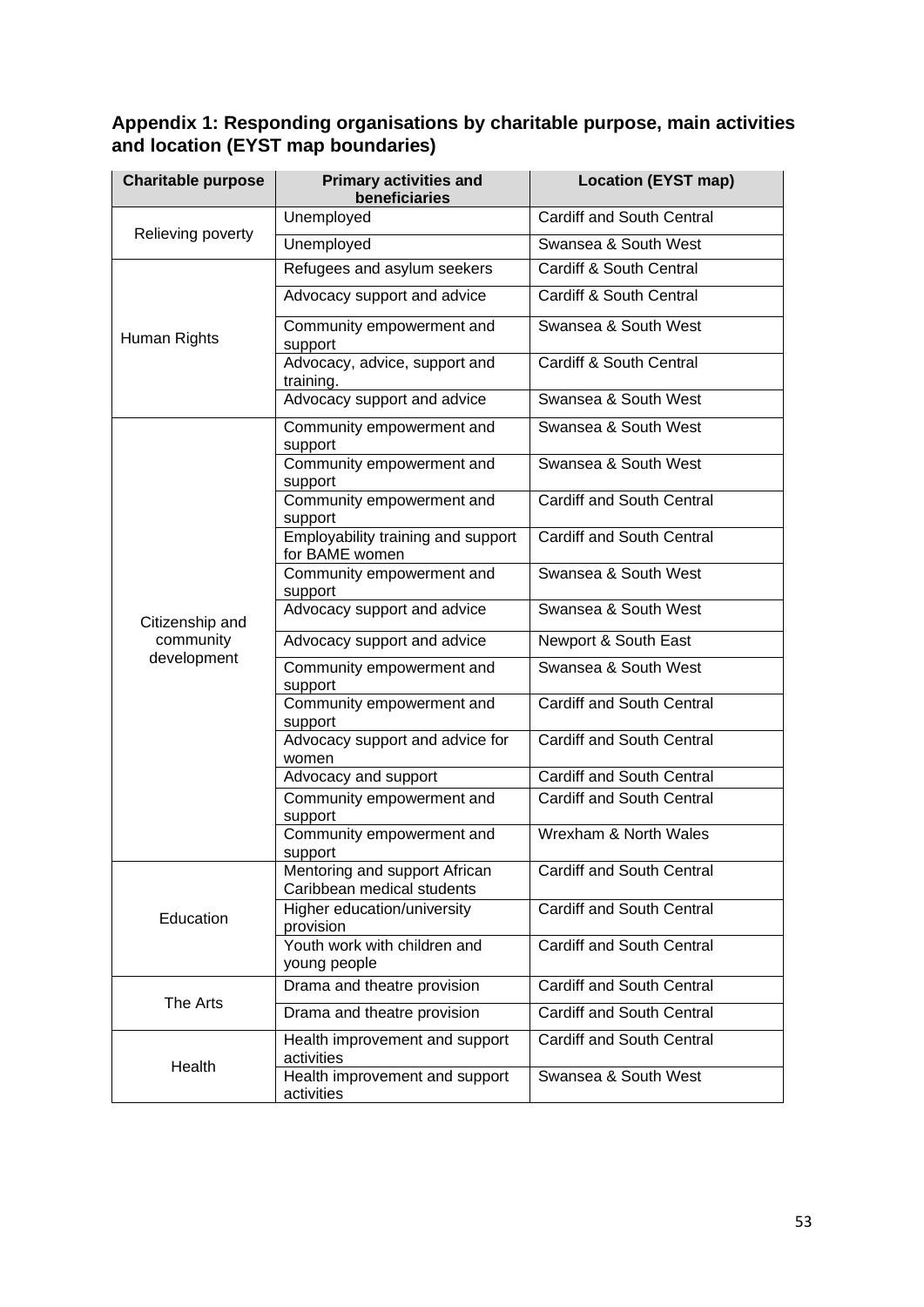## Appendix 1: Responding organisations by charitable purpose, main activities and location (EYST map boundaries)

| Charitable purpose | Primary activities and beneficiaries | Location (EYST map) |
|---|---|---|
| Relieving poverty | Unemployed | Cardiff and South Central |
| | Unemployed | Swansea & South West |
| Human Rights | Refugees and asylum seekers | Cardiff & South Central |
| | Advocacy support and advice | Cardiff & South Central |
| | Community empowerment and support | Swansea & South West |
| | Advocacy, advice, support and training. | Cardiff & South Central |
| | Advocacy support and advice | Swansea & South West |
| Citizenship and community development | Community empowerment and support | Swansea & South West |
| | Community empowerment and support | Swansea & South West |
| | Community empowerment and support | Cardiff and South Central |
| | Employability training and support for BAME women | Cardiff and South Central |
| | Community empowerment and support | Swansea & South West |
| | Advocacy support and advice | Swansea & South West |
| | Advocacy support and advice | Newport & South East |
| | Community empowerment and support | Swansea & South West |
| | Community empowerment and support | Cardiff and South Central |
| | Advocacy support and advice for women | Cardiff and South Central |
| | Advocacy and support | Cardiff and South Central |
| | Community empowerment and support | Cardiff and South Central |
| | Community empowerment and support | Wrexham & North Wales |
| Education | Mentoring and support African Caribbean medical students | Cardiff and South Central |
| | Higher education/university provision | Cardiff and South Central |
| | Youth work with children and young people | Cardiff and South Central |
| The Arts | Drama and theatre provision | Cardiff and South Central |
| | Drama and theatre provision | Cardiff and South Central |
| Health | Health improvement and support activities | Cardiff and South Central |
| | Health improvement and support activities | Swansea & South West |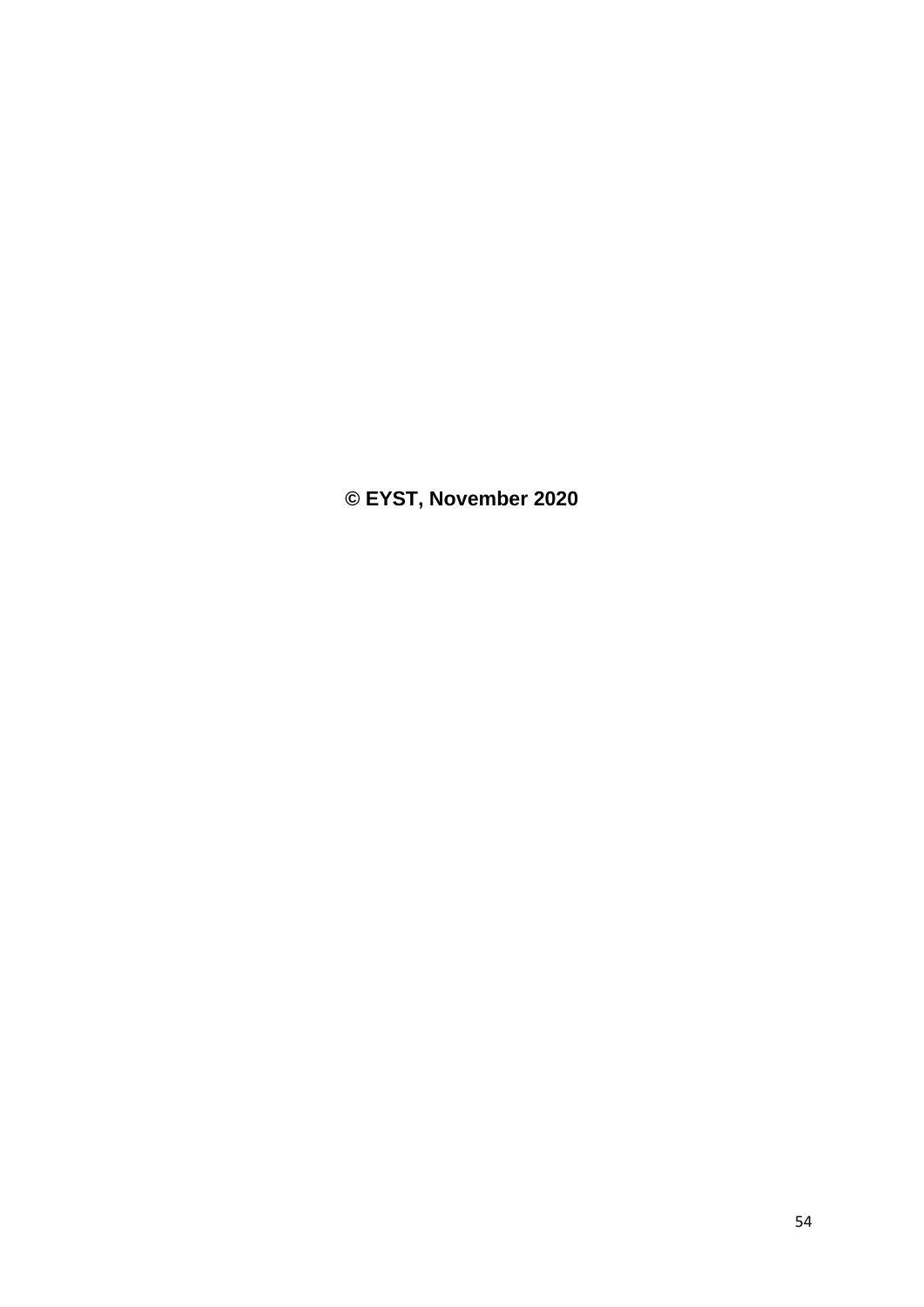**© EYST, November 2020**